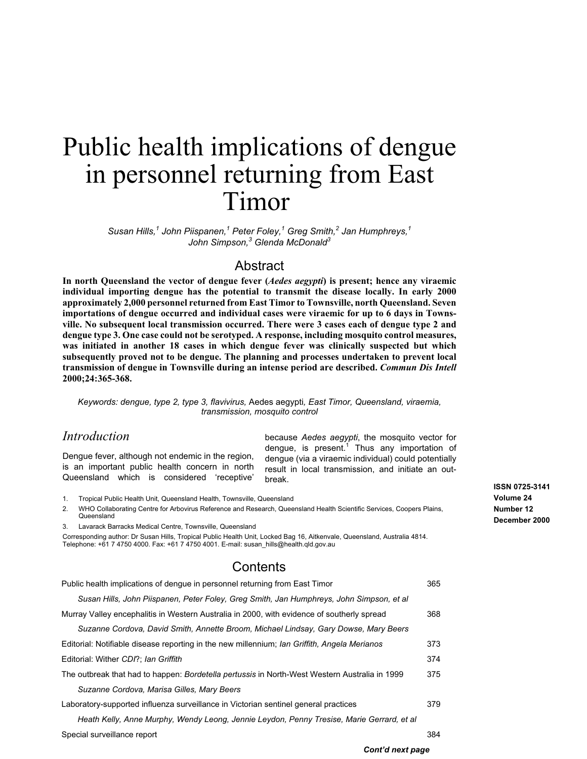# Public health implications of dengue in personnel returning from East Timor

*Susan Hills,[1] John Piispanen,[1] Peter Foley,[1] Greg Smith,[2] Jan Humphreys,[1] John Simpson,[3] Glenda McDonald[3]*

## Abstract

**In north Queensland the vector of dengue fever (*Aedes aegypti*) is present; hence any viraemic individual importing dengue has the potential to transmit the disease locally. In early 2000 approximately 2,000 personnel returned from East Timor to Townsville, north Queensland. Seven importations of dengue occurred and individual cases were viraemic for up to 6 days in Townsville. No subsequent local transmission occurred. There were 3 cases each of dengue type 2 and dengue type 3. One case could not be serotyped. A response, including mosquito control measures, was initiated in another 18 cases in which dengue fever was clinically suspected but which subsequently proved not to be dengue. The planning and processes undertaken to prevent local transmission of dengue in Townsville during an intense period are described. *Commun Dis Intell* 2000;24:365-368.**

*Keywords: dengue, type 2, type 3, flavivirus,* Aedes aegypti*, East Timor, Queensland, viraemia, transmission, mosquito control*

## Introduction

Dengue fever, although not endemic in the region, is an important public health concern in north Queensland which is considered 'receptive' because *Aedes aegypti*, the mosquito vector for dengue, is present.[1] Thus any importation of dengue (via a viraemic individual) could potentially result in local transmission, and initiate an outbreak.

1. Tropical Public Health Unit, Queensland Health, Townsville, Queensland
2. WHO Collaborating Centre for Arbovirus Reference and Research, Queensland Health Scientific Services, Coopers Plains, Queensland
3. Lavarack Barracks Medical Centre, Townsville, Queensland

Corresponding author: Dr Susan Hills, Tropical Public Health Unit, Locked Bag 16, Aitkenvale, Queensland, Australia 4814. Telephone: +61 7 4750 4000. Fax: +61 7 4750 4001. E-mail: susan_hills@health.qld.gov.au

ISSN 0725-3141
Volume 24
Number 12
December 2000

## Contents

| | |
|---|---|
| Public health implications of dengue in personnel returning from East Timor<br>*Susan Hills, John Piispanen, Peter Foley, Greg Smith, Jan Humphreys, John Simpson, et al* | 365 |
| Murray Valley encephalitis in Western Australia in 2000, with evidence of southerly spread<br>*Suzanne Cordova, David Smith, Annette Broom, Michael Lindsay, Gary Dowse, Mary Beers* | 368 |
| Editorial: Notifiable disease reporting in the new millennium; *Ian Griffith, Angela Merianos* | 373 |
| Editorial: Wither *CDI*?; *Ian Griffith* | 374 |
| The outbreak that had to happen: *Bordetella pertussis* in North-West Western Australia in 1999<br>*Suzanne Cordova, Marisa Gilles, Mary Beers* | 375 |
| Laboratory-supported influenza surveillance in Victorian sentinel general practices<br>*Heath Kelly, Anne Murphy, Wendy Leong, Jennie Leydon, Penny Tresise, Marie Gerrard, et al* | 379 |
| Special surveillance report | 384 |

***Cont'd next page***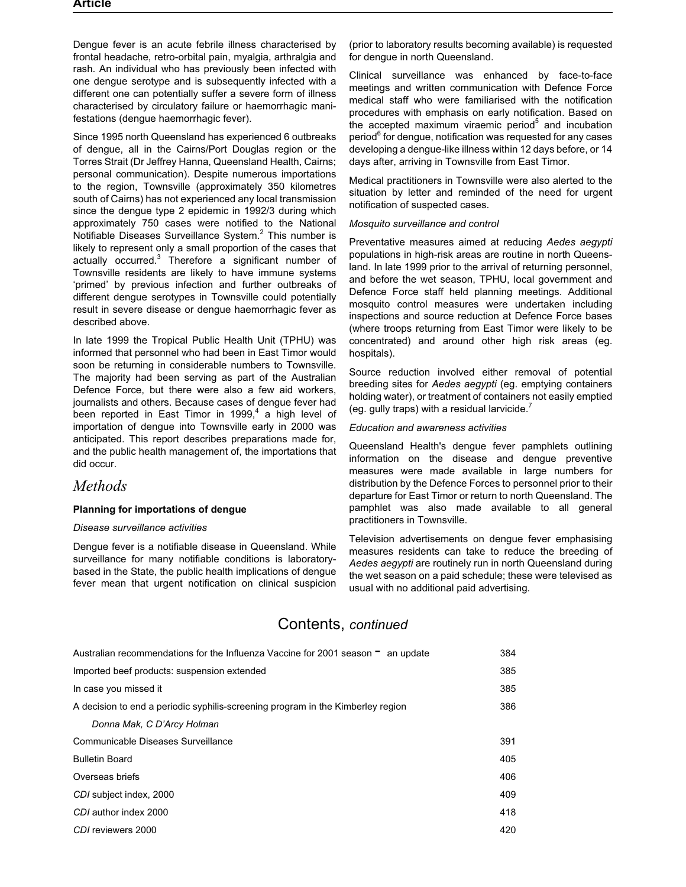Dengue fever is an acute febrile illness characterised by frontal headache, retro-orbital pain, myalgia, arthralgia and rash. An individual who has previously been infected with one dengue serotype and is subsequently infected with a different one can potentially suffer a severe form of illness characterised by circulatory failure or haemorrhagic manifestations (dengue haemorrhagic fever).

Since 1995 north Queensland has experienced 6 outbreaks of dengue, all in the Cairns/Port Douglas region or the Torres Strait (Dr Jeffrey Hanna, Queensland Health, Cairns; personal communication). Despite numerous importations to the region, Townsville (approximately 350 kilometres south of Cairns) has not experienced any local transmission since the dengue type 2 epidemic in 1992/3 during which approximately 750 cases were notified to the National Notifiable Diseases Surveillance System.[2] This number is likely to represent only a small proportion of the cases that actually occurred.[3] Therefore a significant number of Townsville residents are likely to have immune systems 'primed' by previous infection and further outbreaks of different dengue serotypes in Townsville could potentially result in severe disease or dengue haemorrhagic fever as described above.

In late 1999 the Tropical Public Health Unit (TPHU) was informed that personnel who had been in East Timor would soon be returning in considerable numbers to Townsville. The majority had been serving as part of the Australian Defence Force, but there were also a few aid workers, journalists and others. Because cases of dengue fever had been reported in East Timor in 1999,[4] a high level of importation of dengue into Townsville early in 2000 was anticipated. This report describes preparations made for, and the public health management of, the importations that did occur.

## Methods

### Planning for importations of dengue

*Disease surveillance activities*

Dengue fever is a notifiable disease in Queensland. While surveillance for many notifiable conditions is laboratory-based in the State, the public health implications of dengue fever mean that urgent notification on clinical suspicion (prior to laboratory results becoming available) is requested for dengue in north Queensland.

Clinical surveillance was enhanced by face-to-face meetings and written communication with Defence Force medical staff who were familiarised with the notification procedures with emphasis on early notification. Based on the accepted maximum viraemic period[5] and incubation period[6] for dengue, notification was requested for any cases developing a dengue-like illness within 12 days before, or 14 days after, arriving in Townsville from East Timor.

Medical practitioners in Townsville were also alerted to the situation by letter and reminded of the need for urgent notification of suspected cases.

*Mosquito surveillance and control*

Preventative measures aimed at reducing *Aedes aegypti* populations in high-risk areas are routine in north Queensland. In late 1999 prior to the arrival of returning personnel, and before the wet season, TPHU, local government and Defence Force staff held planning meetings. Additional mosquito control measures were undertaken including inspections and source reduction at Defence Force bases (where troops returning from East Timor were likely to be concentrated) and around other high risk areas (eg. hospitals).

Source reduction involved either removal of potential breeding sites for *Aedes aegypti* (eg. emptying containers holding water), or treatment of containers not easily emptied (eg. gully traps) with a residual larvicide.[7]

*Education and awareness activities*

Queensland Health's dengue fever pamphlets outlining information on the disease and dengue preventive measures were made available in large numbers for distribution by the Defence Forces to personnel prior to their departure for East Timor or return to north Queensland. The pamphlet was also made available to all general practitioners in Townsville.

Television advertisements on dengue fever emphasising measures residents can take to reduce the breeding of *Aedes aegypti* are routinely run in north Queensland during the wet season on a paid schedule; these were televised as usual with no additional paid advertising.

## Contents, *continued*

| | |
|---|---|
| Australian recommendations for the Influenza Vaccine for 2001 season - an update | 384 |
| Imported beef products: suspension extended | 385 |
| In case you missed it | 385 |
| A decision to end a periodic syphilis-screening program in the Kimberley region | 386 |
| *Donna Mak, C D'Arcy Holman* | |
| Communicable Diseases Surveillance | 391 |
| Bulletin Board | 405 |
| Overseas briefs | 406 |
| *CDI* subject index, 2000 | 409 |
| *CDI* author index 2000 | 418 |
| *CDI* reviewers 2000 | 420 |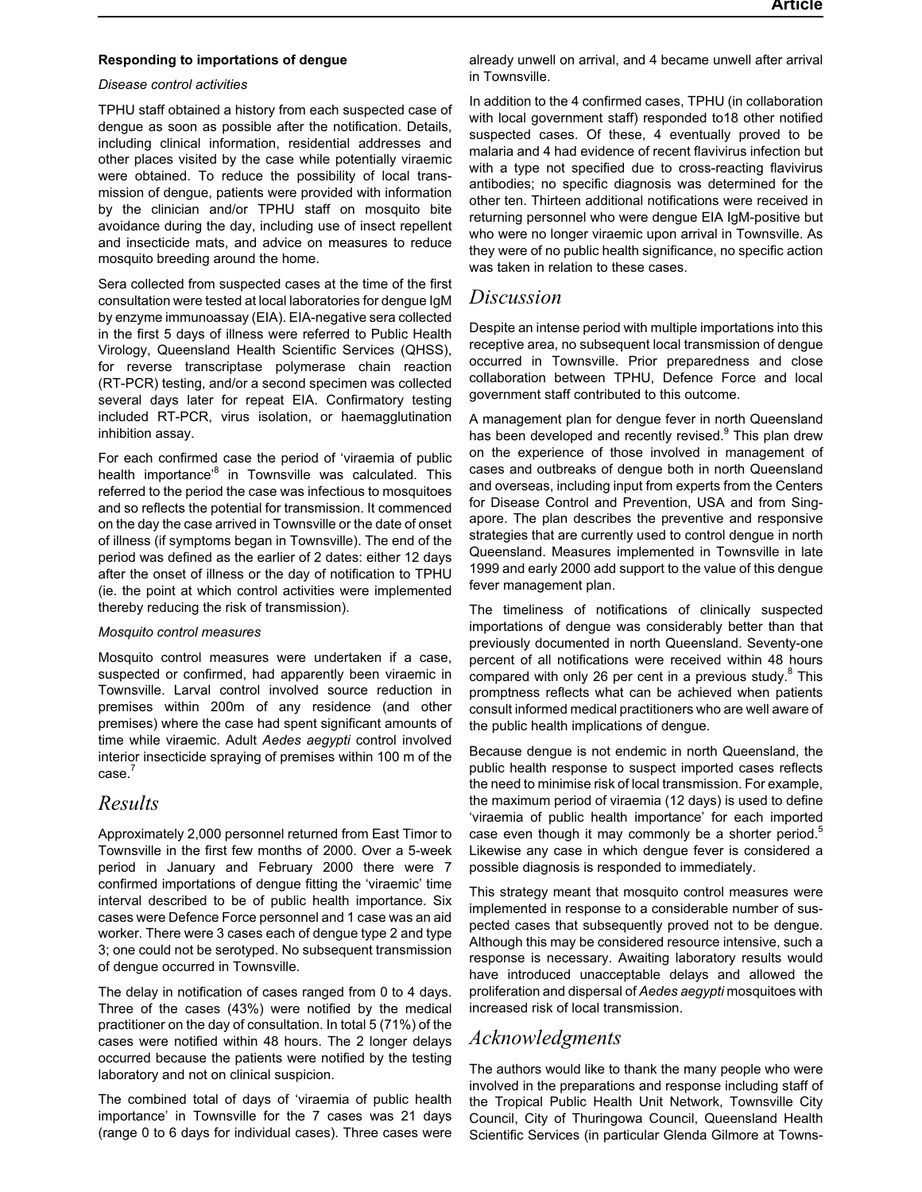### Responding to importations of dengue

*Disease control activities*

TPHU staff obtained a history from each suspected case of dengue as soon as possible after the notification. Details, including clinical information, residential addresses and other places visited by the case while potentially viraemic were obtained. To reduce the possibility of local transmission of dengue, patients were provided with information by the clinician and/or TPHU staff on mosquito bite avoidance during the day, including use of insect repellent and insecticide mats, and advice on measures to reduce mosquito breeding around the home.

Sera collected from suspected cases at the time of the first consultation were tested at local laboratories for dengue IgM by enzyme immunoassay (EIA). EIA-negative sera collected in the first 5 days of illness were referred to Public Health Virology, Queensland Health Scientific Services (QHSS), for reverse transcriptase polymerase chain reaction (RT-PCR) testing, and/or a second specimen was collected several days later for repeat EIA. Confirmatory testing included RT-PCR, virus isolation, or haemagglutination inhibition assay.

For each confirmed case the period of 'viraemia of public health importance'[8] in Townsville was calculated. This referred to the period the case was infectious to mosquitoes and so reflects the potential for transmission. It commenced on the day the case arrived in Townsville or the date of onset of illness (if symptoms began in Townsville). The end of the period was defined as the earlier of 2 dates: either 12 days after the onset of illness or the day of notification to TPHU (ie. the point at which control activities were implemented thereby reducing the risk of transmission).

*Mosquito control measures*

Mosquito control measures were undertaken if a case, suspected or confirmed, had apparently been viraemic in Townsville. Larval control involved source reduction in premises within 200m of any residence (and other premises) where the case had spent significant amounts of time while viraemic. Adult *Aedes aegypti* control involved interior insecticide spraying of premises within 100 m of the case.[7]

## Results

Approximately 2,000 personnel returned from East Timor to Townsville in the first few months of 2000. Over a 5-week period in January and February 2000 there were 7 confirmed importations of dengue fitting the 'viraemic' time interval described to be of public health importance. Six cases were Defence Force personnel and 1 case was an aid worker. There were 3 cases each of dengue type 2 and type 3; one could not be serotyped. No subsequent transmission of dengue occurred in Townsville.

The delay in notification of cases ranged from 0 to 4 days. Three of the cases (43%) were notified by the medical practitioner on the day of consultation. In total 5 (71%) of the cases were notified within 48 hours. The 2 longer delays occurred because the patients were notified by the testing laboratory and not on clinical suspicion.

The combined total of days of 'viraemia of public health importance' in Townsville for the 7 cases was 21 days (range 0 to 6 days for individual cases). Three cases were already unwell on arrival, and 4 became unwell after arrival in Townsville.

In addition to the 4 confirmed cases, TPHU (in collaboration with local government staff) responded to18 other notified suspected cases. Of these, 4 eventually proved to be malaria and 4 had evidence of recent flavivirus infection but with a type not specified due to cross-reacting flavivirus antibodies; no specific diagnosis was determined for the other ten. Thirteen additional notifications were received in returning personnel who were dengue EIA IgM-positive but who were no longer viraemic upon arrival in Townsville. As they were of no public health significance, no specific action was taken in relation to these cases.

## Discussion

Despite an intense period with multiple importations into this receptive area, no subsequent local transmission of dengue occurred in Townsville. Prior preparedness and close collaboration between TPHU, Defence Force and local government staff contributed to this outcome.

A management plan for dengue fever in north Queensland has been developed and recently revised.[9] This plan drew on the experience of those involved in management of cases and outbreaks of dengue both in north Queensland and overseas, including input from experts from the Centers for Disease Control and Prevention, USA and from Singapore. The plan describes the preventive and responsive strategies that are currently used to control dengue in north Queensland. Measures implemented in Townsville in late 1999 and early 2000 add support to the value of this dengue fever management plan.

The timeliness of notifications of clinically suspected importations of dengue was considerably better than that previously documented in north Queensland. Seventy-one percent of all notifications were received within 48 hours compared with only 26 per cent in a previous study.[8] This promptness reflects what can be achieved when patients consult informed medical practitioners who are well aware of the public health implications of dengue.

Because dengue is not endemic in north Queensland, the public health response to suspect imported cases reflects the need to minimise risk of local transmission. For example, the maximum period of viraemia (12 days) is used to define 'viraemia of public health importance' for each imported case even though it may commonly be a shorter period.[5] Likewise any case in which dengue fever is considered a possible diagnosis is responded to immediately.

This strategy meant that mosquito control measures were implemented in response to a considerable number of suspected cases that subsequently proved not to be dengue. Although this may be considered resource intensive, such a response is necessary. Awaiting laboratory results would have introduced unacceptable delays and allowed the proliferation and dispersal of *Aedes aegypti* mosquitoes with increased risk of local transmission.

## Acknowledgments

The authors would like to thank the many people who were involved in the preparations and response including staff of the Tropical Public Health Unit Network, Townsville City Council, City of Thuringowa Council, Queensland Health Scientific Services (in particular Glenda Gilmore at Towns-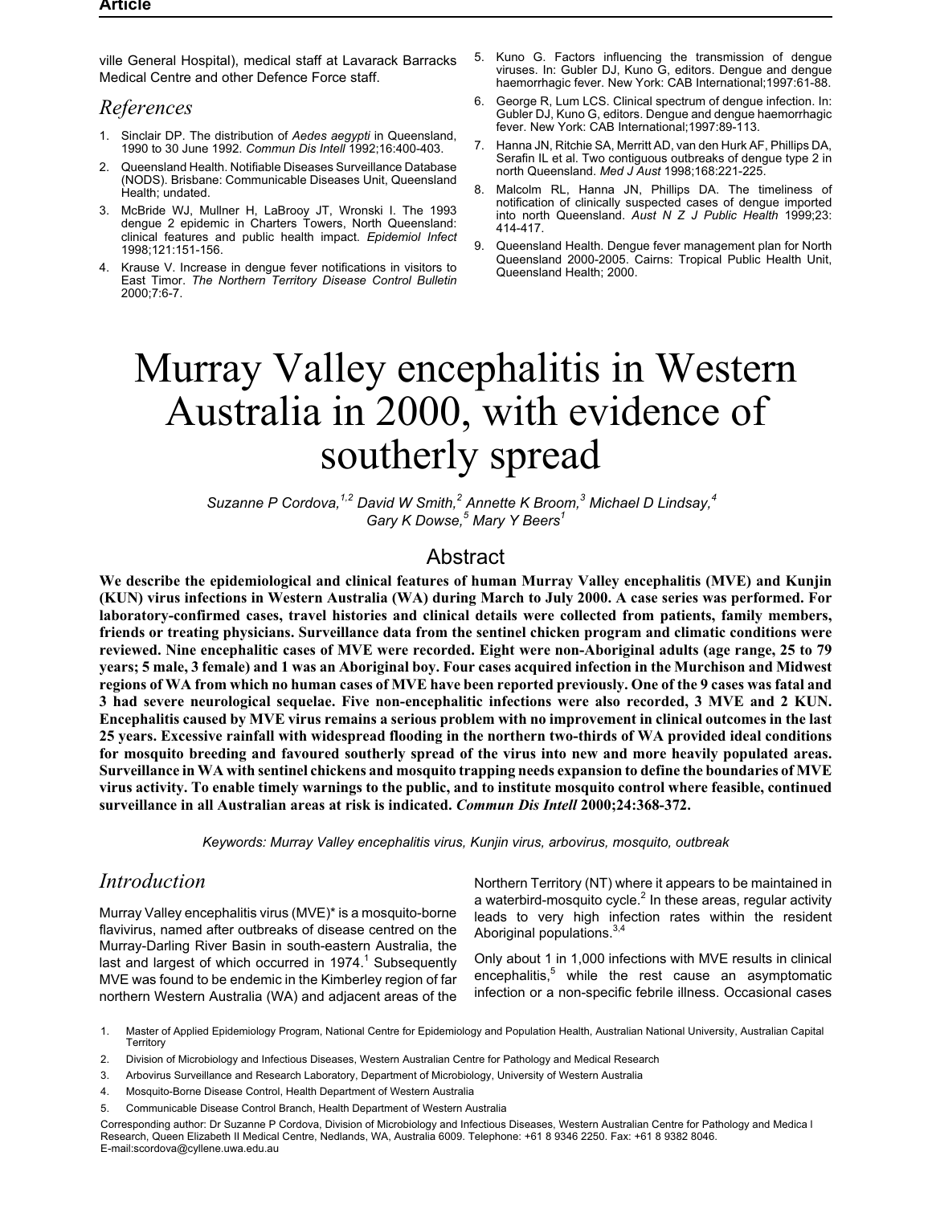ville General Hospital), medical staff at Lavarack Barracks Medical Centre and other Defence Force staff.

## References

1. Sinclair DP. The distribution of *Aedes aegypti* in Queensland, 1990 to 30 June 1992. *Commun Dis Intell* 1992;16:400-403.
2. Queensland Health. Notifiable Diseases Surveillance Database (NODS). Brisbane: Communicable Diseases Unit, Queensland Health; undated.
3. McBride WJ, Mullner H, LaBrooy JT, Wronski I. The 1993 dengue 2 epidemic in Charters Towers, North Queensland: clinical features and public health impact. *Epidemiol Infect* 1998;121:151-156.
4. Krause V. Increase in dengue fever notifications in visitors to East Timor. *The Northern Territory Disease Control Bulletin* 2000;7:6-7.
5. Kuno G. Factors influencing the transmission of dengue viruses. In: Gubler DJ, Kuno G, editors. Dengue and dengue haemorrhagic fever. New York: CAB International;1997:61-88.
6. George R, Lum LCS. Clinical spectrum of dengue infection. In: Gubler DJ, Kuno G, editors. Dengue and dengue haemorrhagic fever. New York: CAB International;1997:89-113.
7. Hanna JN, Ritchie SA, Merritt AD, van den Hurk AF, Phillips DA, Serafin IL et al. Two contiguous outbreaks of dengue type 2 in north Queensland. *Med J Aust* 1998;168:221-225.
8. Malcolm RL, Hanna JN, Phillips DA. The timeliness of notification of clinically suspected cases of dengue imported into north Queensland. *Aust N Z J Public Health* 1999;23: 414-417.
9. Queensland Health. Dengue fever management plan for North Queensland 2000-2005. Cairns: Tropical Public Health Unit, Queensland Health; 2000.

# Murray Valley encephalitis in Western Australia in 2000, with evidence of southerly spread

*Suzanne P Cordova,[1,2] David W Smith,[2] Annette K Broom,[3] Michael D Lindsay,[4] Gary K Dowse,[5] Mary Y Beers[1]*

## Abstract

**We describe the epidemiological and clinical features of human Murray Valley encephalitis (MVE) and Kunjin (KUN) virus infections in Western Australia (WA) during March to July 2000. A case series was performed. For laboratory-confirmed cases, travel histories and clinical details were collected from patients, family members, friends or treating physicians. Surveillance data from the sentinel chicken program and climatic conditions were reviewed. Nine encephalitic cases of MVE were recorded. Eight were non-Aboriginal adults (age range, 25 to 79 years; 5 male, 3 female) and 1 was an Aboriginal boy. Four cases acquired infection in the Murchison and Midwest regions of WA from which no human cases of MVE have been reported previously. One of the 9 cases was fatal and 3 had severe neurological sequelae. Five non-encephalitic infections were also recorded, 3 MVE and 2 KUN. Encephalitis caused by MVE virus remains a serious problem with no improvement in clinical outcomes in the last 25 years. Excessive rainfall with widespread flooding in the northern two-thirds of WA provided ideal conditions for mosquito breeding and favoured southerly spread of the virus into new and more heavily populated areas. Surveillance in WA with sentinel chickens and mosquito trapping needs expansion to define the boundaries of MVE virus activity. To enable timely warnings to the public, and to institute mosquito control where feasible, continued surveillance in all Australian areas at risk is indicated. *Commun Dis Intell* 2000;24:368-372.**

*Keywords: Murray Valley encephalitis virus, Kunjin virus, arbovirus, mosquito, outbreak*

## Introduction

Murray Valley encephalitis virus (MVE)* is a mosquito-borne flavivirus, named after outbreaks of disease centred on the Murray-Darling River Basin in south-eastern Australia, the last and largest of which occurred in 1974.[1] Subsequently MVE was found to be endemic in the Kimberley region of far northern Western Australia (WA) and adjacent areas of the Northern Territory (NT) where it appears to be maintained in a waterbird-mosquito cycle.[2] In these areas, regular activity leads to very high infection rates within the resident Aboriginal populations.[3,4]

Only about 1 in 1,000 infections with MVE results in clinical encephalitis,[5] while the rest cause an asymptomatic infection or a non-specific febrile illness. Occasional cases

1. Master of Applied Epidemiology Program, National Centre for Epidemiology and Population Health, Australian National University, Australian Capital Territory
2. Division of Microbiology and Infectious Diseases, Western Australian Centre for Pathology and Medical Research
3. Arbovirus Surveillance and Research Laboratory, Department of Microbiology, University of Western Australia
4. Mosquito-Borne Disease Control, Health Department of Western Australia
5. Communicable Disease Control Branch, Health Department of Western Australia

Corresponding author: Dr Suzanne P Cordova, Division of Microbiology and Infectious Diseases, Western Australian Centre for Pathology and Medica l Research, Queen Elizabeth II Medical Centre, Nedlands, WA, Australia 6009. Telephone: +61 8 9346 2250. Fax: +61 8 9382 8046. E-mail:scordova@cyllene.uwa.edu.au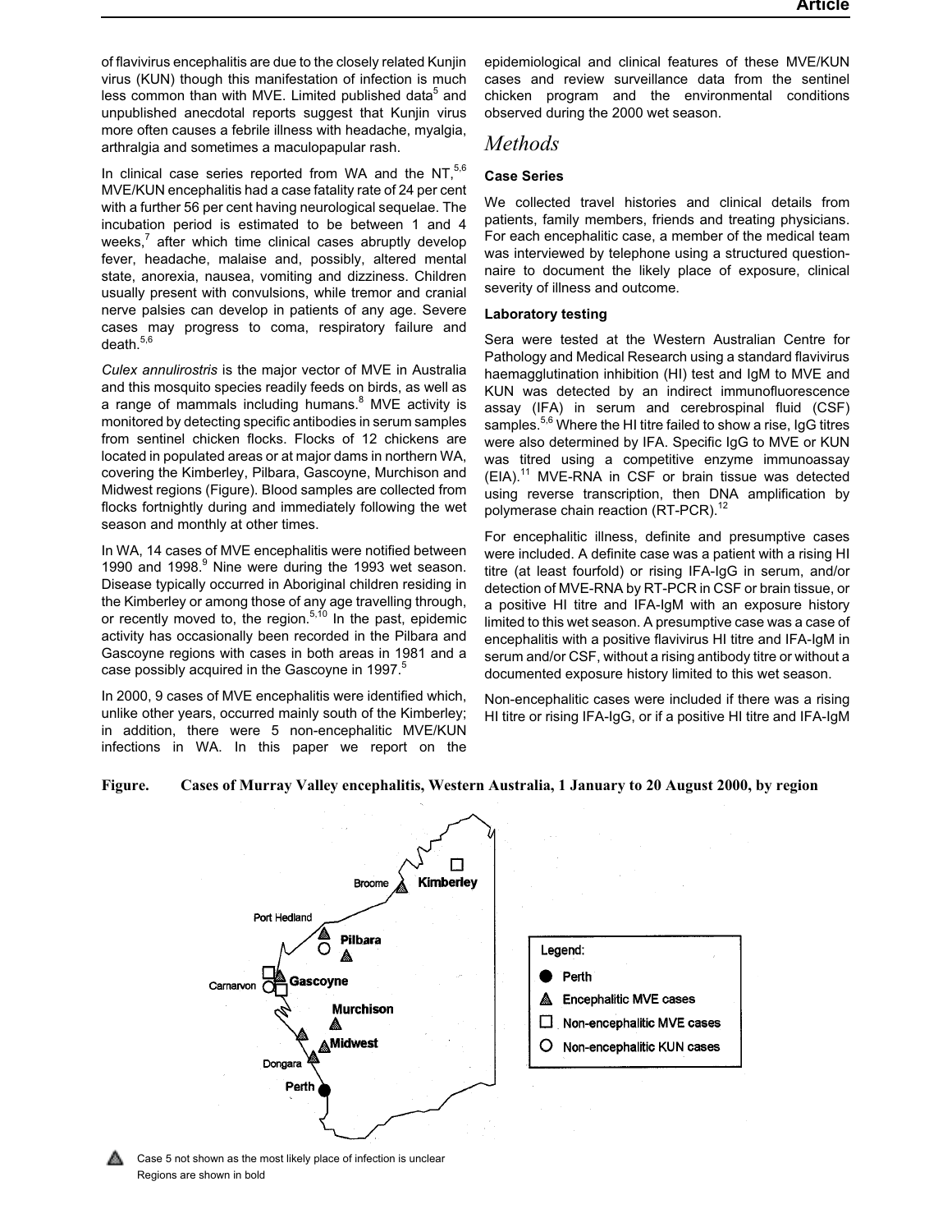of flavivirus encephalitis are due to the closely related Kunjin virus (KUN) though this manifestation of infection is much less common than with MVE. Limited published data[5] and unpublished anecdotal reports suggest that Kunjin virus more often causes a febrile illness with headache, myalgia, arthralgia and sometimes a maculopapular rash.

In clinical case series reported from WA and the NT,[5,6] MVE/KUN encephalitis had a case fatality rate of 24 per cent with a further 56 per cent having neurological sequelae. The incubation period is estimated to be between 1 and 4 weeks,[7] after which time clinical cases abruptly develop fever, headache, malaise and, possibly, altered mental state, anorexia, nausea, vomiting and dizziness. Children usually present with convulsions, while tremor and cranial nerve palsies can develop in patients of any age. Severe cases may progress to coma, respiratory failure and death.[5,6]

*Culex annulirostris* is the major vector of MVE in Australia and this mosquito species readily feeds on birds, as well as a range of mammals including humans.[8] MVE activity is monitored by detecting specific antibodies in serum samples from sentinel chicken flocks. Flocks of 12 chickens are located in populated areas or at major dams in northern WA, covering the Kimberley, Pilbara, Gascoyne, Murchison and Midwest regions (Figure). Blood samples are collected from flocks fortnightly during and immediately following the wet season and monthly at other times.

In WA, 14 cases of MVE encephalitis were notified between 1990 and 1998.[9] Nine were during the 1993 wet season. Disease typically occurred in Aboriginal children residing in the Kimberley or among those of any age travelling through, or recently moved to, the region.[5,10] In the past, epidemic activity has occasionally been recorded in the Pilbara and Gascoyne regions with cases in both areas in 1981 and a case possibly acquired in the Gascoyne in 1997.[5]

In 2000, 9 cases of MVE encephalitis were identified which, unlike other years, occurred mainly south of the Kimberley; in addition, there were 5 non-encephalitic MVE/KUN infections in WA. In this paper we report on the epidemiological and clinical features of these MVE/KUN cases and review surveillance data from the sentinel chicken program and the environmental conditions observed during the 2000 wet season.

## Methods

### Case Series

We collected travel histories and clinical details from patients, family members, friends and treating physicians. For each encephalitic case, a member of the medical team was interviewed by telephone using a structured questionnaire to document the likely place of exposure, clinical severity of illness and outcome.

### Laboratory testing

Sera were tested at the Western Australian Centre for Pathology and Medical Research using a standard flavivirus haemagglutination inhibition (HI) test and IgM to MVE and KUN was detected by an indirect immunofluorescence assay (IFA) in serum and cerebrospinal fluid (CSF) samples.[5,6] Where the HI titre failed to show a rise, IgG titres were also determined by IFA. Specific IgG to MVE or KUN was titred using a competitive enzyme immunoassay (EIA).[11] MVE-RNA in CSF or brain tissue was detected using reverse transcription, then DNA amplification by polymerase chain reaction (RT-PCR).[12]

For encephalitic illness, definite and presumptive cases were included. A definite case was a patient with a rising HI titre (at least fourfold) or rising IFA-IgG in serum, and/or detection of MVE-RNA by RT-PCR in CSF or brain tissue, or a positive HI titre and IFA-IgM with an exposure history limited to this wet season. A presumptive case was a case of encephalitis with a positive flavivirus HI titre and IFA-IgM in serum and/or CSF, without a rising antibody titre or without a documented exposure history limited to this wet season.

Non-encephalitic cases were included if there was a rising HI titre or rising IFA-IgG, or if a positive HI titre and IFA-IgM

**Figure. Cases of Murray Valley encephalitis, Western Australia, 1 January to 20 August 2000, by region**

Legend: Perth; Encephalitic MVE cases; Non-encephalitic MVE cases; Non-encephalitic KUN cases

Case 5 not shown as the most likely place of infection is unclear

Regions are shown in bold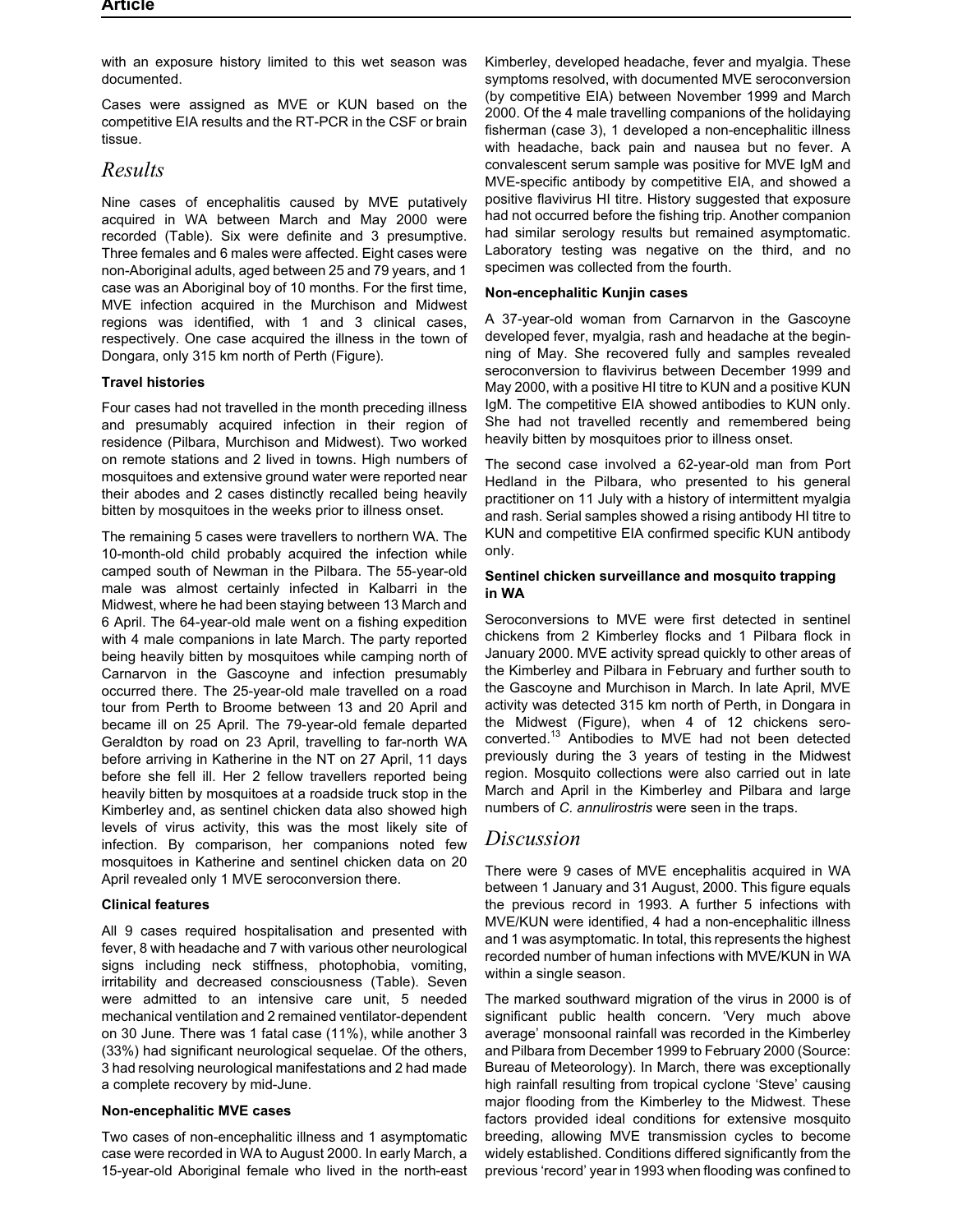with an exposure history limited to this wet season was documented.

Cases were assigned as MVE or KUN based on the competitive EIA results and the RT-PCR in the CSF or brain tissue.

## Results

Nine cases of encephalitis caused by MVE putatively acquired in WA between March and May 2000 were recorded (Table). Six were definite and 3 presumptive. Three females and 6 males were affected. Eight cases were non-Aboriginal adults, aged between 25 and 79 years, and 1 case was an Aboriginal boy of 10 months. For the first time, MVE infection acquired in the Murchison and Midwest regions was identified, with 1 and 3 clinical cases, respectively. One case acquired the illness in the town of Dongara, only 315 km north of Perth (Figure).

### Travel histories

Four cases had not travelled in the month preceding illness and presumably acquired infection in their region of residence (Pilbara, Murchison and Midwest). Two worked on remote stations and 2 lived in towns. High numbers of mosquitoes and extensive ground water were reported near their abodes and 2 cases distinctly recalled being heavily bitten by mosquitoes in the weeks prior to illness onset.

The remaining 5 cases were travellers to northern WA. The 10-month-old child probably acquired the infection while camped south of Newman in the Pilbara. The 55-year-old male was almost certainly infected in Kalbarri in the Midwest, where he had been staying between 13 March and 6 April. The 64-year-old male went on a fishing expedition with 4 male companions in late March. The party reported being heavily bitten by mosquitoes while camping north of Carnarvon in the Gascoyne and infection presumably occurred there. The 25-year-old male travelled on a road tour from Perth to Broome between 13 and 20 April and became ill on 25 April. The 79-year-old female departed Geraldton by road on 23 April, travelling to far-north WA before arriving in Katherine in the NT on 27 April, 11 days before she fell ill. Her 2 fellow travellers reported being heavily bitten by mosquitoes at a roadside truck stop in the Kimberley and, as sentinel chicken data also showed high levels of virus activity, this was the most likely site of infection. By comparison, her companions noted few mosquitoes in Katherine and sentinel chicken data on 20 April revealed only 1 MVE seroconversion there.

### Clinical features

All 9 cases required hospitalisation and presented with fever, 8 with headache and 7 with various other neurological signs including neck stiffness, photophobia, vomiting, irritability and decreased consciousness (Table). Seven were admitted to an intensive care unit, 5 needed mechanical ventilation and 2 remained ventilator-dependent on 30 June. There was 1 fatal case (11%), while another 3 (33%) had significant neurological sequelae. Of the others, 3 had resolving neurological manifestations and 2 had made a complete recovery by mid-June.

### Non-encephalitic MVE cases

Two cases of non-encephalitic illness and 1 asymptomatic case were recorded in WA to August 2000. In early March, a 15-year-old Aboriginal female who lived in the north-east Kimberley, developed headache, fever and myalgia. These symptoms resolved, with documented MVE seroconversion (by competitive EIA) between November 1999 and March 2000. Of the 4 male travelling companions of the holidaying fisherman (case 3), 1 developed a non-encephalitic illness with headache, back pain and nausea but no fever. A convalescent serum sample was positive for MVE IgM and MVE-specific antibody by competitive EIA, and showed a positive flavivirus HI titre. History suggested that exposure had not occurred before the fishing trip. Another companion had similar serology results but remained asymptomatic. Laboratory testing was negative on the third, and no specimen was collected from the fourth.

### Non-encephalitic Kunjin cases

A 37-year-old woman from Carnarvon in the Gascoyne developed fever, myalgia, rash and headache at the beginning of May. She recovered fully and samples revealed seroconversion to flavivirus between December 1999 and May 2000, with a positive HI titre to KUN and a positive KUN IgM. The competitive EIA showed antibodies to KUN only. She had not travelled recently and remembered being heavily bitten by mosquitoes prior to illness onset.

The second case involved a 62-year-old man from Port Hedland in the Pilbara, who presented to his general practitioner on 11 July with a history of intermittent myalgia and rash. Serial samples showed a rising antibody HI titre to KUN and competitive EIA confirmed specific KUN antibody only.

### Sentinel chicken surveillance and mosquito trapping in WA

Seroconversions to MVE were first detected in sentinel chickens from 2 Kimberley flocks and 1 Pilbara flock in January 2000. MVE activity spread quickly to other areas of the Kimberley and Pilbara in February and further south to the Gascoyne and Murchison in March. In late April, MVE activity was detected 315 km north of Perth, in Dongara in the Midwest (Figure), when 4 of 12 chickens seroconverted.[13] Antibodies to MVE had not been detected previously during the 3 years of testing in the Midwest region. Mosquito collections were also carried out in late March and April in the Kimberley and Pilbara and large numbers of *C. annulirostris* were seen in the traps.

## Discussion

There were 9 cases of MVE encephalitis acquired in WA between 1 January and 31 August, 2000. This figure equals the previous record in 1993. A further 5 infections with MVE/KUN were identified, 4 had a non-encephalitic illness and 1 was asymptomatic. In total, this represents the highest recorded number of human infections with MVE/KUN in WA within a single season.

The marked southward migration of the virus in 2000 is of significant public health concern. 'Very much above average' monsoonal rainfall was recorded in the Kimberley and Pilbara from December 1999 to February 2000 (Source: Bureau of Meteorology). In March, there was exceptionally high rainfall resulting from tropical cyclone 'Steve' causing major flooding from the Kimberley to the Midwest. These factors provided ideal conditions for extensive mosquito breeding, allowing MVE transmission cycles to become widely established. Conditions differed significantly from the previous 'record' year in 1993 when flooding was confined to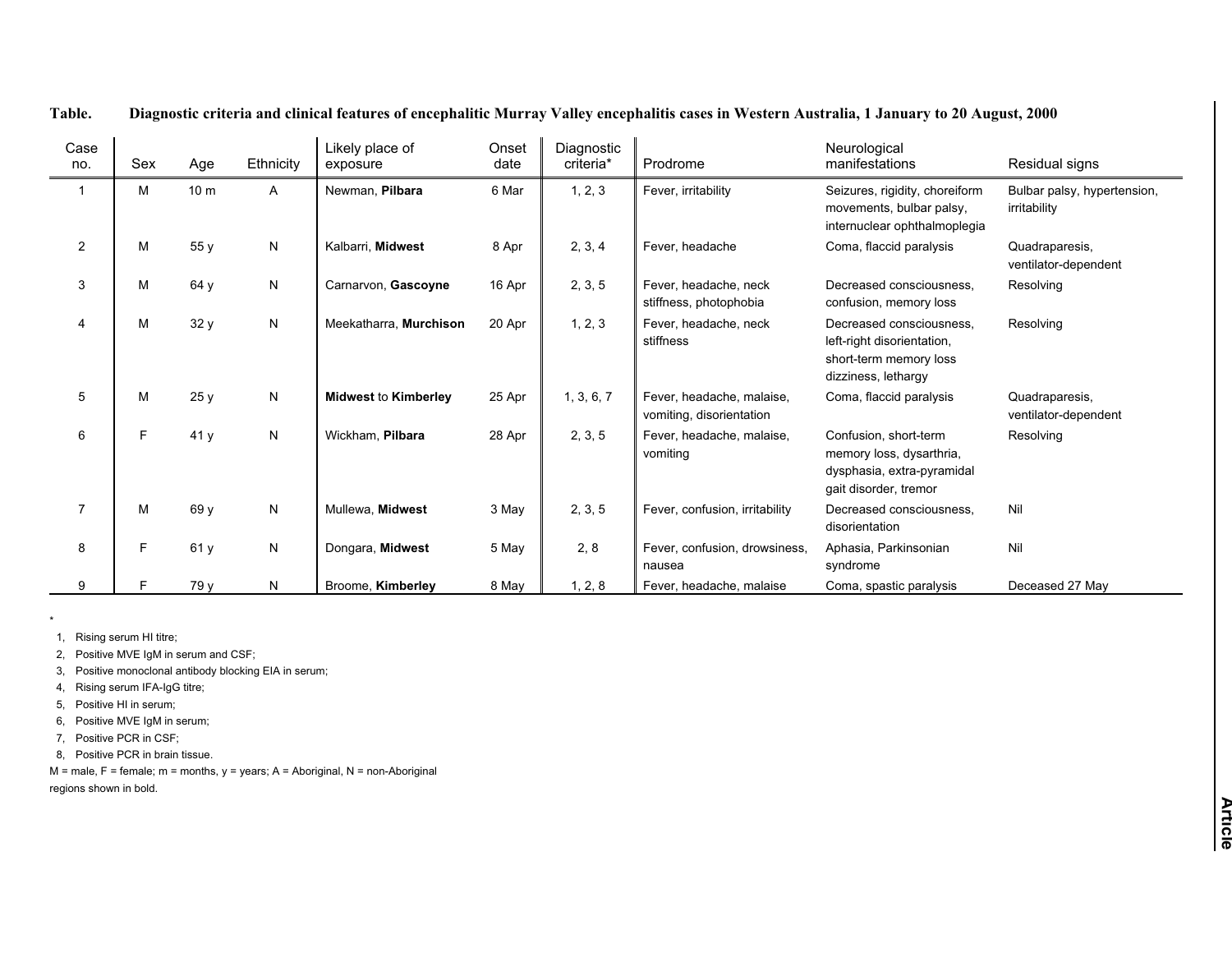**Table. Diagnostic criteria and clinical features of encephalitic Murray Valley encephalitis cases in Western Australia, 1 January to 20 August, 2000**

| Case no. | Sex | Age | Ethnicity | Likely place of exposure | Onset date | Diagnostic criteria* | Prodrome | Neurological manifestations | Residual signs |
|---|---|---|---|---|---|---|---|---|---|
| 1 | M | 10 m | A | Newman, **Pilbara** | 6 Mar | 1, 2, 3 | Fever, irritability | Seizures, rigidity, choreiform movements, bulbar palsy, internuclear ophthalmoplegia | Bulbar palsy, hypertension, irritability |
| 2 | M | 55 y | N | Kalbarri, **Midwest** | 8 Apr | 2, 3, 4 | Fever, headache | Coma, flaccid paralysis | Quadraparesis, ventilator-dependent |
| 3 | M | 64 y | N | Carnarvon, **Gascoyne** | 16 Apr | 2, 3, 5 | Fever, headache, neck stiffness, photophobia | Decreased consciousness, confusion, memory loss | Resolving |
| 4 | M | 32 y | N | Meekatharra, **Murchison** | 20 Apr | 1, 2, 3 | Fever, headache, neck stiffness | Decreased consciousness, left-right disorientation, short-term memory loss dizziness, lethargy | Resolving |
| 5 | M | 25 y | N | **Midwest** to **Kimberley** | 25 Apr | 1, 3, 6, 7 | Fever, headache, malaise, vomiting, disorientation | Coma, flaccid paralysis | Quadraparesis, ventilator-dependent |
| 6 | F | 41 y | N | Wickham, **Pilbara** | 28 Apr | 2, 3, 5 | Fever, headache, malaise, vomiting | Confusion, short-term memory loss, dysarthria, dysphasia, extra-pyramidal gait disorder, tremor | Resolving |
| 7 | M | 69 y | N | Mullewa, **Midwest** | 3 May | 2, 3, 5 | Fever, confusion, irritability | Decreased consciousness, disorientation | Nil |
| 8 | F | 61 y | N | Dongara, **Midwest** | 5 May | 2, 8 | Fever, confusion, drowsiness, nausea | Aphasia, Parkinsonian syndrome | Nil |
| 9 | F | 79 y | N | Broome, **Kimberley** | 8 May | 1, 2, 8 | Fever, headache, malaise | Coma, spastic paralysis | Deceased 27 May |

*
1, Rising serum HI titre;
2, Positive MVE IgM in serum and CSF;
3, Positive monoclonal antibody blocking EIA in serum;
4, Rising serum IFA-IgG titre;
5, Positive HI in serum;
6, Positive MVE IgM in serum;
7, Positive PCR in CSF;
8, Positive PCR in brain tissue.

M = male, F = female; m = months, y = years; A = Aboriginal, N = non-Aboriginal
regions shown in bold.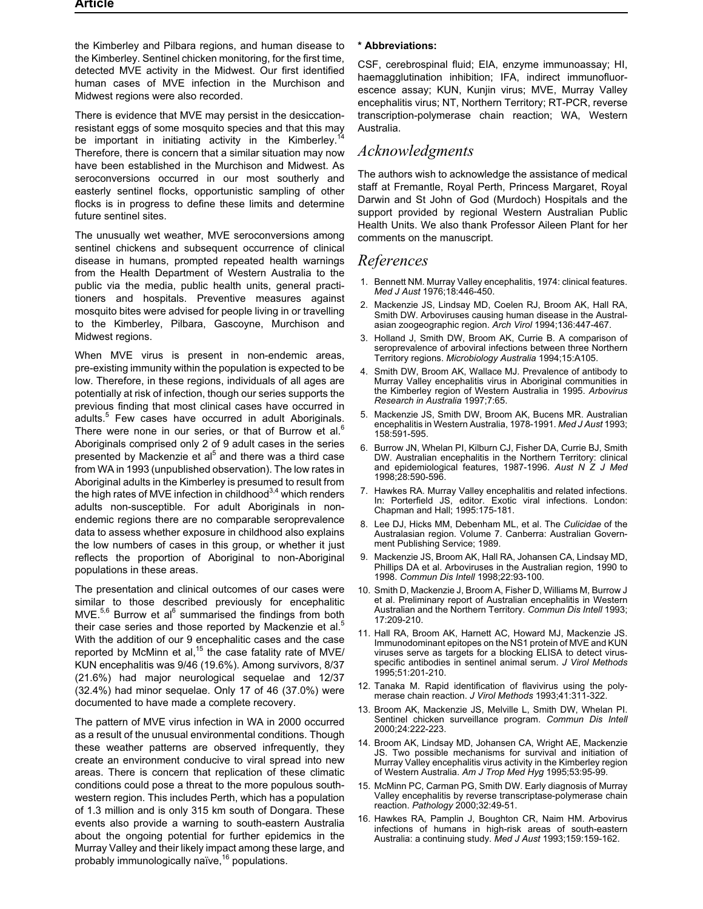the Kimberley and Pilbara regions, and human disease to the Kimberley. Sentinel chicken monitoring, for the first time, detected MVE activity in the Midwest. Our first identified human cases of MVE infection in the Murchison and Midwest regions were also recorded.

There is evidence that MVE may persist in the desiccation-resistant eggs of some mosquito species and that this may be important in initiating activity in the Kimberley.[14] Therefore, there is concern that a similar situation may now have been established in the Murchison and Midwest. As seroconversions occurred in our most southerly and easterly sentinel flocks, opportunistic sampling of other flocks is in progress to define these limits and determine future sentinel sites.

The unusually wet weather, MVE seroconversions among sentinel chickens and subsequent occurrence of clinical disease in humans, prompted repeated health warnings from the Health Department of Western Australia to the public via the media, public health units, general practitioners and hospitals. Preventive measures against mosquito bites were advised for people living in or travelling to the Kimberley, Pilbara, Gascoyne, Murchison and Midwest regions.

When MVE virus is present in non-endemic areas, pre-existing immunity within the population is expected to be low. Therefore, in these regions, individuals of all ages are potentially at risk of infection, though our series supports the previous finding that most clinical cases have occurred in adults.[5] Few cases have occurred in adult Aboriginals. There were none in our series, or that of Burrow et al.[6] Aboriginals comprised only 2 of 9 adult cases in the series presented by Mackenzie et al[5] and there was a third case from WA in 1993 (unpublished observation). The low rates in Aboriginal adults in the Kimberley is presumed to result from the high rates of MVE infection in childhood[3,4] which renders adults non-susceptible. For adult Aboriginals in non-endemic regions there are no comparable seroprevalence data to assess whether exposure in childhood also explains the low numbers of cases in this group, or whether it just reflects the proportion of Aboriginal to non-Aboriginal populations in these areas.

The presentation and clinical outcomes of our cases were similar to those described previously for encephalitic MVE.[5,6] Burrow et al[6] summarised the findings from both their case series and those reported by Mackenzie et al.[5] With the addition of our 9 encephalitic cases and the case reported by McMinn et al,[15] the case fatality rate of MVE/KUN encephalitis was 9/46 (19.6%). Among survivors, 8/37 (21.6%) had major neurological sequelae and 12/37 (32.4%) had minor sequelae. Only 17 of 46 (37.0%) were documented to have made a complete recovery.

The pattern of MVE virus infection in WA in 2000 occurred as a result of the unusual environmental conditions. Though these weather patterns are observed infrequently, they create an environment conducive to viral spread into new areas. There is concern that replication of these climatic conditions could pose a threat to the more populous south-western region. This includes Perth, which has a population of 1.3 million and is only 315 km south of Dongara. These events also provide a warning to south-eastern Australia about the ongoing potential for further epidemics in the Murray Valley and their likely impact among these large, and probably immunologically naïve,[16] populations.

**\* Abbreviations:**

CSF, cerebrospinal fluid; EIA, enzyme immunoassay; HI, haemagglutination inhibition; IFA, indirect immunofluorescence assay; KUN, Kunjin virus; MVE, Murray Valley encephalitis virus; NT, Northern Territory; RT-PCR, reverse transcription-polymerase chain reaction; WA, Western Australia.

## Acknowledgments

The authors wish to acknowledge the assistance of medical staff at Fremantle, Royal Perth, Princess Margaret, Royal Darwin and St John of God (Murdoch) Hospitals and the support provided by regional Western Australian Public Health Units. We also thank Professor Aileen Plant for her comments on the manuscript.

## References

1. Bennett NM. Murray Valley encephalitis, 1974: clinical features. *Med J Aust* 1976;18:446-450.
2. Mackenzie JS, Lindsay MD, Coelen RJ, Broom AK, Hall RA, Smith DW. Arboviruses causing human disease in the Australasian zoogeographic region. *Arch Virol* 1994;136:447-467.
3. Holland J, Smith DW, Broom AK, Currie B. A comparison of seroprevalence of arboviral infections between three Northern Territory regions. *Microbiology Australia* 1994;15:A105.
4. Smith DW, Broom AK, Wallace MJ. Prevalence of antibody to Murray Valley encephalitis virus in Aboriginal communities in the Kimberley region of Western Australia in 1995. *Arbovirus Research in Australia* 1997;7:65.
5. Mackenzie JS, Smith DW, Broom AK, Bucens MR. Australian encephalitis in Western Australia, 1978-1991. *Med J Aust* 1993; 158:591-595.
6. Burrow JN, Whelan PI, Kilburn CJ, Fisher DA, Currie BJ, Smith DW. Australian encephalitis in the Northern Territory: clinical and epidemiological features, 1987-1996. *Aust N Z J Med* 1998;28:590-596.
7. Hawkes RA. Murray Valley encephalitis and related infections. In: Porterfield JS, editor. Exotic viral infections. London: Chapman and Hall; 1995:175-181.
8. Lee DJ, Hicks MM, Debenham ML, et al. The *Culicidae* of the Australasian region. Volume 7. Canberra: Australian Government Publishing Service; 1989.
9. Mackenzie JS, Broom AK, Hall RA, Johansen CA, Lindsay MD, Phillips DA et al. Arboviruses in the Australian region, 1990 to 1998. *Commun Dis Intell* 1998;22:93-100.
10. Smith D, Mackenzie J, Broom A, Fisher D, Williams M, Burrow J et al. Preliminary report of Australian encephalitis in Western Australian and the Northern Territory. *Commun Dis Intell* 1993; 17:209-210.
11. Hall RA, Broom AK, Harnett AC, Howard MJ, Mackenzie JS. Immunodominant epitopes on the NS1 protein of MVE and KUN viruses serve as targets for a blocking ELISA to detect virus-specific antibodies in sentinel animal serum. *J Virol Methods* 1995;51:201-210.
12. Tanaka M. Rapid identification of flavivirus using the polymerase chain reaction. *J Virol Methods* 1993;41:311-322.
13. Broom AK, Mackenzie JS, Melville L, Smith DW, Whelan PI. Sentinel chicken surveillance program. *Commun Dis Intell* 2000;24:222-223.
14. Broom AK, Lindsay MD, Johansen CA, Wright AE, Mackenzie JS. Two possible mechanisms for survival and initiation of Murray Valley encephalitis virus activity in the Kimberley region of Western Australia. *Am J Trop Med Hyg* 1995;53:95-99.
15. McMinn PC, Carman PG, Smith DW. Early diagnosis of Murray Valley encephalitis by reverse transcriptase-polymerase chain reaction. *Pathology* 2000;32:49-51.
16. Hawkes RA, Pamplin J, Boughton CR, Naim HM. Arbovirus infections of humans in high-risk areas of south-eastern Australia: a continuing study. *Med J Aust* 1993;159:159-162.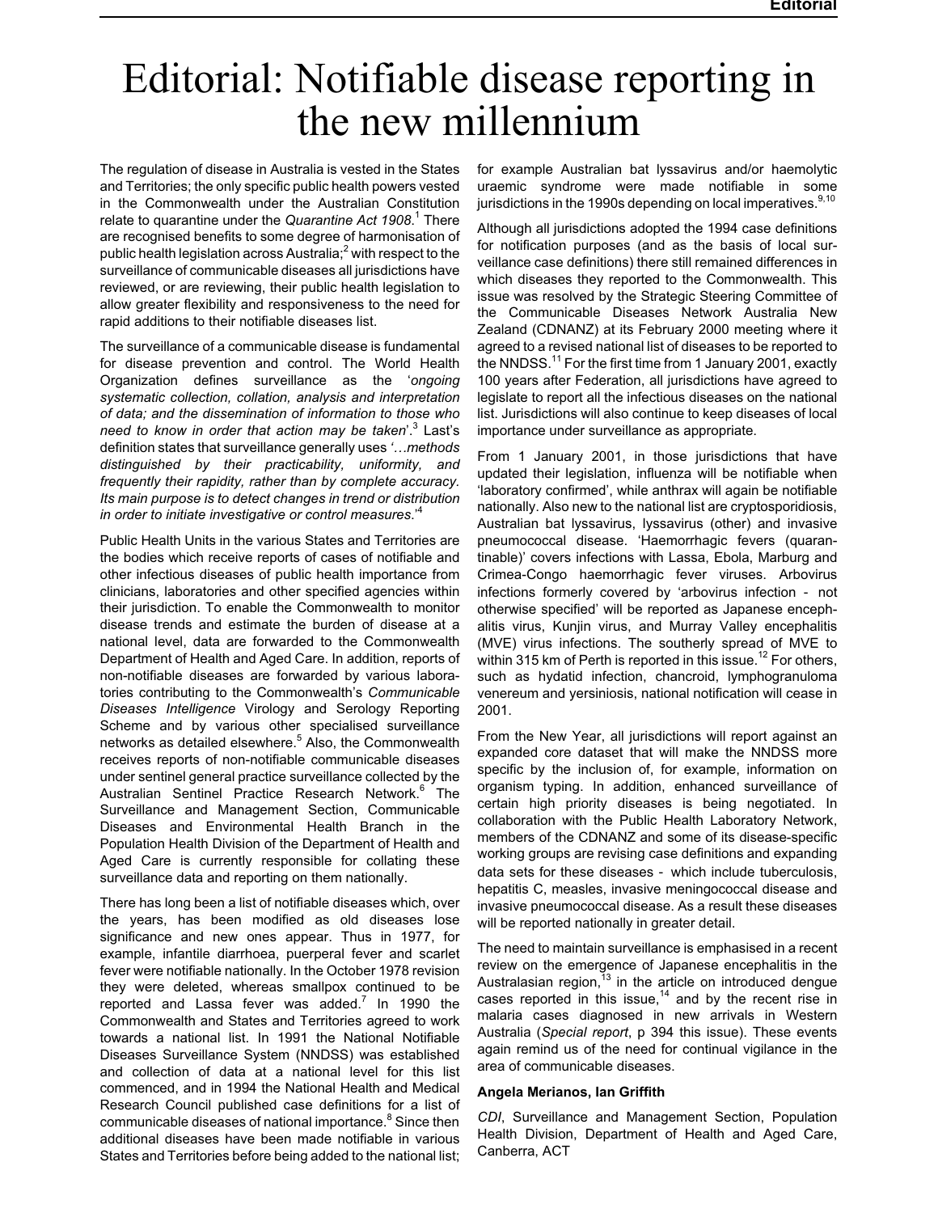# Editorial: Notifiable disease reporting in the new millennium

The regulation of disease in Australia is vested in the States and Territories; the only specific public health powers vested in the Commonwealth under the Australian Constitution relate to quarantine under the *Quarantine Act 1908*.[1] There are recognised benefits to some degree of harmonisation of public health legislation across Australia;[2] with respect to the surveillance of communicable diseases all jurisdictions have reviewed, or are reviewing, their public health legislation to allow greater flexibility and responsiveness to the need for rapid additions to their notifiable diseases list.

The surveillance of a communicable disease is fundamental for disease prevention and control. The World Health Organization defines surveillance as the '*ongoing systematic collection, collation, analysis and interpretation of data; and the dissemination of information to those who need to know in order that action may be taken*'.[3] Last's definition states that surveillance generally uses '*…methods distinguished by their practicability, uniformity, and frequently their rapidity, rather than by complete accuracy. Its main purpose is to detect changes in trend or distribution in order to initiate investigative or control measures*.'[4]

Public Health Units in the various States and Territories are the bodies which receive reports of cases of notifiable and other infectious diseases of public health importance from clinicians, laboratories and other specified agencies within their jurisdiction. To enable the Commonwealth to monitor disease trends and estimate the burden of disease at a national level, data are forwarded to the Commonwealth Department of Health and Aged Care. In addition, reports of non-notifiable diseases are forwarded by various laboratories contributing to the Commonwealth's *Communicable Diseases Intelligence* Virology and Serology Reporting Scheme and by various other specialised surveillance networks as detailed elsewhere.[5] Also, the Commonwealth receives reports of non-notifiable communicable diseases under sentinel general practice surveillance collected by the Australian Sentinel Practice Research Network.[6] The Surveillance and Management Section, Communicable Diseases and Environmental Health Branch in the Population Health Division of the Department of Health and Aged Care is currently responsible for collating these surveillance data and reporting on them nationally.

There has long been a list of notifiable diseases which, over the years, has been modified as old diseases lose significance and new ones appear. Thus in 1977, for example, infantile diarrhoea, puerperal fever and scarlet fever were notifiable nationally. In the October 1978 revision they were deleted, whereas smallpox continued to be reported and Lassa fever was added.[7] In 1990 the Commonwealth and States and Territories agreed to work towards a national list. In 1991 the National Notifiable Diseases Surveillance System (NNDSS) was established and collection of data at a national level for this list commenced, and in 1994 the National Health and Medical Research Council published case definitions for a list of communicable diseases of national importance.[8] Since then additional diseases have been made notifiable in various States and Territories before being added to the national list; for example Australian bat lyssavirus and/or haemolytic uraemic syndrome were made notifiable in some jurisdictions in the 1990s depending on local imperatives.[9,10]

Although all jurisdictions adopted the 1994 case definitions for notification purposes (and as the basis of local surveillance case definitions) there still remained differences in which diseases they reported to the Commonwealth. This issue was resolved by the Strategic Steering Committee of the Communicable Diseases Network Australia New Zealand (CDNANZ) at its February 2000 meeting where it agreed to a revised national list of diseases to be reported to the NNDSS.[11] For the first time from 1 January 2001, exactly 100 years after Federation, all jurisdictions have agreed to legislate to report all the infectious diseases on the national list. Jurisdictions will also continue to keep diseases of local importance under surveillance as appropriate.

From 1 January 2001, in those jurisdictions that have updated their legislation, influenza will be notifiable when 'laboratory confirmed', while anthrax will again be notifiable nationally. Also new to the national list are cryptosporidiosis, Australian bat lyssavirus, lyssavirus (other) and invasive pneumococcal disease. 'Haemorrhagic fevers (quarantinable)' covers infections with Lassa, Ebola, Marburg and Crimea-Congo haemorrhagic fever viruses. Arbovirus infections formerly covered by 'arbovirus infection - not otherwise specified' will be reported as Japanese encephalitis virus, Kunjin virus, and Murray Valley encephalitis (MVE) virus infections. The southerly spread of MVE to within 315 km of Perth is reported in this issue.[12] For others, such as hydatid infection, chancroid, lymphogranuloma venereum and yersiniosis, national notification will cease in 2001.

From the New Year, all jurisdictions will report against an expanded core dataset that will make the NNDSS more specific by the inclusion of, for example, information on organism typing. In addition, enhanced surveillance of certain high priority diseases is being negotiated. In collaboration with the Public Health Laboratory Network, members of the CDNANZ and some of its disease-specific working groups are revising case definitions and expanding data sets for these diseases - which include tuberculosis, hepatitis C, measles, invasive meningococcal disease and invasive pneumococcal disease. As a result these diseases will be reported nationally in greater detail.

The need to maintain surveillance is emphasised in a recent review on the emergence of Japanese encephalitis in the Australasian region,[13] in the article on introduced dengue cases reported in this issue,[14] and by the recent rise in malaria cases diagnosed in new arrivals in Western Australia (*Special report*, p 394 this issue). These events again remind us of the need for continual vigilance in the area of communicable diseases.

**Angela Merianos, Ian Griffith**

*CDI*, Surveillance and Management Section, Population Health Division, Department of Health and Aged Care, Canberra, ACT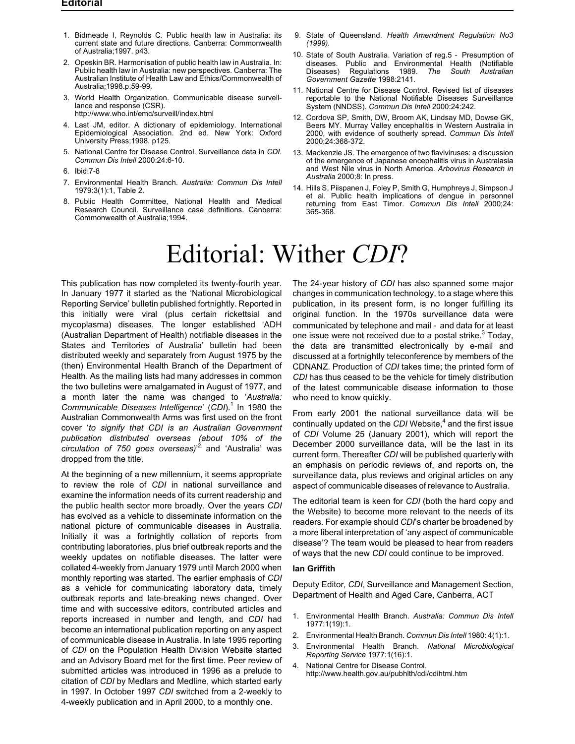1. Bidmeade I, Reynolds C. Public health law in Australia: its current state and future directions. Canberra: Commonwealth of Australia;1997. p43.
2. Opeskin BR. Harmonisation of public health law in Australia. In: Public health law in Australia: new perspectives. Canberra: The Australian Institute of Health Law and Ethics/Commonwealth of Australia;1998.p.59-99.
3. World Health Organization. Communicable disease surveillance and response (CSR). http://www.who.int/emc/surveill/index.html
4. Last JM, editor. A dictionary of epidemiology. International Epidemiological Association. 2nd ed. New York: Oxford University Press;1998. p125.
5. National Centre for Disease Control. Surveillance data in *CDI*. *Commun Dis Intell* 2000:24:6-10.
6. Ibid:7-8
7. Environmental Health Branch. *Australia: Commun Dis Intell* 1979:3(1):1, Table 2.
8. Public Health Committee, National Health and Medical Research Council. Surveillance case definitions. Canberra: Commonwealth of Australia;1994.
9. State of Queensland. *Health Amendment Regulation No3 (1999).*
10. State of South Australia. Variation of reg.5 - Presumption of diseases. Public and Environmental Health (Notifiable Diseases) Regulations 1989. *The South Australian Government Gazette* 1998:2141.
11. National Centre for Disease Control. Revised list of diseases reportable to the National Notifiable Diseases Surveillance System (NNDSS). *Commun Dis Intell* 2000:24:242.
12. Cordova SP, Smith, DW, Broom AK, Lindsay MD, Dowse GK, Beers MY. Murray Valley encephalitis in Western Australia in 2000, with evidence of southerly spread. *Commun Dis Intell* 2000;24:368-372.
13. Mackenzie JS. The emergence of two flaviviruses: a discussion of the emergence of Japanese encephalitis virus in Australasia and West Nile virus in North America. *Arbovirus Research in Australia* 2000;8: In press.
14. Hills S, Piispanen J, Foley P, Smith G, Humphreys J, Simpson J et al. Public health implications of dengue in personnel returning from East Timor. *Commun Dis Intell* 2000;24: 365-368.

# Editorial: Wither *CDI*?

This publication has now completed its twenty-fourth year. In January 1977 it started as the 'National Microbiological Reporting Service' bulletin published fortnightly. Reported in this initially were viral (plus certain rickettsial and mycoplasma) diseases. The longer established 'ADH (Australian Department of Health) notifiable diseases in the States and Territories of Australia' bulletin had been distributed weekly and separately from August 1975 by the (then) Environmental Health Branch of the Department of Health. As the mailing lists had many addresses in common the two bulletins were amalgamated in August of 1977, and a month later the name was changed to '*Australia: Communicable Diseases Intelligence*' (*CDI*).[1] In 1980 the Australian Commonwealth Arms was first used on the front cover '*to signify that CDI is an Australian Government publication distributed overseas (about 10% of the circulation of 750 goes overseas)*'[2] and 'Australia' was dropped from the title.

At the beginning of a new millennium, it seems appropriate to review the role of *CDI* in national surveillance and examine the information needs of its current readership and the public health sector more broadly. Over the years *CDI* has evolved as a vehicle to disseminate information on the national picture of communicable diseases in Australia. Initially it was a fortnightly collation of reports from contributing laboratories, plus brief outbreak reports and the weekly updates on notifiable diseases. The latter were collated 4-weekly from January 1979 until March 2000 when monthly reporting was started. The earlier emphasis of *CDI* as a vehicle for communicating laboratory data, timely outbreak reports and late-breaking news changed. Over time and with successive editors, contributed articles and reports increased in number and length, and *CDI* had become an international publication reporting on any aspect of communicable disease in Australia. In late 1995 reporting of *CDI* on the Population Health Division Website started and an Advisory Board met for the first time. Peer review of submitted articles was introduced in 1996 as a prelude to citation of *CDI* by Medlars and Medline, which started early in 1997. In October 1997 *CDI* switched from a 2-weekly to 4-weekly publication and in April 2000, to a monthly one.

The 24-year history of *CDI* has also spanned some major changes in communication technology, to a stage where this publication, in its present form, is no longer fulfilling its original function. In the 1970s surveillance data were communicated by telephone and mail - and data for at least one issue were not received due to a postal strike.[3] Today, the data are transmitted electronically by e-mail and discussed at a fortnightly teleconference by members of the CDNANZ. Production of *CDI* takes time; the printed form of *CDI* has thus ceased to be the vehicle for timely distribution of the latest communicable disease information to those who need to know quickly.

From early 2001 the national surveillance data will be continually updated on the *CDI* Website,[4] and the first issue of *CDI* Volume 25 (January 2001), which will report the December 2000 surveillance data, will be the last in its current form. Thereafter *CDI* will be published quarterly with an emphasis on periodic reviews of, and reports on, the surveillance data, plus reviews and original articles on any aspect of communicable diseases of relevance to Australia.

The editorial team is keen for *CDI* (both the hard copy and the Website) to become more relevant to the needs of its readers. For example should *CDI*'s charter be broadened by a more liberal interpretation of 'any aspect of communicable disease'? The team would be pleased to hear from readers of ways that the new *CDI* could continue to be improved.

**Ian Griffith**

Deputy Editor, *CDI*, Surveillance and Management Section, Department of Health and Aged Care, Canberra, ACT

1. Environmental Health Branch. *Australia: Commun Dis Intell* 1977:1(19):1.
2. Environmental Health Branch. *Commun Dis Intell* 1980: 4(1):1.
3. Environmental Health Branch. *National Microbiological Reporting Service* 1977:1(16):1.
4. National Centre for Disease Control. http://www.health.gov.au/pubhlth/cdi/cdihtml.htm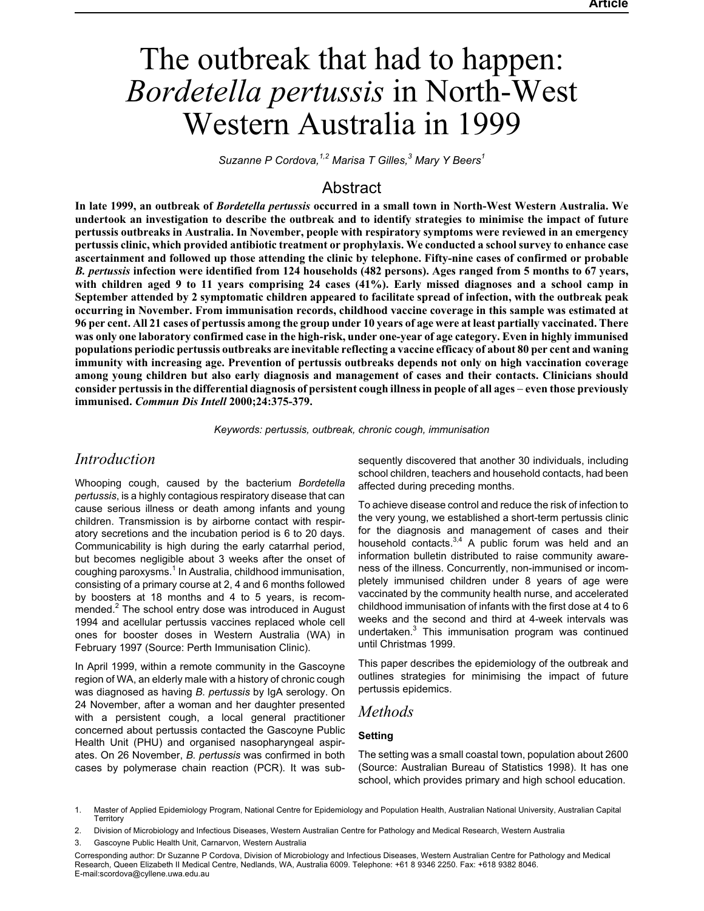# The outbreak that had to happen: *Bordetella pertussis* in North-West Western Australia in 1999

*Suzanne P Cordova,[1,2] Marisa T Gilles,[3] Mary Y Beers[1]*

## Abstract

**In late 1999, an outbreak of *Bordetella pertussis* occurred in a small town in North-West Western Australia. We undertook an investigation to describe the outbreak and to identify strategies to minimise the impact of future pertussis outbreaks in Australia. In November, people with respiratory symptoms were reviewed in an emergency pertussis clinic, which provided antibiotic treatment or prophylaxis. We conducted a school survey to enhance case ascertainment and followed up those attending the clinic by telephone. Fifty-nine cases of confirmed or probable *B. pertussis* infection were identified from 124 households (482 persons). Ages ranged from 5 months to 67 years, with children aged 9 to 11 years comprising 24 cases (41%). Early missed diagnoses and a school camp in September attended by 2 symptomatic children appeared to facilitate spread of infection, with the outbreak peak occurring in November. From immunisation records, childhood vaccine coverage in this sample was estimated at 96 per cent. All 21 cases of pertussis among the group under 10 years of age were at least partially vaccinated. There was only one laboratory confirmed case in the high-risk, under one-year of age category. Even in highly immunised populations periodic pertussis outbreaks are inevitable reflecting a vaccine efficacy of about 80 per cent and waning immunity with increasing age. Prevention of pertussis outbreaks depends not only on high vaccination coverage among young children but also early diagnosis and management of cases and their contacts. Clinicians should consider pertussis in the differential diagnosis of persistent cough illness in people of all ages – even those previously immunised. *Commun Dis Intell* 2000;24:375-379.**

*Keywords: pertussis, outbreak, chronic cough, immunisation*

## *Introduction*

Whooping cough, caused by the bacterium *Bordetella pertussis*, is a highly contagious respiratory disease that can cause serious illness or death among infants and young children. Transmission is by airborne contact with respiratory secretions and the incubation period is 6 to 20 days. Communicability is high during the early catarrhal period, but becomes negligible about 3 weeks after the onset of coughing paroxysms.[1] In Australia, childhood immunisation, consisting of a primary course at 2, 4 and 6 months followed by boosters at 18 months and 4 to 5 years, is recommended.[2] The school entry dose was introduced in August 1994 and acellular pertussis vaccines replaced whole cell ones for booster doses in Western Australia (WA) in February 1997 (Source: Perth Immunisation Clinic).

In April 1999, within a remote community in the Gascoyne region of WA, an elderly male with a history of chronic cough was diagnosed as having *B. pertussis* by IgA serology. On 24 November, after a woman and her daughter presented with a persistent cough, a local general practitioner concerned about pertussis contacted the Gascoyne Public Health Unit (PHU) and organised nasopharyngeal aspirates. On 26 November, *B. pertussis* was confirmed in both cases by polymerase chain reaction (PCR). It was subsequently discovered that another 30 individuals, including school children, teachers and household contacts, had been affected during preceding months.

To achieve disease control and reduce the risk of infection to the very young, we established a short-term pertussis clinic for the diagnosis and management of cases and their household contacts.[3,4] A public forum was held and an information bulletin distributed to raise community awareness of the illness. Concurrently, non-immunised or incompletely immunised children under 8 years of age were vaccinated by the community health nurse, and accelerated childhood immunisation of infants with the first dose at 4 to 6 weeks and the second and third at 4-week intervals was undertaken.[3] This immunisation program was continued until Christmas 1999.

This paper describes the epidemiology of the outbreak and outlines strategies for minimising the impact of future pertussis epidemics.

## *Methods*

### Setting

The setting was a small coastal town, population about 2600 (Source: Australian Bureau of Statistics 1998). It has one school, which provides primary and high school education.

1. Master of Applied Epidemiology Program, National Centre for Epidemiology and Population Health, Australian National University, Australian Capital Territory
2. Division of Microbiology and Infectious Diseases, Western Australian Centre for Pathology and Medical Research, Western Australia
3. Gascoyne Public Health Unit, Carnarvon, Western Australia

Corresponding author: Dr Suzanne P Cordova, Division of Microbiology and Infectious Diseases, Western Australian Centre for Pathology and Medical Research, Queen Elizabeth II Medical Centre, Nedlands, WA, Australia 6009. Telephone: +61 8 9346 2250. Fax: +618 9382 8046. E-mail:scordova@cyllene.uwa.edu.au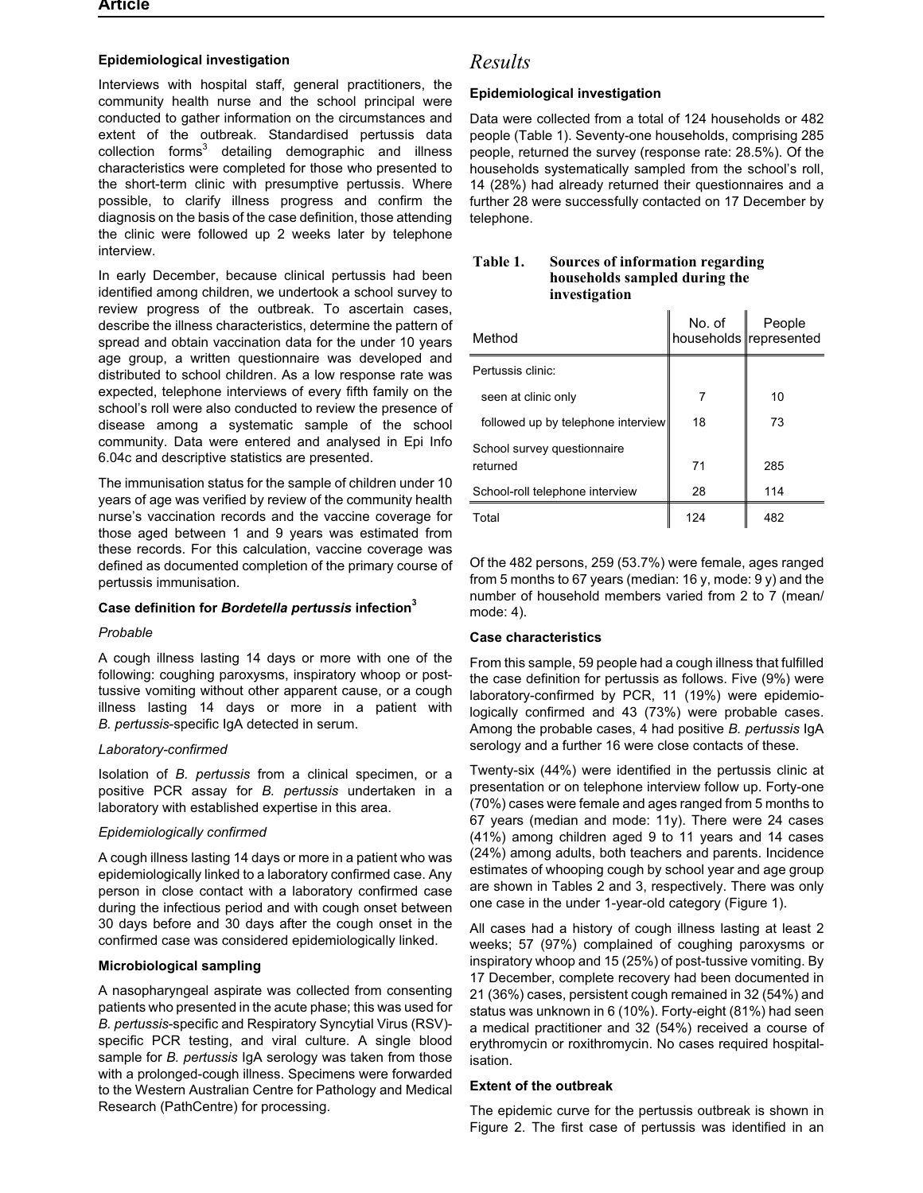### Epidemiological investigation

Interviews with hospital staff, general practitioners, the community health nurse and the school principal were conducted to gather information on the circumstances and extent of the outbreak. Standardised pertussis data collection forms[3] detailing demographic and illness characteristics were completed for those who presented to the short-term clinic with presumptive pertussis. Where possible, to clarify illness progress and confirm the diagnosis on the basis of the case definition, those attending the clinic were followed up 2 weeks later by telephone interview.

In early December, because clinical pertussis had been identified among children, we undertook a school survey to review progress of the outbreak. To ascertain cases, describe the illness characteristics, determine the pattern of spread and obtain vaccination data for the under 10 years age group, a written questionnaire was developed and distributed to school children. As a low response rate was expected, telephone interviews of every fifth family on the school's roll were also conducted to review the presence of disease among a systematic sample of the school community. Data were entered and analysed in Epi Info 6.04c and descriptive statistics are presented.

The immunisation status for the sample of children under 10 years of age was verified by review of the community health nurse's vaccination records and the vaccine coverage for those aged between 1 and 9 years was estimated from these records. For this calculation, vaccine coverage was defined as documented completion of the primary course of pertussis immunisation.

### Case definition for *Bordetella pertussis* infection[3]

*Probable*

A cough illness lasting 14 days or more with one of the following: coughing paroxysms, inspiratory whoop or post-tussive vomiting without other apparent cause, or a cough illness lasting 14 days or more in a patient with *B. pertussis*-specific IgA detected in serum.

*Laboratory-confirmed*

Isolation of *B. pertussis* from a clinical specimen, or a positive PCR assay for *B. pertussis* undertaken in a laboratory with established expertise in this area.

*Epidemiologically confirmed*

A cough illness lasting 14 days or more in a patient who was epidemiologically linked to a laboratory confirmed case. Any person in close contact with a laboratory confirmed case during the infectious period and with cough onset between 30 days before and 30 days after the cough onset in the confirmed case was considered epidemiologically linked.

### Microbiological sampling

A nasopharyngeal aspirate was collected from consenting patients who presented in the acute phase; this was used for *B. pertussis*-specific and Respiratory Syncytial Virus (RSV)-specific PCR testing, and viral culture. A single blood sample for *B. pertussis* IgA serology was taken from those with a prolonged-cough illness. Specimens were forwarded to the Western Australian Centre for Pathology and Medical Research (PathCentre) for processing.

## Results

### Epidemiological investigation

Data were collected from a total of 124 households or 482 people (Table 1). Seventy-one households, comprising 285 people, returned the survey (response rate: 28.5%). Of the households systematically sampled from the school's roll, 14 (28%) had already returned their questionnaires and a further 28 were successfully contacted on 17 December by telephone.

**Table 1. Sources of information regarding households sampled during the investigation**

| Method | No. of households | People represented |
|---|---|---|
| Pertussis clinic: | | |
| seen at clinic only | 7 | 10 |
| followed up by telephone interview | 18 | 73 |
| School survey questionnaire returned | 71 | 285 |
| School-roll telephone interview | 28 | 114 |
| Total | 124 | 482 |

Of the 482 persons, 259 (53.7%) were female, ages ranged from 5 months to 67 years (median: 16 y, mode: 9 y) and the number of household members varied from 2 to 7 (mean/mode: 4).

### Case characteristics

From this sample, 59 people had a cough illness that fulfilled the case definition for pertussis as follows. Five (9%) were laboratory-confirmed by PCR, 11 (19%) were epidemiologically confirmed and 43 (73%) were probable cases. Among the probable cases, 4 had positive *B. pertussis* IgA serology and a further 16 were close contacts of these.

Twenty-six (44%) were identified in the pertussis clinic at presentation or on telephone interview follow up. Forty-one (70%) cases were female and ages ranged from 5 months to 67 years (median and mode: 11y). There were 24 cases (41%) among children aged 9 to 11 years and 14 cases (24%) among adults, both teachers and parents. Incidence estimates of whooping cough by school year and age group are shown in Tables 2 and 3, respectively. There was only one case in the under 1-year-old category (Figure 1).

All cases had a history of cough illness lasting at least 2 weeks; 57 (97%) complained of coughing paroxysms or inspiratory whoop and 15 (25%) of post-tussive vomiting. By 17 December, complete recovery had been documented in 21 (36%) cases, persistent cough remained in 32 (54%) and status was unknown in 6 (10%). Forty-eight (81%) had seen a medical practitioner and 32 (54%) received a course of erythromycin or roxithromycin. No cases required hospitalisation.

### Extent of the outbreak

The epidemic curve for the pertussis outbreak is shown in Figure 2. The first case of pertussis was identified in an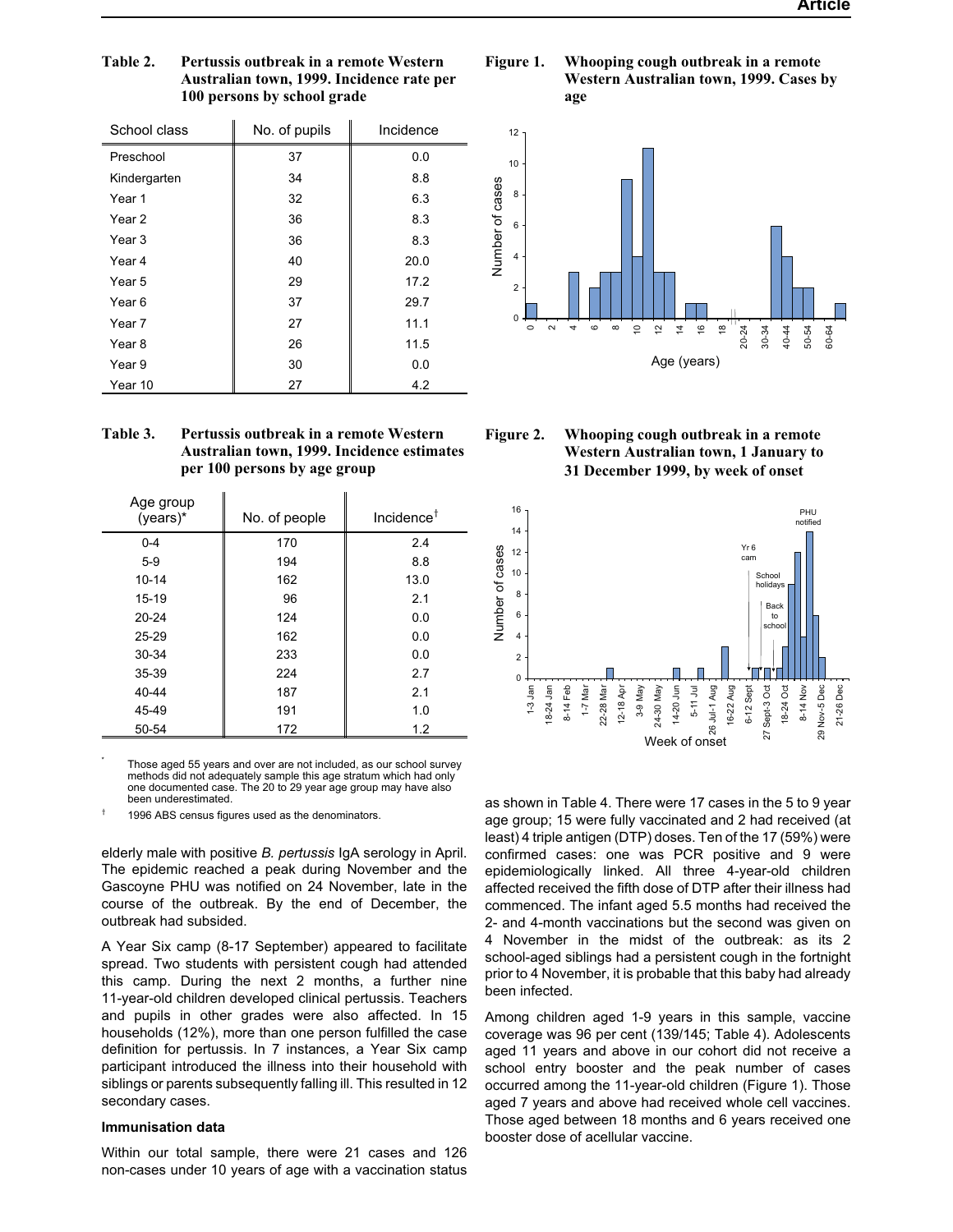**Table 2. Pertussis outbreak in a remote Western Australian town, 1999. Incidence rate per 100 persons by school grade**

| School class | No. of pupils | Incidence |
|---|---|---|
| Preschool | 37 | 0.0 |
| Kindergarten | 34 | 8.8 |
| Year 1 | 32 | 6.3 |
| Year 2 | 36 | 8.3 |
| Year 3 | 36 | 8.3 |
| Year 4 | 40 | 20.0 |
| Year 5 | 29 | 17.2 |
| Year 6 | 37 | 29.7 |
| Year 7 | 27 | 11.1 |
| Year 8 | 26 | 11.5 |
| Year 9 | 30 | 0.0 |
| Year 10 | 27 | 4.2 |

**Table 3. Pertussis outbreak in a remote Western Australian town, 1999. Incidence estimates per 100 persons by age group**

| Age group (years)* | No. of people | Incidence† |
|---|---|---|
| 0-4 | 170 | 2.4 |
| 5-9 | 194 | 8.8 |
| 10-14 | 162 | 13.0 |
| 15-19 | 96 | 2.1 |
| 20-24 | 124 | 0.0 |
| 25-29 | 162 | 0.0 |
| 30-34 | 233 | 0.0 |
| 35-39 | 224 | 2.7 |
| 40-44 | 187 | 2.1 |
| 45-49 | 191 | 1.0 |
| 50-54 | 172 | 1.2 |

\* Those aged 55 years and over are not included, as our school survey methods did not adequately sample this age stratum which had only one documented case. The 20 to 29 year age group may have also been underestimated.

† 1996 ABS census figures used as the denominators.

elderly male with positive *B. pertussis* IgA serology in April. The epidemic reached a peak during November and the Gascoyne PHU was notified on 24 November, late in the course of the outbreak. By the end of December, the outbreak had subsided.

A Year Six camp (8-17 September) appeared to facilitate spread. Two students with persistent cough had attended this camp. During the next 2 months, a further nine 11-year-old children developed clinical pertussis. Teachers and pupils in other grades were also affected. In 15 households (12%), more than one person fulfilled the case definition for pertussis. In 7 instances, a Year Six camp participant introduced the illness into their household with siblings or parents subsequently falling ill. This resulted in 12 secondary cases.

### Immunisation data

Within our total sample, there were 21 cases and 126 non-cases under 10 years of age with a vaccination status as shown in Table 4. There were 17 cases in the 5 to 9 year age group; 15 were fully vaccinated and 2 had received (at least) 4 triple antigen (DTP) doses. Ten of the 17 (59%) were confirmed cases: one was PCR positive and 9 were epidemiologically linked. All three 4-year-old children affected received the fifth dose of DTP after their illness had commenced. The infant aged 5.5 months had received the 2- and 4-month vaccinations but the second was given on 4 November in the midst of the outbreak: as its 2 school-aged siblings had a persistent cough in the fortnight prior to 4 November, it is probable that this baby had already been infected.

Among children aged 1-9 years in this sample, vaccine coverage was 96 per cent (139/145; Table 4). Adolescents aged 11 years and above in our cohort did not receive a school entry booster and the peak number of cases occurred among the 11-year-old children (Figure 1). Those aged 7 years and above had received whole cell vaccines. Those aged between 18 months and 6 years received one booster dose of acellular vaccine.

**Figure 1. Whooping cough outbreak in a remote Western Australian town, 1999. Cases by age**

**Figure 2. Whooping cough outbreak in a remote Western Australian town, 1 January to 31 December 1999, by week of onset**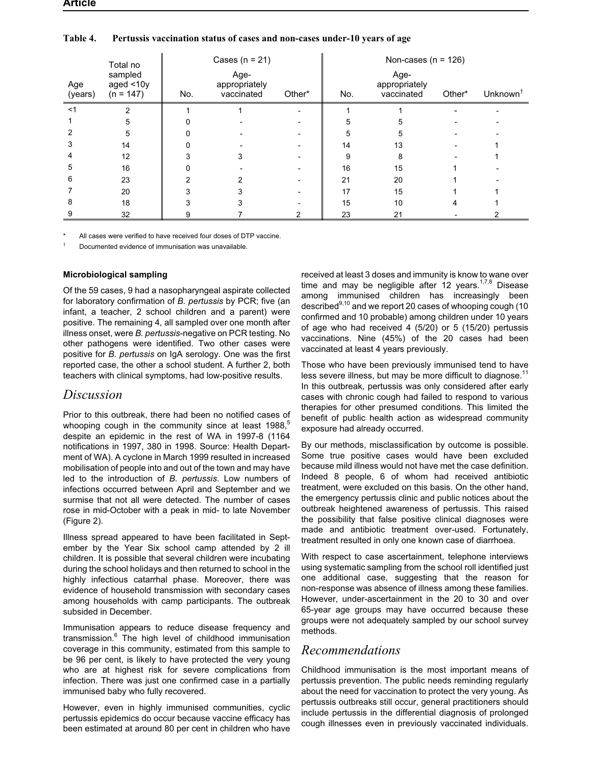**Table 4. Pertussis vaccination status of cases and non-cases under-10 years of age**

| Age (years) | Total no sampled aged <10y (n = 147) | Cases (n = 21) | | | Non-cases (n = 126) | | | |
|---|---|---|---|---|---|---|---|---|
| | | No. | Age-appropriately vaccinated | Other* | No. | Age-appropriately vaccinated | Other* | Unknown† |
| <1 | 2 | 1 | 1 | - | 1 | 1 | - | - |
| 1 | 5 | 0 | - | - | 5 | 5 | - | - |
| 2 | 5 | 0 | - | - | 5 | 5 | - | - |
| 3 | 14 | 0 | - | - | 14 | 13 | - | 1 |
| 4 | 12 | 3 | 3 | - | 9 | 8 | - | 1 |
| 5 | 16 | 0 | - | - | 16 | 15 | 1 | - |
| 6 | 23 | 2 | 2 | - | 21 | 20 | 1 | - |
| 7 | 20 | 3 | 3 | - | 17 | 15 | 1 | 1 |
| 8 | 18 | 3 | 3 | - | 15 | 10 | 4 | 1 |
| 9 | 32 | 9 | 7 | 2 | 23 | 21 | - | 2 |

\* All cases were verified to have received four doses of DTP vaccine.

† Documented evidence of immunisation was unavailable.

**Microbiological sampling**

Of the 59 cases, 9 had a nasopharyngeal aspirate collected for laboratory confirmation of *B. pertussis* by PCR; five (an infant, a teacher, 2 school children and a parent) were positive. The remaining 4, all sampled over one month after illness onset, were *B. pertussis*-negative on PCR testing. No other pathogens were identified. Two other cases were positive for *B. pertussis* on IgA serology. One was the first reported case, the other a school student. A further 2, both teachers with clinical symptoms, had low-positive results.

## Discussion

Prior to this outbreak, there had been no notified cases of whooping cough in the community since at least 1988,[5] despite an epidemic in the rest of WA in 1997-8 (1164 notifications in 1997, 380 in 1998. Source: Health Department of WA). A cyclone in March 1999 resulted in increased mobilisation of people into and out of the town and may have led to the introduction of *B. pertussis*. Low numbers of infections occurred between April and September and we surmise that not all were detected. The number of cases rose in mid-October with a peak in mid- to late November (Figure 2).

Illness spread appeared to have been facilitated in September by the Year Six school camp attended by 2 ill children. It is possible that several children were incubating during the school holidays and then returned to school in the highly infectious catarrhal phase. Moreover, there was evidence of household transmission with secondary cases among households with camp participants. The outbreak subsided in December.

Immunisation appears to reduce disease frequency and transmission.[6] The high level of childhood immunisation coverage in this community, estimated from this sample to be 96 per cent, is likely to have protected the very young who are at highest risk for severe complications from infection. There was just one confirmed case in a partially immunised baby who fully recovered.

However, even in highly immunised communities, cyclic pertussis epidemics do occur because vaccine efficacy has been estimated at around 80 per cent in children who have received at least 3 doses and immunity is know to wane over time and may be negligible after 12 years.[1,7,8] Disease among immunised children has increasingly been described[9,10] and we report 20 cases of whooping cough (10 confirmed and 10 probable) among children under 10 years of age who had received 4 (5/20) or 5 (15/20) pertussis vaccinations. Nine (45%) of the 20 cases had been vaccinated at least 4 years previously.

Those who have been previously immunised tend to have less severe illness, but may be more difficult to diagnose.[11] In this outbreak, pertussis was only considered after early cases with chronic cough had failed to respond to various therapies for other presumed conditions. This limited the benefit of public health action as widespread community exposure had already occurred.

By our methods, misclassification by outcome is possible. Some true positive cases would have been excluded because mild illness would not have met the case definition. Indeed 8 people, 6 of whom had received antibiotic treatment, were excluded on this basis. On the other hand, the emergency pertussis clinic and public notices about the outbreak heightened awareness of pertussis. This raised the possibility that false positive clinical diagnoses were made and antibiotic treatment over-used. Fortunately, treatment resulted in only one known case of diarrhoea.

With respect to case ascertainment, telephone interviews using systematic sampling from the school roll identified just one additional case, suggesting that the reason for non-response was absence of illness among these families. However, under-ascertainment in the 20 to 30 and over 65-year age groups may have occurred because these groups were not adequately sampled by our school survey methods.

## Recommendations

Childhood immunisation is the most important means of pertussis prevention. The public needs reminding regularly about the need for vaccination to protect the very young. As pertussis outbreaks still occur, general practitioners should include pertussis in the differential diagnosis of prolonged cough illnesses even in previously vaccinated individuals.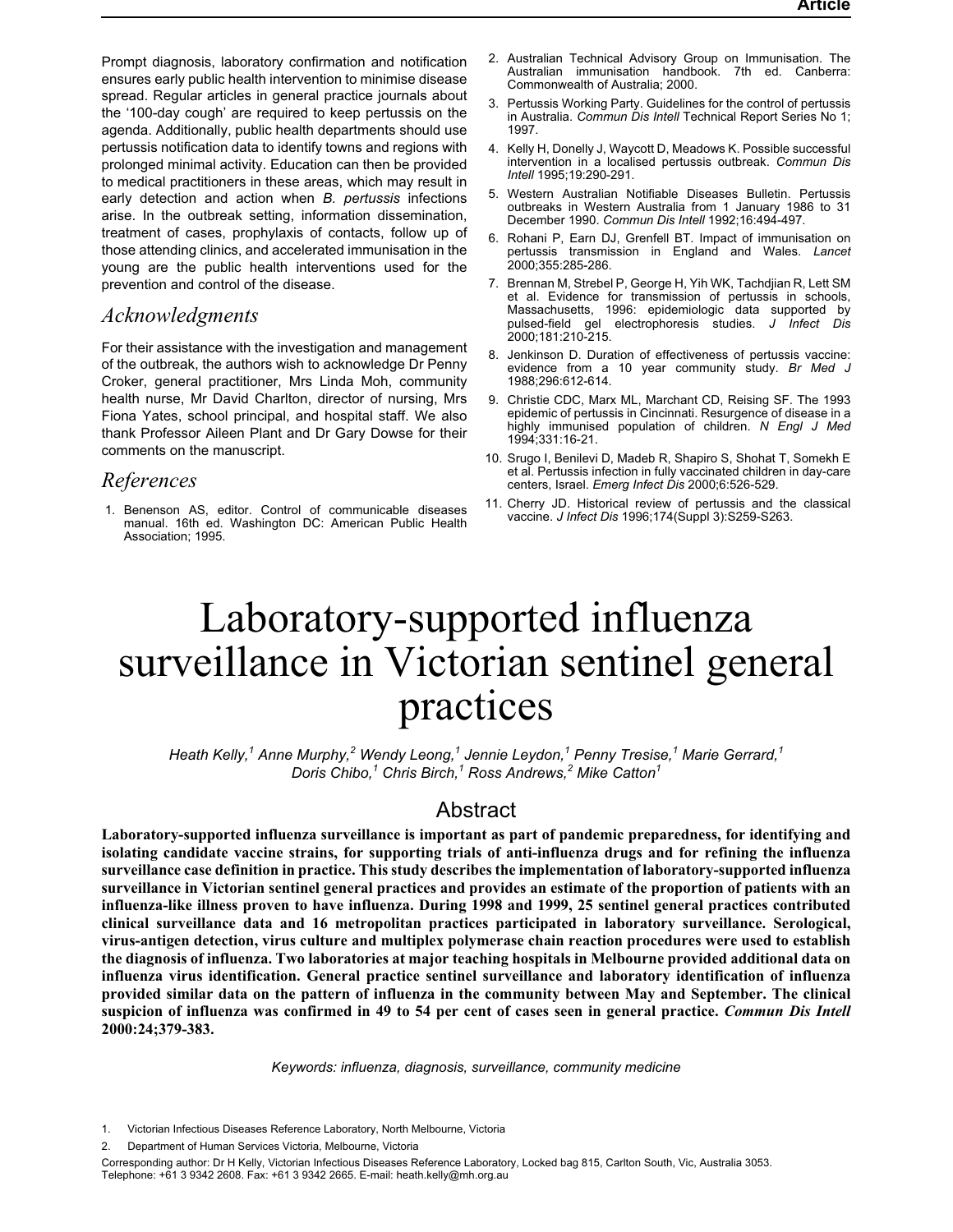Prompt diagnosis, laboratory confirmation and notification ensures early public health intervention to minimise disease spread. Regular articles in general practice journals about the '100-day cough' are required to keep pertussis on the agenda. Additionally, public health departments should use pertussis notification data to identify towns and regions with prolonged minimal activity. Education can then be provided to medical practitioners in these areas, which may result in early detection and action when *B. pertussis* infections arise. In the outbreak setting, information dissemination, treatment of cases, prophylaxis of contacts, follow up of those attending clinics, and accelerated immunisation in the young are the public health interventions used for the prevention and control of the disease.

## Acknowledgments

For their assistance with the investigation and management of the outbreak, the authors wish to acknowledge Dr Penny Croker, general practitioner, Mrs Linda Moh, community health nurse, Mr David Charlton, director of nursing, Mrs Fiona Yates, school principal, and hospital staff. We also thank Professor Aileen Plant and Dr Gary Dowse for their comments on the manuscript.

## References

1. Benenson AS, editor. Control of communicable diseases manual. 16th ed. Washington DC: American Public Health Association; 1995.
2. Australian Technical Advisory Group on Immunisation. The Australian immunisation handbook. 7th ed. Canberra: Commonwealth of Australia; 2000.
3. Pertussis Working Party. Guidelines for the control of pertussis in Australia. *Commun Dis Intell* Technical Report Series No 1; 1997.
4. Kelly H, Donelly J, Waycott D, Meadows K. Possible successful intervention in a localised pertussis outbreak. *Commun Dis Intell* 1995;19:290-291.
5. Western Australian Notifiable Diseases Bulletin. Pertussis outbreaks in Western Australia from 1 January 1986 to 31 December 1990. *Commun Dis Intell* 1992;16:494-497.
6. Rohani P, Earn DJ, Grenfell BT. Impact of immunisation on pertussis transmission in England and Wales. *Lancet* 2000;355:285-286.
7. Brennan M, Strebel P, George H, Yih WK, Tachdjian R, Lett SM et al. Evidence for transmission of pertussis in schools, Massachusetts, 1996: epidemiologic data supported by pulsed-field gel electrophoresis studies. *J Infect Dis* 2000;181:210-215.
8. Jenkinson D. Duration of effectiveness of pertussis vaccine: evidence from a 10 year community study. *Br Med J* 1988;296:612-614.
9. Christie CDC, Marx ML, Marchant CD, Reising SF. The 1993 epidemic of pertussis in Cincinnati. Resurgence of disease in a highly immunised population of children. *N Engl J Med* 1994;331:16-21.
10. Srugo I, Benilevi D, Madeb R, Shapiro S, Shohat T, Somekh E et al. Pertussis infection in fully vaccinated children in day-care centers, Israel. *Emerg Infect Dis* 2000;6:526-529.
11. Cherry JD. Historical review of pertussis and the classical vaccine. *J Infect Dis* 1996;174(Suppl 3):S259-S263.

# Laboratory-supported influenza surveillance in Victorian sentinel general practices

*Heath Kelly,[1] Anne Murphy,[2] Wendy Leong,[1] Jennie Leydon,[1] Penny Tresise,[1] Marie Gerrard,[1] Doris Chibo,[1] Chris Birch,[1] Ross Andrews,[2] Mike Catton[1]*

## Abstract

**Laboratory-supported influenza surveillance is important as part of pandemic preparedness, for identifying and isolating candidate vaccine strains, for supporting trials of anti-influenza drugs and for refining the influenza surveillance case definition in practice. This study describes the implementation of laboratory-supported influenza surveillance in Victorian sentinel general practices and provides an estimate of the proportion of patients with an influenza-like illness proven to have influenza. During 1998 and 1999, 25 sentinel general practices contributed clinical surveillance data and 16 metropolitan practices participated in laboratory surveillance. Serological, virus-antigen detection, virus culture and multiplex polymerase chain reaction procedures were used to establish the diagnosis of influenza. Two laboratories at major teaching hospitals in Melbourne provided additional data on influenza virus identification. General practice sentinel surveillance and laboratory identification of influenza provided similar data on the pattern of influenza in the community between May and September. The clinical suspicion of influenza was confirmed in 49 to 54 per cent of cases seen in general practice.** ***Commun Dis Intell*** **2000:24;379-383.**

*Keywords: influenza, diagnosis, surveillance, community medicine*

1. Victorian Infectious Diseases Reference Laboratory, North Melbourne, Victoria
2. Department of Human Services Victoria, Melbourne, Victoria

Corresponding author: Dr H Kelly, Victorian Infectious Diseases Reference Laboratory, Locked bag 815, Carlton South, Vic, Australia 3053. Telephone: +61 3 9342 2608. Fax: +61 3 9342 2665. E-mail: heath.kelly@mh.org.au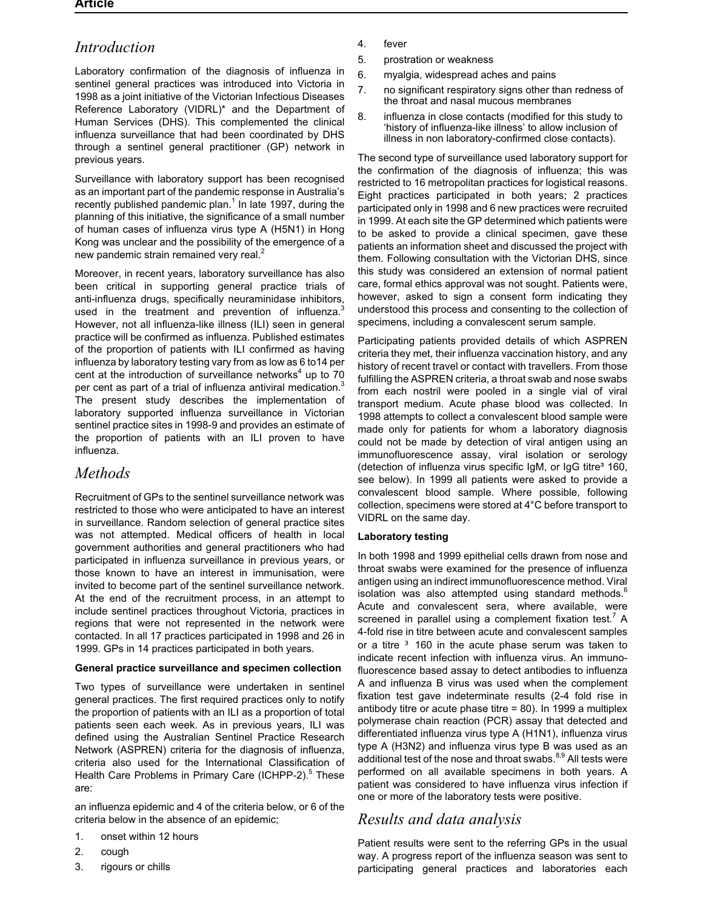## Introduction

Laboratory confirmation of the diagnosis of influenza in sentinel general practices was introduced into Victoria in 1998 as a joint initiative of the Victorian Infectious Diseases Reference Laboratory (VIDRL)* and the Department of Human Services (DHS). This complemented the clinical influenza surveillance that had been coordinated by DHS through a sentinel general practitioner (GP) network in previous years.

Surveillance with laboratory support has been recognised as an important part of the pandemic response in Australia's recently published pandemic plan.[1] In late 1997, during the planning of this initiative, the significance of a small number of human cases of influenza virus type A (H5N1) in Hong Kong was unclear and the possibility of the emergence of a new pandemic strain remained very real.[2]

Moreover, in recent years, laboratory surveillance has also been critical in supporting general practice trials of anti-influenza drugs, specifically neuraminidase inhibitors, used in the treatment and prevention of influenza.[3] However, not all influenza-like illness (ILI) seen in general practice will be confirmed as influenza. Published estimates of the proportion of patients with ILI confirmed as having influenza by laboratory testing vary from as low as 6 to14 per cent at the introduction of surveillance networks[4] up to 70 per cent as part of a trial of influenza antiviral medication.[3] The present study describes the implementation of laboratory supported influenza surveillance in Victorian sentinel practice sites in 1998-9 and provides an estimate of the proportion of patients with an ILI proven to have influenza.

## Methods

Recruitment of GPs to the sentinel surveillance network was restricted to those who were anticipated to have an interest in surveillance. Random selection of general practice sites was not attempted. Medical officers of health in local government authorities and general practitioners who had participated in influenza surveillance in previous years, or those known to have an interest in immunisation, were invited to become part of the sentinel surveillance network. At the end of the recruitment process, in an attempt to include sentinel practices throughout Victoria, practices in regions that were not represented in the network were contacted. In all 17 practices participated in 1998 and 26 in 1999. GPs in 14 practices participated in both years.

**General practice surveillance and specimen collection**

Two types of surveillance were undertaken in sentinel general practices. The first required practices only to notify the proportion of patients with an ILI as a proportion of total patients seen each week. As in previous years, ILI was defined using the Australian Sentinel Practice Research Network (ASPREN) criteria for the diagnosis of influenza, criteria also used for the International Classification of Health Care Problems in Primary Care (ICHPP-2).[5] These are:

an influenza epidemic and 4 of the criteria below, or 6 of the criteria below in the absence of an epidemic;

1. onset within 12 hours
2. cough
3. rigours or chills
4. fever
5. prostration or weakness
6. myalgia, widespread aches and pains
7. no significant respiratory signs other than redness of the throat and nasal mucous membranes
8. influenza in close contacts (modified for this study to 'history of influenza-like illness' to allow inclusion of illness in non laboratory-confirmed close contacts).

The second type of surveillance used laboratory support for the confirmation of the diagnosis of influenza; this was restricted to 16 metropolitan practices for logistical reasons. Eight practices participated in both years; 2 practices participated only in 1998 and 6 new practices were recruited in 1999. At each site the GP determined which patients were to be asked to provide a clinical specimen, gave these patients an information sheet and discussed the project with them. Following consultation with the Victorian DHS, since this study was considered an extension of normal patient care, formal ethics approval was not sought. Patients were, however, asked to sign a consent form indicating they understood this process and consenting to the collection of specimens, including a convalescent serum sample.

Participating patients provided details of which ASPREN criteria they met, their influenza vaccination history, and any history of recent travel or contact with travellers. From those fulfilling the ASPREN criteria, a throat swab and nose swabs from each nostril were pooled in a single vial of viral transport medium. Acute phase blood was collected. In 1998 attempts to collect a convalescent blood sample were made only for patients for whom a laboratory diagnosis could not be made by detection of viral antigen using an immunofluorescence assay, viral isolation or serology (detection of influenza virus specific IgM, or IgG titre $\geq$ 160, see below). In 1999 all patients were asked to provide a convalescent blood sample. Where possible, following collection, specimens were stored at 4°C before transport to VIDRL on the same day.

**Laboratory testing**

In both 1998 and 1999 epithelial cells drawn from nose and throat swabs were examined for the presence of influenza antigen using an indirect immunofluorescence method. Viral isolation was also attempted using standard methods.[6] Acute and convalescent sera, where available, were screened in parallel using a complement fixation test.[7] A 4-fold rise in titre between acute and convalescent samples or a titre $\geq$ 160 in the acute phase serum was taken to indicate recent infection with influenza virus. An immunofluorescence based assay to detect antibodies to influenza A and influenza B virus was used when the complement fixation test gave indeterminate results (2-4 fold rise in antibody titre or acute phase titre = 80). In 1999 a multiplex polymerase chain reaction (PCR) assay that detected and differentiated influenza virus type A (H1N1), influenza virus type A (H3N2) and influenza virus type B was used as an additional test of the nose and throat swabs.[8,9] All tests were performed on all available specimens in both years. A patient was considered to have influenza virus infection if one or more of the laboratory tests were positive.

## Results and data analysis

Patient results were sent to the referring GPs in the usual way. A progress report of the influenza season was sent to participating general practices and laboratories each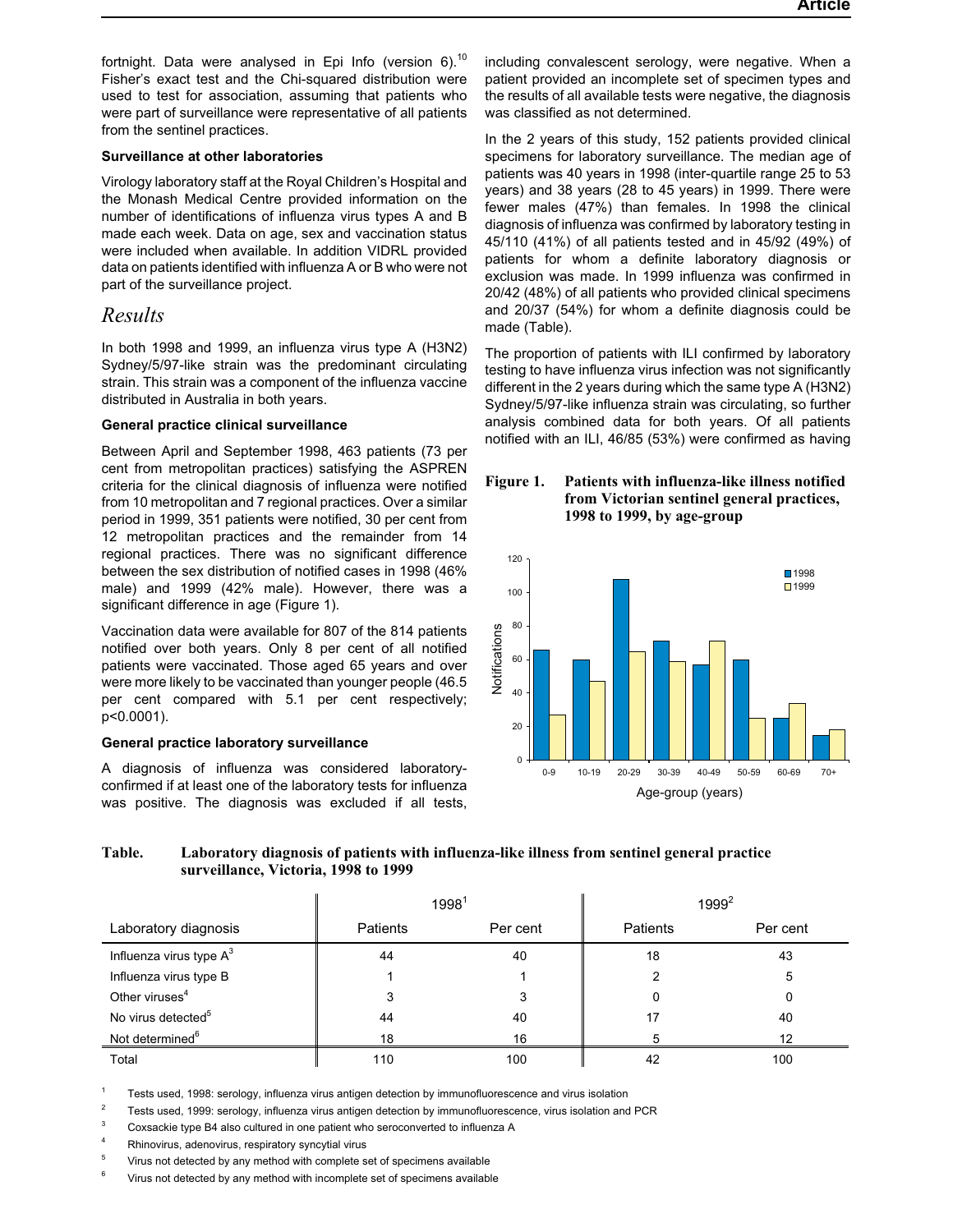fortnight. Data were analysed in Epi Info (version 6).[10] Fisher's exact test and the Chi-squared distribution were used to test for association, assuming that patients who were part of surveillance were representative of all patients from the sentinel practices.

**Surveillance at other laboratories**

Virology laboratory staff at the Royal Children's Hospital and the Monash Medical Centre provided information on the number of identifications of influenza virus types A and B made each week. Data on age, sex and vaccination status were included when available. In addition VIDRL provided data on patients identified with influenza A or B who were not part of the surveillance project.

## *Results*

In both 1998 and 1999, an influenza virus type A (H3N2) Sydney/5/97-like strain was the predominant circulating strain. This strain was a component of the influenza vaccine distributed in Australia in both years.

**General practice clinical surveillance**

Between April and September 1998, 463 patients (73 per cent from metropolitan practices) satisfying the ASPREN criteria for the clinical diagnosis of influenza were notified from 10 metropolitan and 7 regional practices. Over a similar period in 1999, 351 patients were notified, 30 per cent from 12 metropolitan practices and the remainder from 14 regional practices. There was no significant difference between the sex distribution of notified cases in 1998 (46% male) and 1999 (42% male). However, there was a significant difference in age (Figure 1).

Vaccination data were available for 807 of the 814 patients notified over both years. Only 8 per cent of all notified patients were vaccinated. Those aged 65 years and over were more likely to be vaccinated than younger people (46.5 per cent compared with 5.1 per cent respectively; $p<0.0001$).

**General practice laboratory surveillance**

A diagnosis of influenza was considered laboratory-confirmed if at least one of the laboratory tests for influenza was positive. The diagnosis was excluded if all tests, including convalescent serology, were negative. When a patient provided an incomplete set of specimen types and the results of all available tests were negative, the diagnosis was classified as not determined.

In the 2 years of this study, 152 patients provided clinical specimens for laboratory surveillance. The median age of patients was 40 years in 1998 (inter-quartile range 25 to 53 years) and 38 years (28 to 45 years) in 1999. There were fewer males (47%) than females. In 1998 the clinical diagnosis of influenza was confirmed by laboratory testing in 45/110 (41%) of all patients tested and in 45/92 (49%) of patients for whom a definite laboratory diagnosis or exclusion was made. In 1999 influenza was confirmed in 20/42 (48%) of all patients who provided clinical specimens and 20/37 (54%) for whom a definite diagnosis could be made (Table).

The proportion of patients with ILI confirmed by laboratory testing to have influenza virus infection was not significantly different in the 2 years during which the same type A (H3N2) Sydney/5/97-like influenza strain was circulating, so further analysis combined data for both years. Of all patients notified with an ILI, 46/85 (53%) were confirmed as having

**Figure 1. Patients with influenza-like illness notified from Victorian sentinel general practices, 1998 to 1999, by age-group**

| Age-group (years) | 1998 | 1999 |
|---|---|---|
| 0-9 | 66 | 27 |
| 10-19 | 60 | 47 |
| 20-29 | 108 | 65 |
| 30-39 | 71 | 59 |
| 40-49 | 57 | 71 |
| 50-59 | 60 | 25 |
| 60-69 | 25 | 34 |
| 70+ | 15 | 18 |

**Table. Laboratory diagnosis of patients with influenza-like illness from sentinel general practice surveillance, Victoria, 1998 to 1999**

| | 1998[1] | | 1999[2] | |
|---|---|---|---|---|
| Laboratory diagnosis | Patients | Per cent | Patients | Per cent |
| Influenza virus type A[3] | 44 | 40 | 18 | 43 |
| Influenza virus type B | 1 | 1 | 2 | 5 |
| Other viruses[4] | 3 | 3 | 0 | 0 |
| No virus detected[5] | 44 | 40 | 17 | 40 |
| Not determined[6] | 18 | 16 | 5 | 12 |
| Total | 110 | 100 | 42 | 100 |

1 Tests used, 1998: serology, influenza virus antigen detection by immunofluorescence and virus isolation

2 Tests used, 1999: serology, influenza virus antigen detection by immunofluorescence, virus isolation and PCR

3 Coxsackie type B4 also cultured in one patient who seroconverted to influenza A

4 Rhinovirus, adenovirus, respiratory syncytial virus

5 Virus not detected by any method with complete set of specimens available

6 Virus not detected by any method with incomplete set of specimens available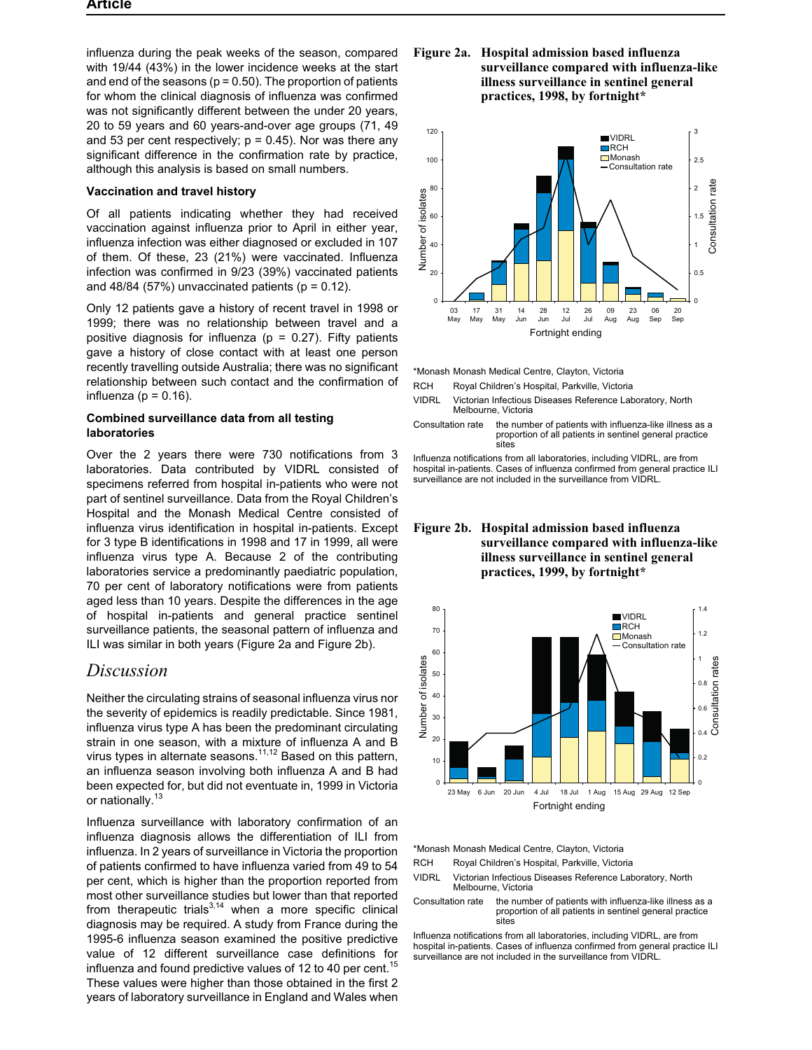influenza during the peak weeks of the season, compared with 19/44 (43%) in the lower incidence weeks at the start and end of the seasons ($p = 0.50$). The proportion of patients for whom the clinical diagnosis of influenza was confirmed was not significantly different between the under 20 years, 20 to 59 years and 60 years-and-over age groups (71, 49 and 53 per cent respectively; $p = 0.45$). Nor was there any significant difference in the confirmation rate by practice, although this analysis is based on small numbers.

### Vaccination and travel history

Of all patients indicating whether they had received vaccination against influenza prior to April in either year, influenza infection was either diagnosed or excluded in 107 of them. Of these, 23 (21%) were vaccinated. Influenza infection was confirmed in 9/23 (39%) vaccinated patients and 48/84 (57%) unvaccinated patients ($p = 0.12$).

Only 12 patients gave a history of recent travel in 1998 or 1999; there was no relationship between travel and a positive diagnosis for influenza ($p = 0.27$). Fifty patients gave a history of close contact with at least one person recently travelling outside Australia; there was no significant relationship between such contact and the confirmation of influenza ($p = 0.16$).

### Combined surveillance data from all testing laboratories

Over the 2 years there were 730 notifications from 3 laboratories. Data contributed by VIDRL consisted of specimens referred from hospital in-patients who were not part of sentinel surveillance. Data from the Royal Children's Hospital and the Monash Medical Centre consisted of influenza virus identification in hospital in-patients. Except for 3 type B identifications in 1998 and 17 in 1999, all were influenza virus type A. Because 2 of the contributing laboratories service a predominantly paediatric population, 70 per cent of laboratory notifications were from patients aged less than 10 years. Despite the differences in the age of hospital in-patients and general practice sentinel surveillance patients, the seasonal pattern of influenza and ILI was similar in both years (Figure 2a and Figure 2b).

## *Discussion*

Neither the circulating strains of seasonal influenza virus nor the severity of epidemics is readily predictable. Since 1981, influenza virus type A has been the predominant circulating strain in one season, with a mixture of influenza A and B virus types in alternate seasons.[11,12] Based on this pattern, an influenza season involving both influenza A and B had been expected for, but did not eventuate in, 1999 in Victoria or nationally.[13]

Influenza surveillance with laboratory confirmation of an influenza diagnosis allows the differentiation of ILI from influenza. In 2 years of surveillance in Victoria the proportion of patients confirmed to have influenza varied from 49 to 54 per cent, which is higher than the proportion reported from most other surveillance studies but lower than that reported from therapeutic trials[3,14] when a more specific clinical diagnosis may be required. A study from France during the 1995-6 influenza season examined the positive predictive value of 12 different surveillance case definitions for influenza and found predictive values of 12 to 40 per cent.[15] These values were higher than those obtained in the first 2 years of laboratory surveillance in England and Wales when

**Figure 2a. Hospital admission based influenza surveillance compared with influenza-like illness surveillance in sentinel general practices, 1998, by fortnight***

*Monash Monash Medical Centre, Clayton, Victoria

RCH Royal Children's Hospital, Parkville, Victoria

VIDRL Victorian Infectious Diseases Reference Laboratory, North Melbourne, Victoria

Consultation rate the number of patients with influenza-like illness as a proportion of all patients in sentinel general practice sites

Influenza notifications from all laboratories, including VIDRL, are from hospital in-patients. Cases of influenza confirmed from general practice ILI surveillance are not included in the surveillance from VIDRL.

**Figure 2b. Hospital admission based influenza surveillance compared with influenza-like illness surveillance in sentinel general practices, 1999, by fortnight***

*Monash Monash Medical Centre, Clayton, Victoria

RCH Royal Children's Hospital, Parkville, Victoria

VIDRL Victorian Infectious Diseases Reference Laboratory, North Melbourne, Victoria

Consultation rate the number of patients with influenza-like illness as a proportion of all patients in sentinel general practice sites

Influenza notifications from all laboratories, including VIDRL, are from hospital in-patients. Cases of influenza confirmed from general practice ILI surveillance are not included in the surveillance from VIDRL.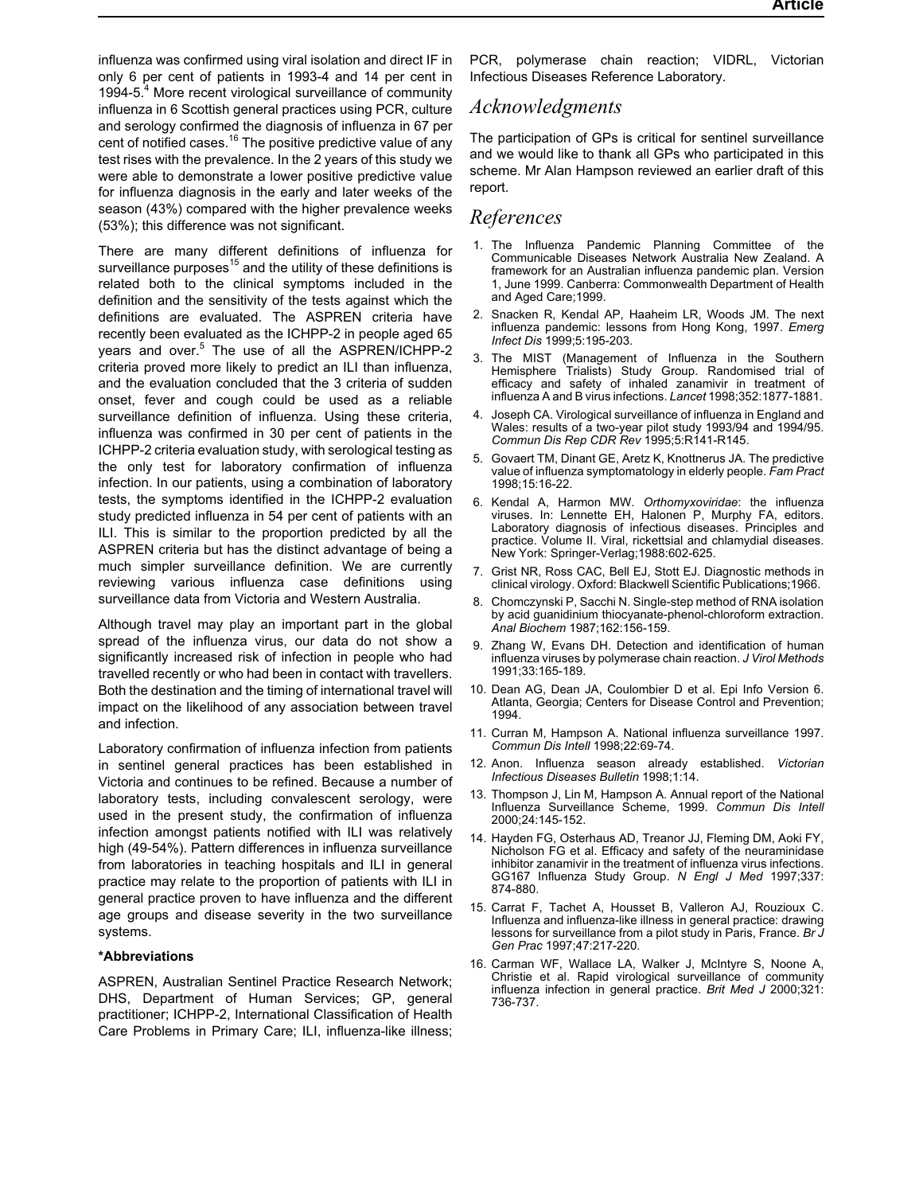influenza was confirmed using viral isolation and direct IF in only 6 per cent of patients in 1993-4 and 14 per cent in 1994-5.[4] More recent virological surveillance of community influenza in 6 Scottish general practices using PCR, culture and serology confirmed the diagnosis of influenza in 67 per cent of notified cases.[16] The positive predictive value of any test rises with the prevalence. In the 2 years of this study we were able to demonstrate a lower positive predictive value for influenza diagnosis in the early and later weeks of the season (43%) compared with the higher prevalence weeks (53%); this difference was not significant.

There are many different definitions of influenza for surveillance purposes[15] and the utility of these definitions is related both to the clinical symptoms included in the definition and the sensitivity of the tests against which the definitions are evaluated. The ASPREN criteria have recently been evaluated as the ICHPP-2 in people aged 65 years and over.[5] The use of all the ASPREN/ICHPP-2 criteria proved more likely to predict an ILI than influenza, and the evaluation concluded that the 3 criteria of sudden onset, fever and cough could be used as a reliable surveillance definition of influenza. Using these criteria, influenza was confirmed in 30 per cent of patients in the ICHPP-2 criteria evaluation study, with serological testing as the only test for laboratory confirmation of influenza infection. In our patients, using a combination of laboratory tests, the symptoms identified in the ICHPP-2 evaluation study predicted influenza in 54 per cent of patients with an ILI. This is similar to the proportion predicted by all the ASPREN criteria but has the distinct advantage of being a much simpler surveillance definition. We are currently reviewing various influenza case definitions using surveillance data from Victoria and Western Australia.

Although travel may play an important part in the global spread of the influenza virus, our data do not show a significantly increased risk of infection in people who had travelled recently or who had been in contact with travellers. Both the destination and the timing of international travel will impact on the likelihood of any association between travel and infection.

Laboratory confirmation of influenza infection from patients in sentinel general practices has been established in Victoria and continues to be refined. Because a number of laboratory tests, including convalescent serology, were used in the present study, the confirmation of influenza infection amongst patients notified with ILI was relatively high (49-54%). Pattern differences in influenza surveillance from laboratories in teaching hospitals and ILI in general practice may relate to the proportion of patients with ILI in general practice proven to have influenza and the different age groups and disease severity in the two surveillance systems.

**\*Abbreviations**

ASPREN, Australian Sentinel Practice Research Network; DHS, Department of Human Services; GP, general practitioner; ICHPP-2, International Classification of Health Care Problems in Primary Care; ILI, influenza-like illness; PCR, polymerase chain reaction; VIDRL, Victorian Infectious Diseases Reference Laboratory.

## Acknowledgments

The participation of GPs is critical for sentinel surveillance and we would like to thank all GPs who participated in this scheme. Mr Alan Hampson reviewed an earlier draft of this report.

## References

1. The Influenza Pandemic Planning Committee of the Communicable Diseases Network Australia New Zealand. A framework for an Australian influenza pandemic plan. Version 1, June 1999. Canberra: Commonwealth Department of Health and Aged Care;1999.
2. Snacken R, Kendal AP, Haaheim LR, Woods JM. The next influenza pandemic: lessons from Hong Kong, 1997. *Emerg Infect Dis* 1999;5:195-203.
3. The MIST (Management of Influenza in the Southern Hemisphere Trialists) Study Group. Randomised trial of efficacy and safety of inhaled zanamivir in treatment of influenza A and B virus infections. *Lancet* 1998;352:1877-1881.
4. Joseph CA. Virological surveillance of influenza in England and Wales: results of a two-year pilot study 1993/94 and 1994/95. *Commun Dis Rep CDR Rev* 1995;5:R141-R145.
5. Govaert TM, Dinant GE, Aretz K, Knottnerus JA. The predictive value of influenza symptomatology in elderly people. *Fam Pract* 1998;15:16-22.
6. Kendal A, Harmon MW. *Orthomyxoviridae*: the influenza viruses. In: Lennette EH, Halonen P, Murphy FA, editors. Laboratory diagnosis of infectious diseases. Principles and practice. Volume II. Viral, rickettsial and chlamydial diseases. New York: Springer-Verlag;1988:602-625.
7. Grist NR, Ross CAC, Bell EJ, Stott EJ. Diagnostic methods in clinical virology. Oxford: Blackwell Scientific Publications;1966.
8. Chomczynski P, Sacchi N. Single-step method of RNA isolation by acid guanidinium thiocyanate-phenol-chloroform extraction. *Anal Biochem* 1987;162:156-159.
9. Zhang W, Evans DH. Detection and identification of human influenza viruses by polymerase chain reaction. *J Virol Methods* 1991;33:165-189.
10. Dean AG, Dean JA, Coulombier D et al. Epi Info Version 6. Atlanta, Georgia; Centers for Disease Control and Prevention; 1994.
11. Curran M, Hampson A. National influenza surveillance 1997. *Commun Dis Intell* 1998;22:69-74.
12. Anon. Influenza season already established. *Victorian Infectious Diseases Bulletin* 1998;1:14.
13. Thompson J, Lin M, Hampson A. Annual report of the National Influenza Surveillance Scheme, 1999. *Commun Dis Intell* 2000;24:145-152.
14. Hayden FG, Osterhaus AD, Treanor JJ, Fleming DM, Aoki FY, Nicholson FG et al. Efficacy and safety of the neuraminidase inhibitor zanamivir in the treatment of influenza virus infections. GG167 Influenza Study Group. *N Engl J Med* 1997;337: 874-880.
15. Carrat F, Tachet A, Housset B, Valleron AJ, Rouzioux C. Influenza and influenza-like illness in general practice: drawing lessons for surveillance from a pilot study in Paris, France. *Br J Gen Prac* 1997;47:217-220.
16. Carman WF, Wallace LA, Walker J, McIntyre S, Noone A, Christie et al. Rapid virological surveillance of community influenza infection in general practice. *Brit Med J* 2000;321: 736-737.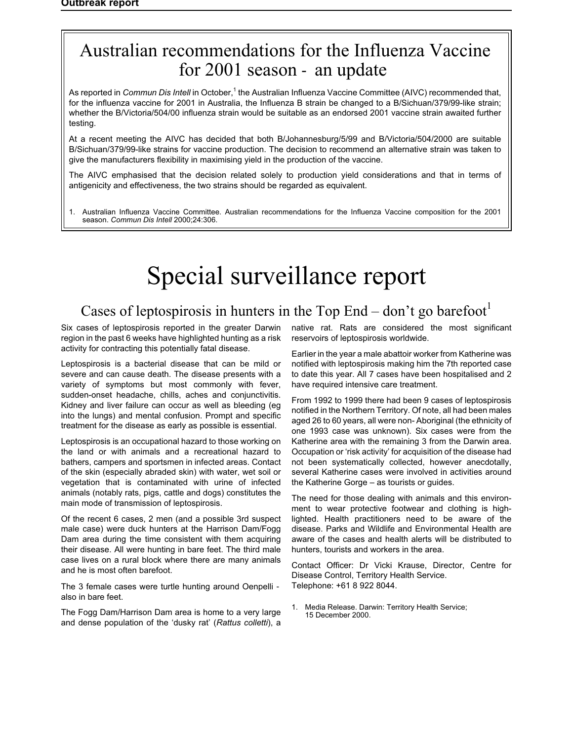# Australian recommendations for the Influenza Vaccine for 2001 season - an update

As reported in *Commun Dis Intell* in October,[1] the Australian Influenza Vaccine Committee (AIVC) recommended that, for the influenza vaccine for 2001 in Australia, the Influenza B strain be changed to a B/Sichuan/379/99-like strain; whether the B/Victoria/504/00 influenza strain would be suitable as an endorsed 2001 vaccine strain awaited further testing.

At a recent meeting the AIVC has decided that both B/Johannesburg/5/99 and B/Victoria/504/2000 are suitable B/Sichuan/379/99-like strains for vaccine production. The decision to recommend an alternative strain was taken to give the manufacturers flexibility in maximising yield in the production of the vaccine.

The AIVC emphasised that the decision related solely to production yield considerations and that in terms of antigenicity and effectiveness, the two strains should be regarded as equivalent.

1. Australian Influenza Vaccine Committee. Australian recommendations for the Influenza Vaccine composition for the 2001 season. *Commun Dis Intell* 2000;24:306.

# Special surveillance report

## Cases of leptospirosis in hunters in the Top End – don't go barefoot[1]

Six cases of leptospirosis reported in the greater Darwin region in the past 6 weeks have highlighted hunting as a risk activity for contracting this potentially fatal disease.

Leptospirosis is a bacterial disease that can be mild or severe and can cause death. The disease presents with a variety of symptoms but most commonly with fever, sudden-onset headache, chills, aches and conjunctivitis. Kidney and liver failure can occur as well as bleeding (eg into the lungs) and mental confusion. Prompt and specific treatment for the disease as early as possible is essential.

Leptospirosis is an occupational hazard to those working on the land or with animals and a recreational hazard to bathers, campers and sportsmen in infected areas. Contact of the skin (especially abraded skin) with water, wet soil or vegetation that is contaminated with urine of infected animals (notably rats, pigs, cattle and dogs) constitutes the main mode of transmission of leptospirosis.

Of the recent 6 cases, 2 men (and a possible 3rd suspect male case) were duck hunters at the Harrison Dam/Fogg Dam area during the time consistent with them acquiring their disease. All were hunting in bare feet. The third male case lives on a rural block where there are many animals and he is most often barefoot.

The 3 female cases were turtle hunting around Oenpelli - also in bare feet.

The Fogg Dam/Harrison Dam area is home to a very large and dense population of the 'dusky rat' (*Rattus colletti*), a native rat. Rats are considered the most significant reservoirs of leptospirosis worldwide.

Earlier in the year a male abattoir worker from Katherine was notified with leptospirosis making him the 7th reported case to date this year. All 7 cases have been hospitalised and 2 have required intensive care treatment.

From 1992 to 1999 there had been 9 cases of leptospirosis notified in the Northern Territory. Of note, all had been males aged 26 to 60 years, all were non- Aboriginal (the ethnicity of one 1993 case was unknown). Six cases were from the Katherine area with the remaining 3 from the Darwin area. Occupation or 'risk activity' for acquisition of the disease had not been systematically collected, however anecdotally, several Katherine cases were involved in activities around the Katherine Gorge – as tourists or guides.

The need for those dealing with animals and this environment to wear protective footwear and clothing is highlighted. Health practitioners need to be aware of the disease. Parks and Wildlife and Environmental Health are aware of the cases and health alerts will be distributed to hunters, tourists and workers in the area.

Contact Officer: Dr Vicki Krause, Director, Centre for Disease Control, Territory Health Service.
Telephone: +61 8 922 8044.

1. Media Release. Darwin: Territory Health Service; 15 December 2000.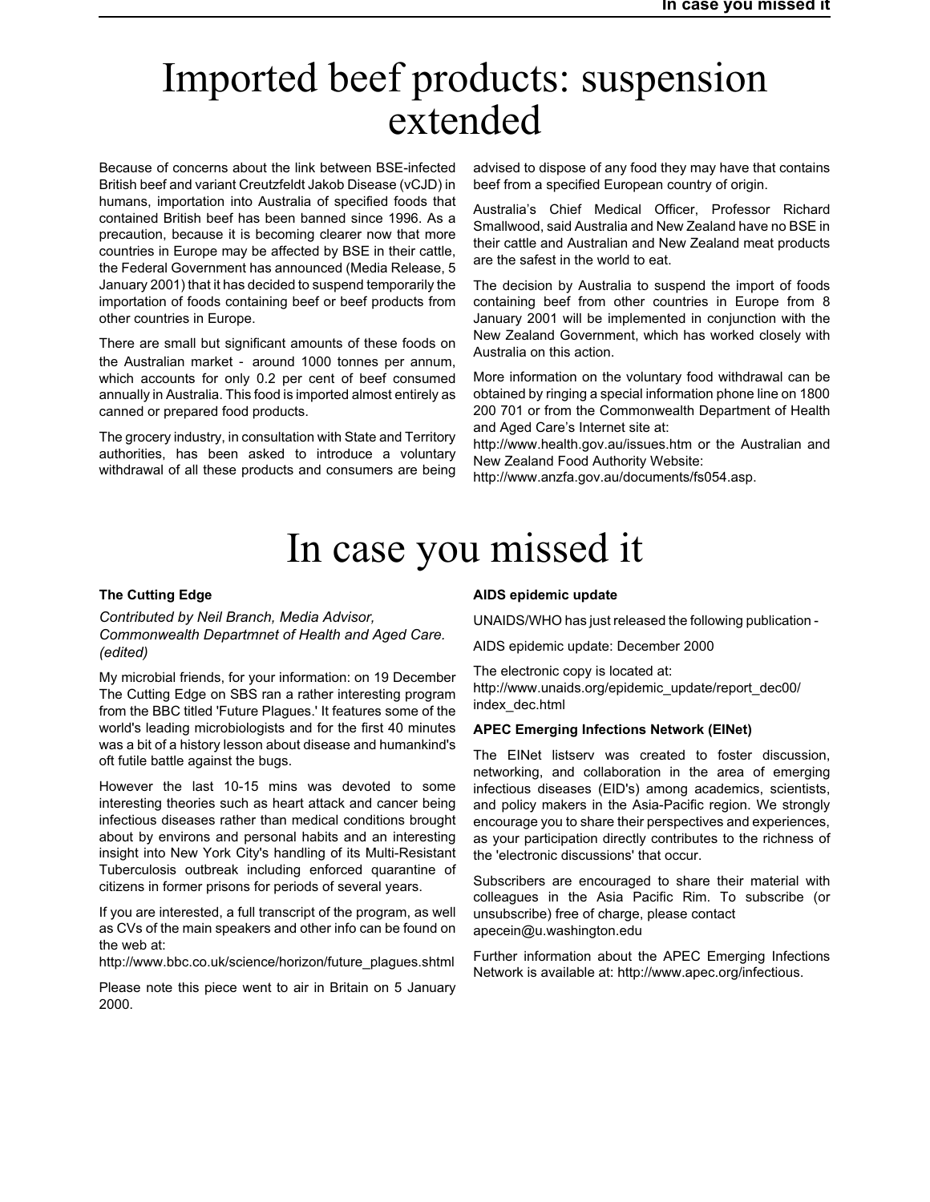# Imported beef products: suspension extended

Because of concerns about the link between BSE-infected British beef and variant Creutzfeldt Jakob Disease (vCJD) in humans, importation into Australia of specified foods that contained British beef has been banned since 1996. As a precaution, because it is becoming clearer now that more countries in Europe may be affected by BSE in their cattle, the Federal Government has announced (Media Release, 5 January 2001) that it has decided to suspend temporarily the importation of foods containing beef or beef products from other countries in Europe.

There are small but significant amounts of these foods on the Australian market - around 1000 tonnes per annum, which accounts for only 0.2 per cent of beef consumed annually in Australia. This food is imported almost entirely as canned or prepared food products.

The grocery industry, in consultation with State and Territory authorities, has been asked to introduce a voluntary withdrawal of all these products and consumers are being advised to dispose of any food they may have that contains beef from a specified European country of origin.

Australia's Chief Medical Officer, Professor Richard Smallwood, said Australia and New Zealand have no BSE in their cattle and Australian and New Zealand meat products are the safest in the world to eat.

The decision by Australia to suspend the import of foods containing beef from other countries in Europe from 8 January 2001 will be implemented in conjunction with the New Zealand Government, which has worked closely with Australia on this action.

More information on the voluntary food withdrawal can be obtained by ringing a special information phone line on 1800 200 701 or from the Commonwealth Department of Health and Aged Care's Internet site at:
http://www.health.gov.au/issues.htm or the Australian and New Zealand Food Authority Website:
http://www.anzfa.gov.au/documents/fs054.asp.

# In case you missed it

### The Cutting Edge

*Contributed by Neil Branch, Media Advisor, Commonwealth Departmnet of Health and Aged Care. (edited)*

My microbial friends, for your information: on 19 December The Cutting Edge on SBS ran a rather interesting program from the BBC titled 'Future Plagues.' It features some of the world's leading microbiologists and for the first 40 minutes was a bit of a history lesson about disease and humankind's oft futile battle against the bugs.

However the last 10-15 mins was devoted to some interesting theories such as heart attack and cancer being infectious diseases rather than medical conditions brought about by environs and personal habits and an interesting insight into New York City's handling of its Multi-Resistant Tuberculosis outbreak including enforced quarantine of citizens in former prisons for periods of several years.

If you are interested, a full transcript of the program, as well as CVs of the main speakers and other info can be found on the web at:
http://www.bbc.co.uk/science/horizon/future_plagues.shtml

Please note this piece went to air in Britain on 5 January 2000.

### AIDS epidemic update

UNAIDS/WHO has just released the following publication -

AIDS epidemic update: December 2000

The electronic copy is located at:
http://www.unaids.org/epidemic_update/report_dec00/index_dec.html

### APEC Emerging Infections Network (EINet)

The EINet listserv was created to foster discussion, networking, and collaboration in the area of emerging infectious diseases (EID's) among academics, scientists, and policy makers in the Asia-Pacific region. We strongly encourage you to share their perspectives and experiences, as your participation directly contributes to the richness of the 'electronic discussions' that occur.

Subscribers are encouraged to share their material with colleagues in the Asia Pacific Rim. To subscribe (or unsubscribe) free of charge, please contact
apecein@u.washington.edu

Further information about the APEC Emerging Infections Network is available at: http://www.apec.org/infectious.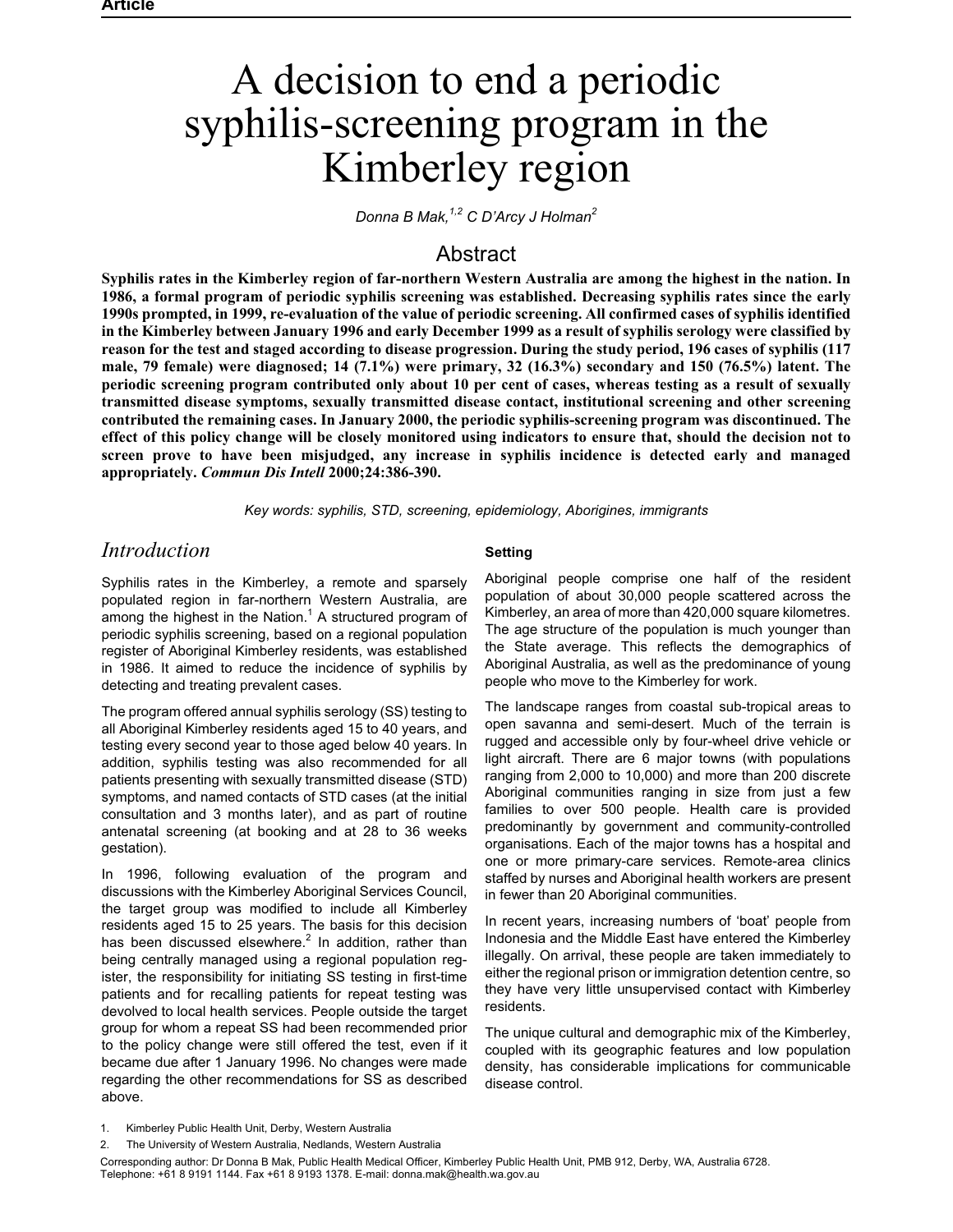Article

# A decision to end a periodic syphilis-screening program in the Kimberley region

Donna B Mak,[1,2] C D'Arcy J Holman[2]

## Abstract

**Syphilis rates in the Kimberley region of far-northern Western Australia are among the highest in the nation. In 1986, a formal program of periodic syphilis screening was established. Decreasing syphilis rates since the early 1990s prompted, in 1999, re-evaluation of the value of periodic screening. All confirmed cases of syphilis identified in the Kimberley between January 1996 and early December 1999 as a result of syphilis serology were classified by reason for the test and staged according to disease progression. During the study period, 196 cases of syphilis (117 male, 79 female) were diagnosed; 14 (7.1%) were primary, 32 (16.3%) secondary and 150 (76.5%) latent. The periodic screening program contributed only about 10 per cent of cases, whereas testing as a result of sexually transmitted disease symptoms, sexually transmitted disease contact, institutional screening and other screening contributed the remaining cases. In January 2000, the periodic syphilis-screening program was discontinued. The effect of this policy change will be closely monitored using indicators to ensure that, should the decision not to screen prove to have been misjudged, any increase in syphilis incidence is detected early and managed appropriately. *Commun Dis Intell* 2000;24:386-390.**

*Key words: syphilis, STD, screening, epidemiology, Aborigines, immigrants*

## Introduction

Syphilis rates in the Kimberley, a remote and sparsely populated region in far-northern Western Australia, are among the highest in the Nation.[1] A structured program of periodic syphilis screening, based on a regional population register of Aboriginal Kimberley residents, was established in 1986. It aimed to reduce the incidence of syphilis by detecting and treating prevalent cases.

The program offered annual syphilis serology (SS) testing to all Aboriginal Kimberley residents aged 15 to 40 years, and testing every second year to those aged below 40 years. In addition, syphilis testing was also recommended for all patients presenting with sexually transmitted disease (STD) symptoms, and named contacts of STD cases (at the initial consultation and 3 months later), and as part of routine antenatal screening (at booking and at 28 to 36 weeks gestation).

In 1996, following evaluation of the program and discussions with the Kimberley Aboriginal Services Council, the target group was modified to include all Kimberley residents aged 15 to 25 years. The basis for this decision has been discussed elsewhere.[2] In addition, rather than being centrally managed using a regional population register, the responsibility for initiating SS testing in first-time patients and for recalling patients for repeat testing was devolved to local health services. People outside the target group for whom a repeat SS had been recommended prior to the policy change were still offered the test, even if it became due after 1 January 1996. No changes were made regarding the other recommendations for SS as described above.

### Setting

Aboriginal people comprise one half of the resident population of about 30,000 people scattered across the Kimberley, an area of more than 420,000 square kilometres. The age structure of the population is much younger than the State average. This reflects the demographics of Aboriginal Australia, as well as the predominance of young people who move to the Kimberley for work.

The landscape ranges from coastal sub-tropical areas to open savanna and semi-desert. Much of the terrain is rugged and accessible only by four-wheel drive vehicle or light aircraft. There are 6 major towns (with populations ranging from 2,000 to 10,000) and more than 200 discrete Aboriginal communities ranging in size from just a few families to over 500 people. Health care is provided predominantly by government and community-controlled organisations. Each of the major towns has a hospital and one or more primary-care services. Remote-area clinics staffed by nurses and Aboriginal health workers are present in fewer than 20 Aboriginal communities.

In recent years, increasing numbers of 'boat' people from Indonesia and the Middle East have entered the Kimberley illegally. On arrival, these people are taken immediately to either the regional prison or immigration detention centre, so they have very little unsupervised contact with Kimberley residents.

The unique cultural and demographic mix of the Kimberley, coupled with its geographic features and low population density, has considerable implications for communicable disease control.

1. Kimberley Public Health Unit, Derby, Western Australia
2. The University of Western Australia, Nedlands, Western Australia

Corresponding author: Dr Donna B Mak, Public Health Medical Officer, Kimberley Public Health Unit, PMB 912, Derby, WA, Australia 6728. Telephone: +61 8 9191 1144. Fax +61 8 9193 1378. E-mail: donna.mak@health.wa.gov.au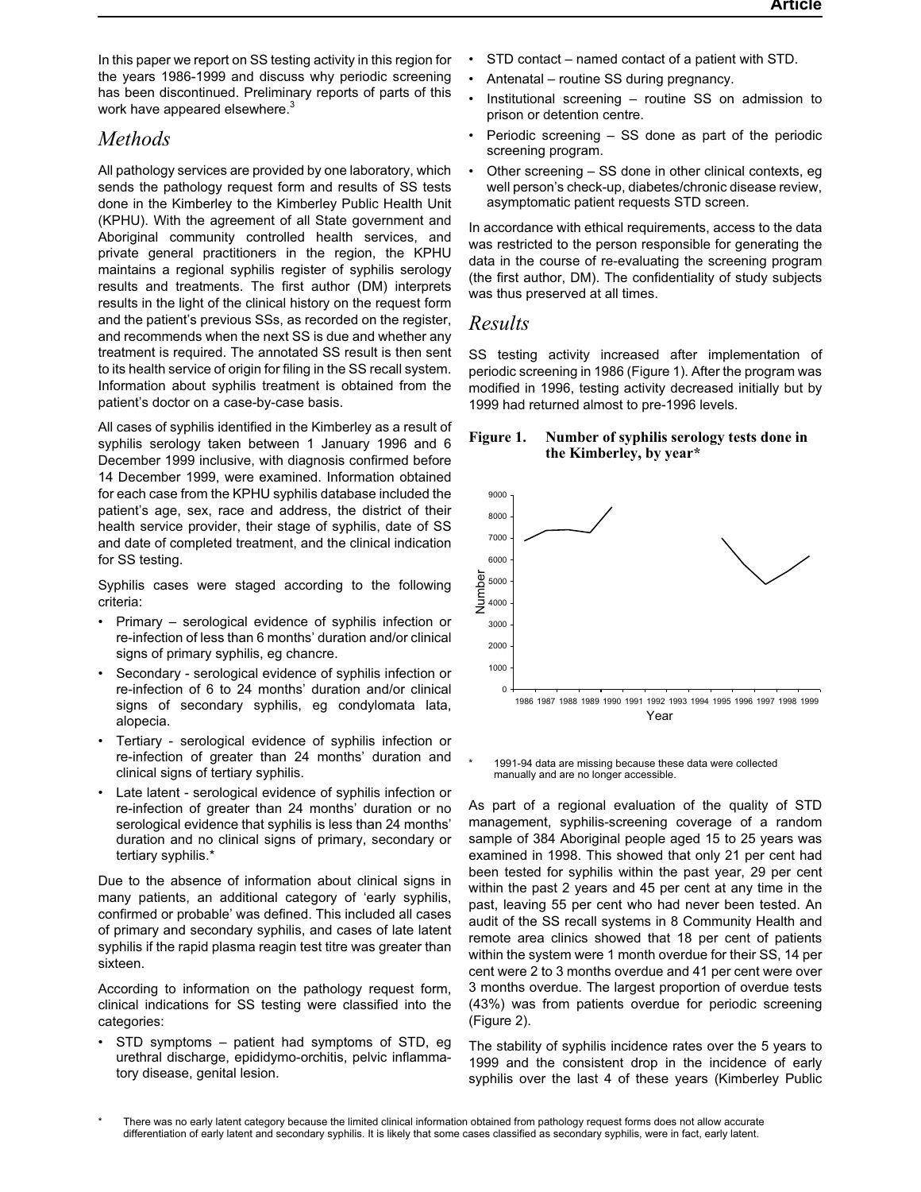In this paper we report on SS testing activity in this region for the years 1986-1999 and discuss why periodic screening has been discontinued. Preliminary reports of parts of this work have appeared elsewhere.[3]

## Methods

All pathology services are provided by one laboratory, which sends the pathology request form and results of SS tests done in the Kimberley to the Kimberley Public Health Unit (KPHU). With the agreement of all State government and Aboriginal community controlled health services, and private general practitioners in the region, the KPHU maintains a regional syphilis register of syphilis serology results and treatments. The first author (DM) interprets results in the light of the clinical history on the request form and the patient's previous SSs, as recorded on the register, and recommends when the next SS is due and whether any treatment is required. The annotated SS result is then sent to its health service of origin for filing in the SS recall system. Information about syphilis treatment is obtained from the patient's doctor on a case-by-case basis.

All cases of syphilis identified in the Kimberley as a result of syphilis serology taken between 1 January 1996 and 6 December 1999 inclusive, with diagnosis confirmed before 14 December 1999, were examined. Information obtained for each case from the KPHU syphilis database included the patient's age, sex, race and address, the district of their health service provider, their stage of syphilis, date of SS and date of completed treatment, and the clinical indication for SS testing.

Syphilis cases were staged according to the following criteria:

- Primary – serological evidence of syphilis infection or re-infection of less than 6 months' duration and/or clinical signs of primary syphilis, eg chancre.
- Secondary - serological evidence of syphilis infection or re-infection of 6 to 24 months' duration and/or clinical signs of secondary syphilis, eg condylomata lata, alopecia.
- Tertiary - serological evidence of syphilis infection or re-infection of greater than 24 months' duration and clinical signs of tertiary syphilis.
- Late latent - serological evidence of syphilis infection or re-infection of greater than 24 months' duration or no serological evidence that syphilis is less than 24 months' duration and no clinical signs of primary, secondary or tertiary syphilis.*

Due to the absence of information about clinical signs in many patients, an additional category of 'early syphilis, confirmed or probable' was defined. This included all cases of primary and secondary syphilis, and cases of late latent syphilis if the rapid plasma reagin test titre was greater than sixteen.

According to information on the pathology request form, clinical indications for SS testing were classified into the categories:

- STD symptoms – patient had symptoms of STD, eg urethral discharge, epididymo-orchitis, pelvic inflammatory disease, genital lesion.
- STD contact – named contact of a patient with STD.
- Antenatal – routine SS during pregnancy.
- Institutional screening – routine SS on admission to prison or detention centre.
- Periodic screening – SS done as part of the periodic screening program.
- Other screening – SS done in other clinical contexts, eg well person's check-up, diabetes/chronic disease review, asymptomatic patient requests STD screen.

In accordance with ethical requirements, access to the data was restricted to the person responsible for generating the data in the course of re-evaluating the screening program (the first author, DM). The confidentiality of study subjects was thus preserved at all times.

## Results

SS testing activity increased after implementation of periodic screening in 1986 (Figure 1). After the program was modified in 1996, testing activity decreased initially but by 1999 had returned almost to pre-1996 levels.

**Figure 1. Number of syphilis serology tests done in the Kimberley, by year***

\* 1991-94 data are missing because these data were collected manually and are no longer accessible.

As part of a regional evaluation of the quality of STD management, syphilis-screening coverage of a random sample of 384 Aboriginal people aged 15 to 25 years was examined in 1998. This showed that only 21 per cent had been tested for syphilis within the past year, 29 per cent within the past 2 years and 45 per cent at any time in the past, leaving 55 per cent who had never been tested. An audit of the SS recall systems in 8 Community Health and remote area clinics showed that 18 per cent of patients within the system were 1 month overdue for their SS, 14 per cent were 2 to 3 months overdue and 41 per cent were over 3 months overdue. The largest proportion of overdue tests (43%) was from patients overdue for periodic screening (Figure 2).

The stability of syphilis incidence rates over the 5 years to 1999 and the consistent drop in the incidence of early syphilis over the last 4 of these years (Kimberley Public

\* There was no early latent category because the limited clinical information obtained from pathology request forms does not allow accurate differentiation of early latent and secondary syphilis. It is likely that some cases classified as secondary syphilis, were in fact, early latent.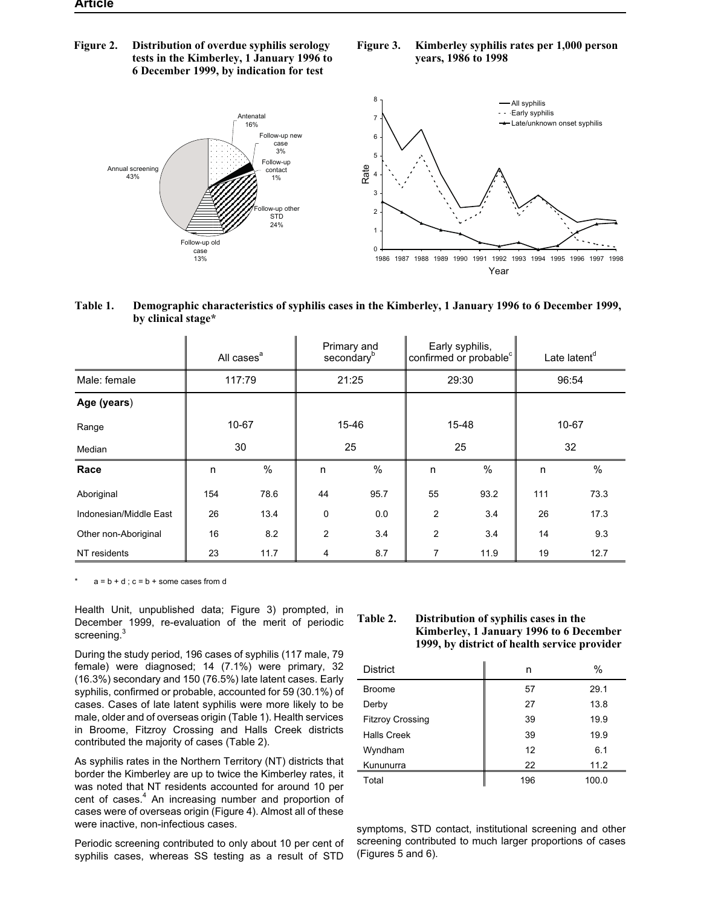**Figure 2. Distribution of overdue syphilis serology tests in the Kimberley, 1 January 1996 to 6 December 1999, by indication for test**

**Figure 3. Kimberley syphilis rates per 1,000 person years, 1986 to 1998**

**Table 1. Demographic characteristics of syphilis cases in the Kimberley, 1 January 1996 to 6 December 1999, by clinical stage***

| | All cases[a] | | Primary and secondary[b] | | Early syphilis, confirmed or probable[c] | | Late latent[d] | |
|---|---|---|---|---|---|---|---|---|
| Male: female | 117:79 | | 21:25 | | 29:30 | | 96:54 | |
| **Age (years)** | | | | | | | | |
| Range | 10-67 | | 15-46 | | 15-48 | | 10-67 | |
| Median | 30 | | 25 | | 25 | | 32 | |
| **Race** | n | % | n | % | n | % | n | % |
| Aboriginal | 154 | 78.6 | 44 | 95.7 | 55 | 93.2 | 111 | 73.3 |
| Indonesian/Middle East | 26 | 13.4 | 0 | 0.0 | 2 | 3.4 | 26 | 17.3 |
| Other non-Aboriginal | 16 | 8.2 | 2 | 3.4 | 2 | 3.4 | 14 | 9.3 |
| NT residents | 23 | 11.7 | 4 | 8.7 | 7 | 11.9 | 19 | 12.7 |

\* a = b + d ; c = b + some cases from d

Health Unit, unpublished data; Figure 3) prompted, in December 1999, re-evaluation of the merit of periodic screening.[3]

During the study period, 196 cases of syphilis (117 male, 79 female) were diagnosed; 14 (7.1%) were primary, 32 (16.3%) secondary and 150 (76.5%) late latent cases. Early syphilis, confirmed or probable, accounted for 59 (30.1%) of cases. Cases of late latent syphilis were more likely to be male, older and of overseas origin (Table 1). Health services in Broome, Fitzroy Crossing and Halls Creek districts contributed the majority of cases (Table 2).

As syphilis rates in the Northern Territory (NT) districts that border the Kimberley are up to twice the Kimberley rates, it was noted that NT residents accounted for around 10 per cent of cases.[4] An increasing number and proportion of cases were of overseas origin (Figure 4). Almost all of these were inactive, non-infectious cases.

Periodic screening contributed to only about 10 per cent of syphilis cases, whereas SS testing as a result of STD symptoms, STD contact, institutional screening and other screening contributed to much larger proportions of cases (Figures 5 and 6).

**Table 2. Distribution of syphilis cases in the Kimberley, 1 January 1996 to 6 December 1999, by district of health service provider**

| District | n | % |
|---|---|---|
| Broome | 57 | 29.1 |
| Derby | 27 | 13.8 |
| Fitzroy Crossing | 39 | 19.9 |
| Halls Creek | 39 | 19.9 |
| Wyndham | 12 | 6.1 |
| Kununurra | 22 | 11.2 |
| Total | 196 | 100.0 |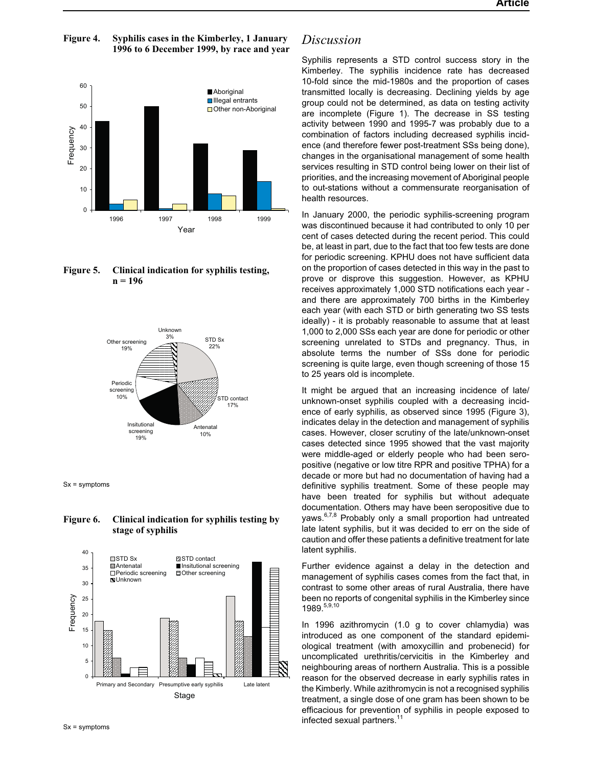**Figure 4. Syphilis cases in the Kimberley, 1 January 1996 to 6 December 1999, by race and year**

**Figure 5. Clinical indication for syphilis testing, n = 196**

Sx = symptoms

**Figure 6. Clinical indication for syphilis testing by stage of syphilis**

Sx = symptoms

## *Discussion*

Syphilis represents a STD control success story in the Kimberley. The syphilis incidence rate has decreased 10-fold since the mid-1980s and the proportion of cases transmitted locally is decreasing. Declining yields by age group could not be determined, as data on testing activity are incomplete (Figure 1). The decrease in SS testing activity between 1990 and 1995-7 was probably due to a combination of factors including decreased syphilis incidence (and therefore fewer post-treatment SSs being done), changes in the organisational management of some health services resulting in STD control being lower on their list of priorities, and the increasing movement of Aboriginal people to out-stations without a commensurate reorganisation of health resources.

In January 2000, the periodic syphilis-screening program was discontinued because it had contributed to only 10 per cent of cases detected during the recent period. This could be, at least in part, due to the fact that too few tests are done for periodic screening. KPHU does not have sufficient data on the proportion of cases detected in this way in the past to prove or disprove this suggestion. However, as KPHU receives approximately 1,000 STD notifications each year - and there are approximately 700 births in the Kimberley each year (with each STD or birth generating two SS tests ideally) - it is probably reasonable to assume that at least 1,000 to 2,000 SSs each year are done for periodic or other screening unrelated to STDs and pregnancy. Thus, in absolute terms the number of SSs done for periodic screening is quite large, even though screening of those 15 to 25 years old is incomplete.

It might be argued that an increasing incidence of late/unknown-onset syphilis coupled with a decreasing incidence of early syphilis, as observed since 1995 (Figure 3), indicates delay in the detection and management of syphilis cases. However, closer scrutiny of the late/unknown-onset cases detected since 1995 showed that the vast majority were middle-aged or elderly people who had been seropositive (negative or low titre RPR and positive TPHA) for a decade or more but had no documentation of having had a definitive syphilis treatment. Some of these people may have been treated for syphilis but without adequate documentation. Others may have been seropositive due to yaws.[6,7,8] Probably only a small proportion had untreated late latent syphilis, but it was decided to err on the side of caution and offer these patients a definitive treatment for late latent syphilis.

Further evidence against a delay in the detection and management of syphilis cases comes from the fact that, in contrast to some other areas of rural Australia, there have been no reports of congenital syphilis in the Kimberley since 1989.[5,9,10]

In 1996 azithromycin (1.0 g to cover chlamydia) was introduced as one component of the standard epidemiological treatment (with amoxycillin and probenecid) for uncomplicated urethritis/cervicitis in the Kimberley and neighbouring areas of northern Australia. This is a possible reason for the observed decrease in early syphilis rates in the Kimberly. While azithromycin is not a recognised syphilis treatment, a single dose of one gram has been shown to be efficacious for prevention of syphilis in people exposed to infected sexual partners.[11]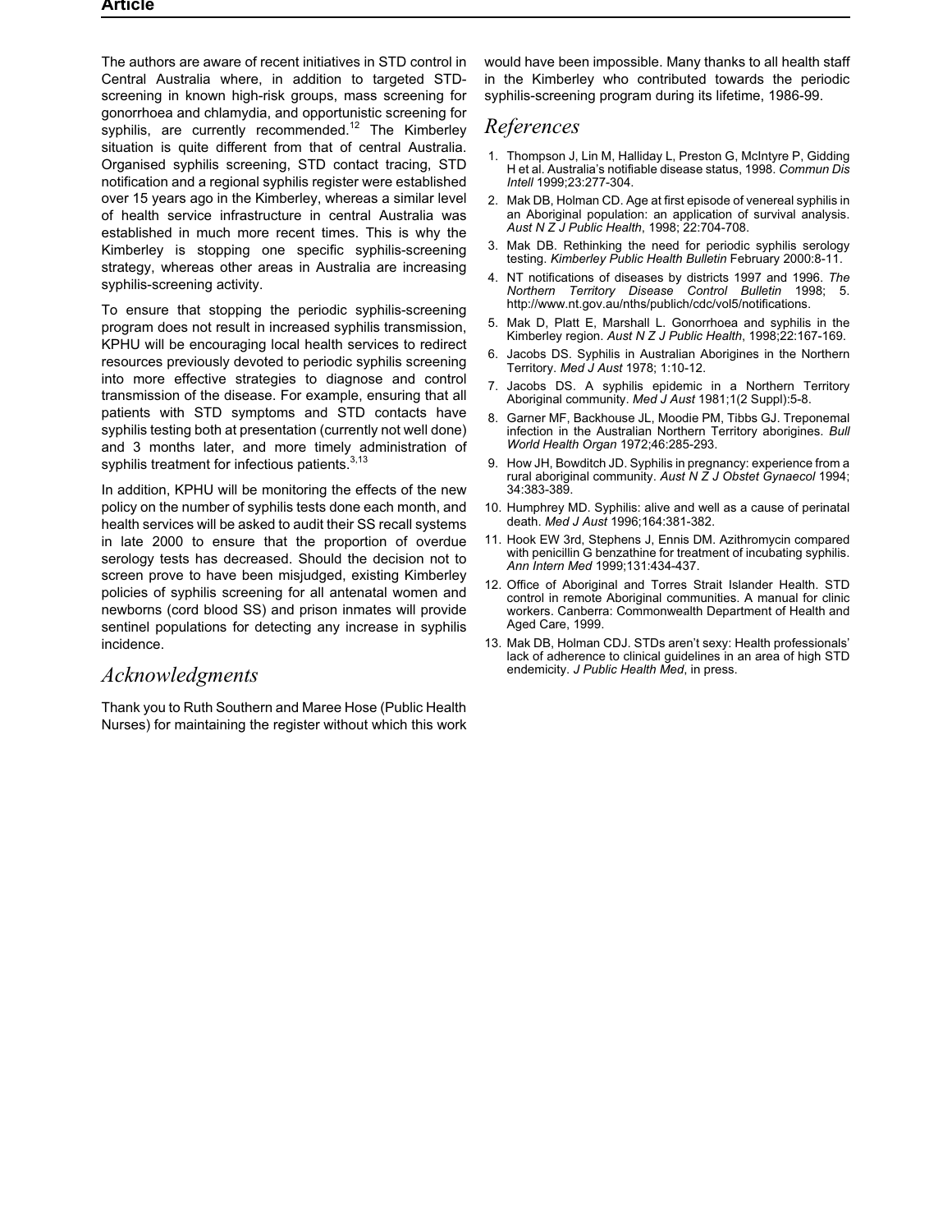The authors are aware of recent initiatives in STD control in Central Australia where, in addition to targeted STD-screening in known high-risk groups, mass screening for gonorrhoea and chlamydia, and opportunistic screening for syphilis, are currently recommended.[12] The Kimberley situation is quite different from that of central Australia. Organised syphilis screening, STD contact tracing, STD notification and a regional syphilis register were established over 15 years ago in the Kimberley, whereas a similar level of health service infrastructure in central Australia was established in much more recent times. This is why the Kimberley is stopping one specific syphilis-screening strategy, whereas other areas in Australia are increasing syphilis-screening activity.

To ensure that stopping the periodic syphilis-screening program does not result in increased syphilis transmission, KPHU will be encouraging local health services to redirect resources previously devoted to periodic syphilis screening into more effective strategies to diagnose and control transmission of the disease. For example, ensuring that all patients with STD symptoms and STD contacts have syphilis testing both at presentation (currently not well done) and 3 months later, and more timely administration of syphilis treatment for infectious patients.[3,13]

In addition, KPHU will be monitoring the effects of the new policy on the number of syphilis tests done each month, and health services will be asked to audit their SS recall systems in late 2000 to ensure that the proportion of overdue serology tests has decreased. Should the decision not to screen prove to have been misjudged, existing Kimberley policies of syphilis screening for all antenatal women and newborns (cord blood SS) and prison inmates will provide sentinel populations for detecting any increase in syphilis incidence.

## Acknowledgments

Thank you to Ruth Southern and Maree Hose (Public Health Nurses) for maintaining the register without which this work would have been impossible. Many thanks to all health staff in the Kimberley who contributed towards the periodic syphilis-screening program during its lifetime, 1986-99.

## References

1. Thompson J, Lin M, Halliday L, Preston G, McIntyre P, Gidding H et al. Australia's notifiable disease status, 1998. *Commun Dis Intell* 1999;23:277-304.
2. Mak DB, Holman CD. Age at first episode of venereal syphilis in an Aboriginal population: an application of survival analysis. *Aust N Z J Public Health*, 1998; 22:704-708.
3. Mak DB. Rethinking the need for periodic syphilis serology testing. *Kimberley Public Health Bulletin* February 2000:8-11.
4. NT notifications of diseases by districts 1997 and 1996. *The Northern Territory Disease Control Bulletin* 1998; 5. http://www.nt.gov.au/nths/publich/cdc/vol5/notifications.
5. Mak D, Platt E, Marshall L. Gonorrhoea and syphilis in the Kimberley region. *Aust N Z J Public Health*, 1998;22:167-169.
6. Jacobs DS. Syphilis in Australian Aborigines in the Northern Territory. *Med J Aust* 1978; 1:10-12.
7. Jacobs DS. A syphilis epidemic in a Northern Territory Aboriginal community. *Med J Aust* 1981;1(2 Suppl):5-8.
8. Garner MF, Backhouse JL, Moodie PM, Tibbs GJ. Treponemal infection in the Australian Northern Territory aborigines. *Bull World Health Organ* 1972;46:285-293.
9. How JH, Bowditch JD. Syphilis in pregnancy: experience from a rural aboriginal community. *Aust N Z J Obstet Gynaecol* 1994; 34:383-389.
10. Humphrey MD. Syphilis: alive and well as a cause of perinatal death. *Med J Aust* 1996;164:381-382.
11. Hook EW 3rd, Stephens J, Ennis DM. Azithromycin compared with penicillin G benzathine for treatment of incubating syphilis. *Ann Intern Med* 1999;131:434-437.
12. Office of Aboriginal and Torres Strait Islander Health. STD control in remote Aboriginal communities. A manual for clinic workers. Canberra: Commonwealth Department of Health and Aged Care, 1999.
13. Mak DB, Holman CDJ. STDs aren't sexy: Health professionals' lack of adherence to clinical guidelines in an area of high STD endemicity. *J Public Health Med*, in press.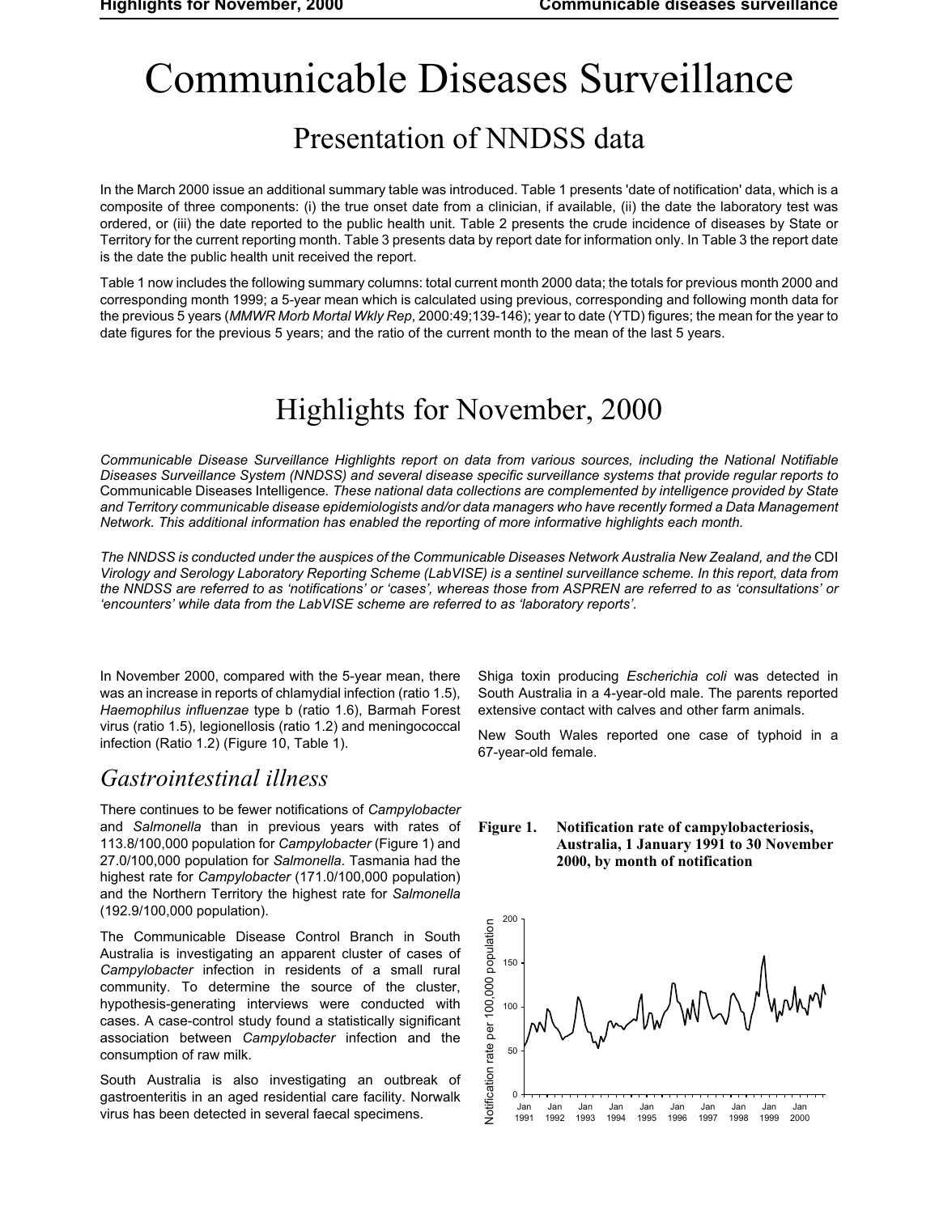# Communicable Diseases Surveillance

## Presentation of NNDSS data

In the March 2000 issue an additional summary table was introduced. Table 1 presents 'date of notification' data, which is a composite of three components: (i) the true onset date from a clinician, if available, (ii) the date the laboratory test was ordered, or (iii) the date reported to the public health unit. Table 2 presents the crude incidence of diseases by State or Territory for the current reporting month. Table 3 presents data by report date for information only. In Table 3 the report date is the date the public health unit received the report.

Table 1 now includes the following summary columns: total current month 2000 data; the totals for previous month 2000 and corresponding month 1999; a 5-year mean which is calculated using previous, corresponding and following month data for the previous 5 years (*MMWR Morb Mortal Wkly Rep*, 2000:49;139-146); year to date (YTD) figures; the mean for the year to date figures for the previous 5 years; and the ratio of the current month to the mean of the last 5 years.

## Highlights for November, 2000

*Communicable Disease Surveillance Highlights report on data from various sources, including the National Notifiable Diseases Surveillance System (NNDSS) and several disease specific surveillance systems that provide regular reports to* Communicable Diseases Intelligence*. These national data collections are complemented by intelligence provided by State and Territory communicable disease epidemiologists and/or data managers who have recently formed a Data Management Network. This additional information has enabled the reporting of more informative highlights each month.*

*The NNDSS is conducted under the auspices of the Communicable Diseases Network Australia New Zealand, and the* CDI *Virology and Serology Laboratory Reporting Scheme (LabVISE) is a sentinel surveillance scheme. In this report, data from the NNDSS are referred to as 'notifications' or 'cases', whereas those from ASPREN are referred to as 'consultations' or 'encounters' while data from the LabVISE scheme are referred to as 'laboratory reports'.*

In November 2000, compared with the 5-year mean, there was an increase in reports of chlamydial infection (ratio 1.5), *Haemophilus influenzae* type b (ratio 1.6), Barmah Forest virus (ratio 1.5), legionellosis (ratio 1.2) and meningococcal infection (Ratio 1.2) (Figure 10, Table 1).

### *Gastrointestinal illness*

There continues to be fewer notifications of *Campylobacter* and *Salmonella* than in previous years with rates of 113.8/100,000 population for *Campylobacter* (Figure 1) and 27.0/100,000 population for *Salmonella*. Tasmania had the highest rate for *Campylobacter* (171.0/100,000 population) and the Northern Territory the highest rate for *Salmonella* (192.9/100,000 population).

The Communicable Disease Control Branch in South Australia is investigating an apparent cluster of cases of *Campylobacter* infection in residents of a small rural community. To determine the source of the cluster, hypothesis-generating interviews were conducted with cases. A case-control study found a statistically significant association between *Campylobacter* infection and the consumption of raw milk.

South Australia is also investigating an outbreak of gastroenteritis in an aged residential care facility. Norwalk virus has been detected in several faecal specimens.

Shiga toxin producing *Escherichia coli* was detected in South Australia in a 4-year-old male. The parents reported extensive contact with calves and other farm animals.

New South Wales reported one case of typhoid in a 67-year-old female.

**Figure 1. Notification rate of campylobacteriosis, Australia, 1 January 1991 to 30 November 2000, by month of notification**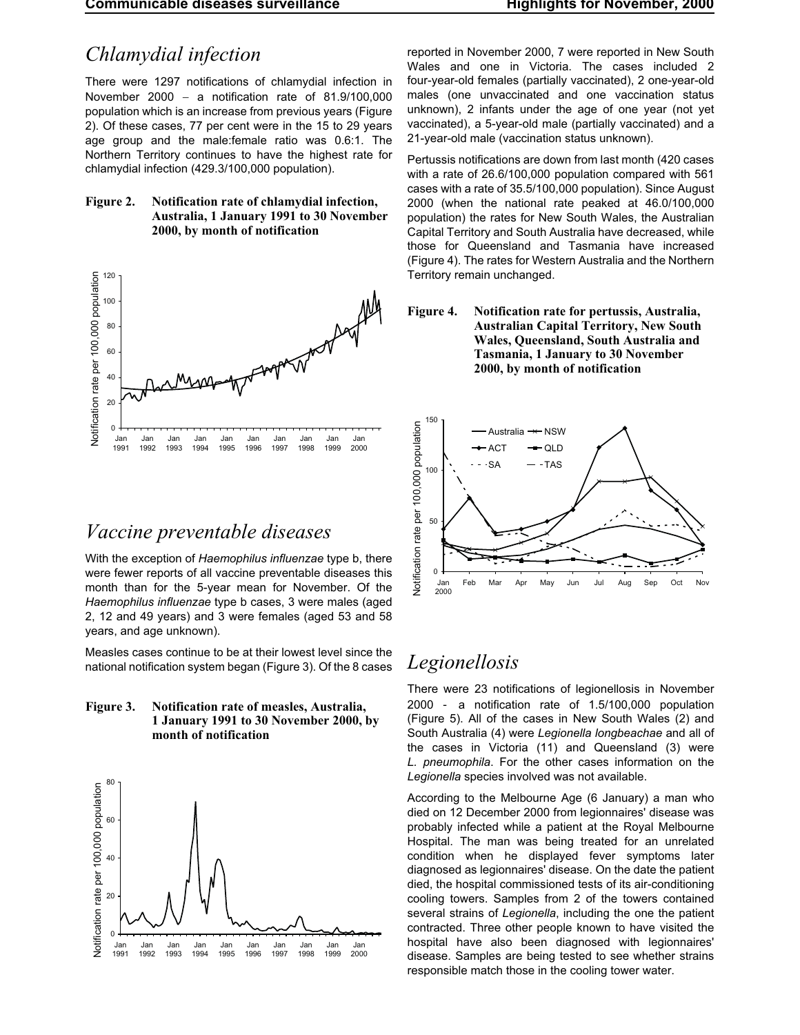## Chlamydial infection

There were 1297 notifications of chlamydial infection in November 2000 – a notification rate of 81.9/100,000 population which is an increase from previous years (Figure 2). Of these cases, 77 per cent were in the 15 to 29 years age group and the male:female ratio was 0.6:1. The Northern Territory continues to have the highest rate for chlamydial infection (429.3/100,000 population).

**Figure 2. Notification rate of chlamydial infection, Australia, 1 January 1991 to 30 November 2000, by month of notification**

## Vaccine preventable diseases

With the exception of *Haemophilus influenzae* type b, there were fewer reports of all vaccine preventable diseases this month than for the 5-year mean for November. Of the *Haemophilus influenzae* type b cases, 3 were males (aged 2, 12 and 49 years) and 3 were females (aged 53 and 58 years, and age unknown).

Measles cases continue to be at their lowest level since the national notification system began (Figure 3). Of the 8 cases reported in November 2000, 7 were reported in New South Wales and one in Victoria. The cases included 2 four-year-old females (partially vaccinated), 2 one-year-old males (one unvaccinated and one vaccination status unknown), 2 infants under the age of one year (not yet vaccinated), a 5-year-old male (partially vaccinated) and a 21-year-old male (vaccination status unknown).

**Figure 3. Notification rate of measles, Australia, 1 January 1991 to 30 November 2000, by month of notification**

Pertussis notifications are down from last month (420 cases with a rate of 26.6/100,000 population compared with 561 cases with a rate of 35.5/100,000 population). Since August 2000 (when the national rate peaked at 46.0/100,000 population) the rates for New South Wales, the Australian Capital Territory and South Australia have decreased, while those for Queensland and Tasmania have increased (Figure 4). The rates for Western Australia and the Northern Territory remain unchanged.

**Figure 4. Notification rate for pertussis, Australia, Australian Capital Territory, New South Wales, Queensland, South Australia and Tasmania, 1 January to 30 November 2000, by month of notification**

## Legionellosis

There were 23 notifications of legionellosis in November 2000 - a notification rate of 1.5/100,000 population (Figure 5). All of the cases in New South Wales (2) and South Australia (4) were *Legionella longbeachae* and all of the cases in Victoria (11) and Queensland (3) were *L. pneumophila*. For the other cases information on the *Legionella* species involved was not available.

According to the Melbourne Age (6 January) a man who died on 12 December 2000 from legionnaires' disease was probably infected while a patient at the Royal Melbourne Hospital. The man was being treated for an unrelated condition when he displayed fever symptoms later diagnosed as legionnaires' disease. On the date the patient died, the hospital commissioned tests of its air-conditioning cooling towers. Samples from 2 of the towers contained several strains of *Legionella*, including the one the patient contracted. Three other people known to have visited the hospital have also been diagnosed with legionnaires' disease. Samples are being tested to see whether strains responsible match those in the cooling tower water.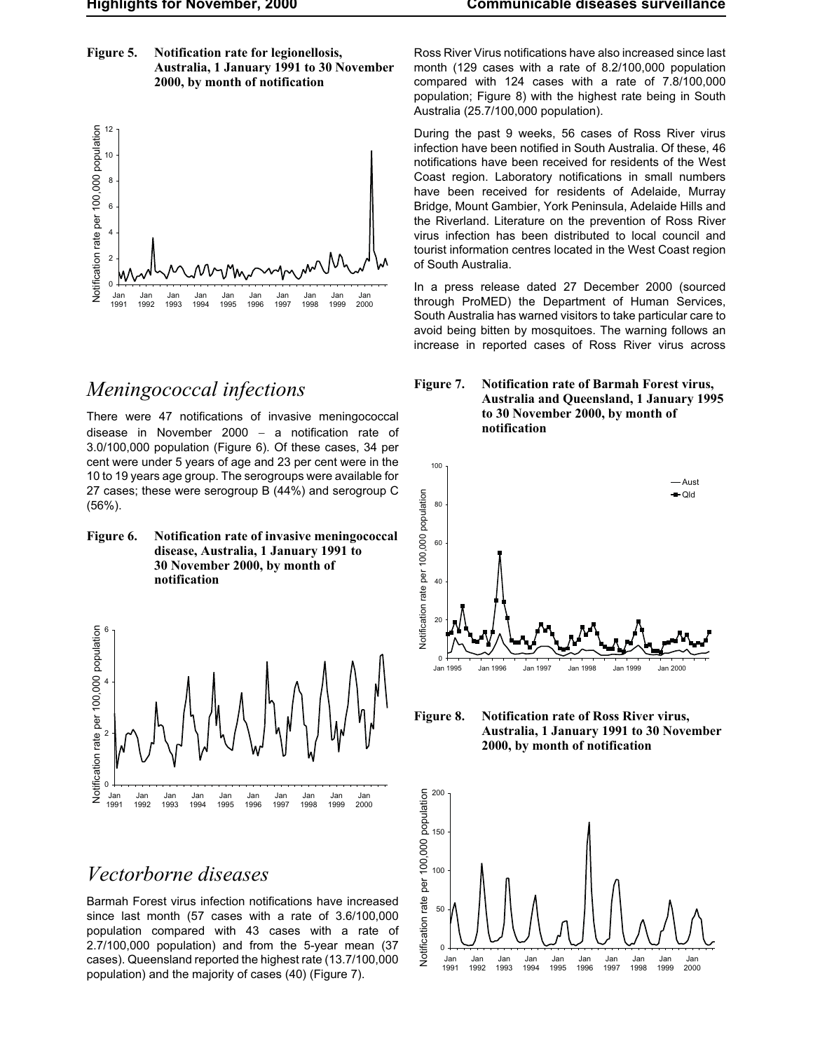**Figure 5. Notification rate for legionellosis, Australia, 1 January 1991 to 30 November 2000, by month of notification**

## *Meningococcal infections*

There were 47 notifications of invasive meningococcal disease in November 2000 – a notification rate of 3.0/100,000 population (Figure 6). Of these cases, 34 per cent were under 5 years of age and 23 per cent were in the 10 to 19 years age group. The serogroups were available for 27 cases; these were serogroup B (44%) and serogroup C (56%).

**Figure 6. Notification rate of invasive meningococcal disease, Australia, 1 January 1991 to 30 November 2000, by month of notification**

## *Vectorborne diseases*

Barmah Forest virus infection notifications have increased since last month (57 cases with a rate of 3.6/100,000 population compared with 43 cases with a rate of 2.7/100,000 population) and from the 5-year mean (37 cases). Queensland reported the highest rate (13.7/100,000 population) and the majority of cases (40) (Figure 7).

Ross River Virus notifications have also increased since last month (129 cases with a rate of 8.2/100,000 population compared with 124 cases with a rate of 7.8/100,000 population; Figure 8) with the highest rate being in South Australia (25.7/100,000 population).

During the past 9 weeks, 56 cases of Ross River virus infection have been notified in South Australia. Of these, 46 notifications have been received for residents of the West Coast region. Laboratory notifications in small numbers have been received for residents of Adelaide, Murray Bridge, Mount Gambier, York Peninsula, Adelaide Hills and the Riverland. Literature on the prevention of Ross River virus infection has been distributed to local council and tourist information centres located in the West Coast region of South Australia.

In a press release dated 27 December 2000 (sourced through ProMED) the Department of Human Services, South Australia has warned visitors to take particular care to avoid being bitten by mosquitoes. The warning follows an increase in reported cases of Ross River virus across

**Figure 7. Notification rate of Barmah Forest virus, Australia and Queensland, 1 January 1995 to 30 November 2000, by month of notification**

**Figure 8. Notification rate of Ross River virus, Australia, 1 January 1991 to 30 November 2000, by month of notification**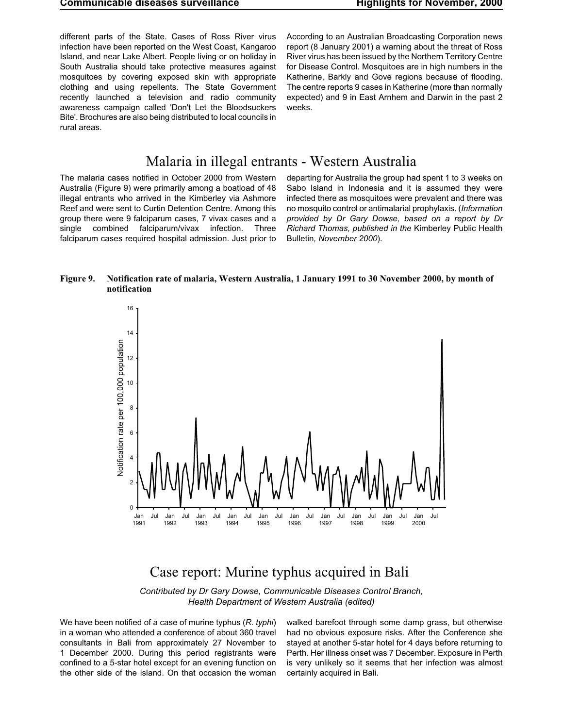different parts of the State. Cases of Ross River virus infection have been reported on the West Coast, Kangaroo Island, and near Lake Albert. People living or on holiday in South Australia should take protective measures against mosquitoes by covering exposed skin with appropriate clothing and using repellents. The State Government recently launched a television and radio community awareness campaign called 'Don't Let the Bloodsuckers Bite'. Brochures are also being distributed to local councils in rural areas.

According to an Australian Broadcasting Corporation news report (8 January 2001) a warning about the threat of Ross River virus has been issued by the Northern Territory Centre for Disease Control. Mosquitoes are in high numbers in the Katherine, Barkly and Gove regions because of flooding. The centre reports 9 cases in Katherine (more than normally expected) and 9 in East Arnhem and Darwin in the past 2 weeks.

# Malaria in illegal entrants - Western Australia

The malaria cases notified in October 2000 from Western Australia (Figure 9) were primarily among a boatload of 48 illegal entrants who arrived in the Kimberley via Ashmore Reef and were sent to Curtin Detention Centre. Among this group there were 9 falciparum cases, 7 vivax cases and a single combined falciparum/vivax infection. Three falciparum cases required hospital admission. Just prior to departing for Australia the group had spent 1 to 3 weeks on Sabo Island in Indonesia and it is assumed they were infected there as mosquitoes were prevalent and there was no mosquito control or antimalarial prophylaxis. (*Information provided by Dr Gary Dowse, based on a report by Dr Richard Thomas, published in the* Kimberley Public Health Bulletin*, November 2000*).

**Figure 9. Notification rate of malaria, Western Australia, 1 January 1991 to 30 November 2000, by month of notification**

# Case report: Murine typhus acquired in Bali

*Contributed by Dr Gary Dowse, Communicable Diseases Control Branch, Health Department of Western Australia (edited)*

We have been notified of a case of murine typhus (*R. typhi*) in a woman who attended a conference of about 360 travel consultants in Bali from approximately 27 November to 1 December 2000. During this period registrants were confined to a 5-star hotel except for an evening function on the other side of the island. On that occasion the woman walked barefoot through some damp grass, but otherwise had no obvious exposure risks. After the Conference she stayed at another 5-star hotel for 4 days before returning to Perth. Her illness onset was 7 December. Exposure in Perth is very unlikely so it seems that her infection was almost certainly acquired in Bali.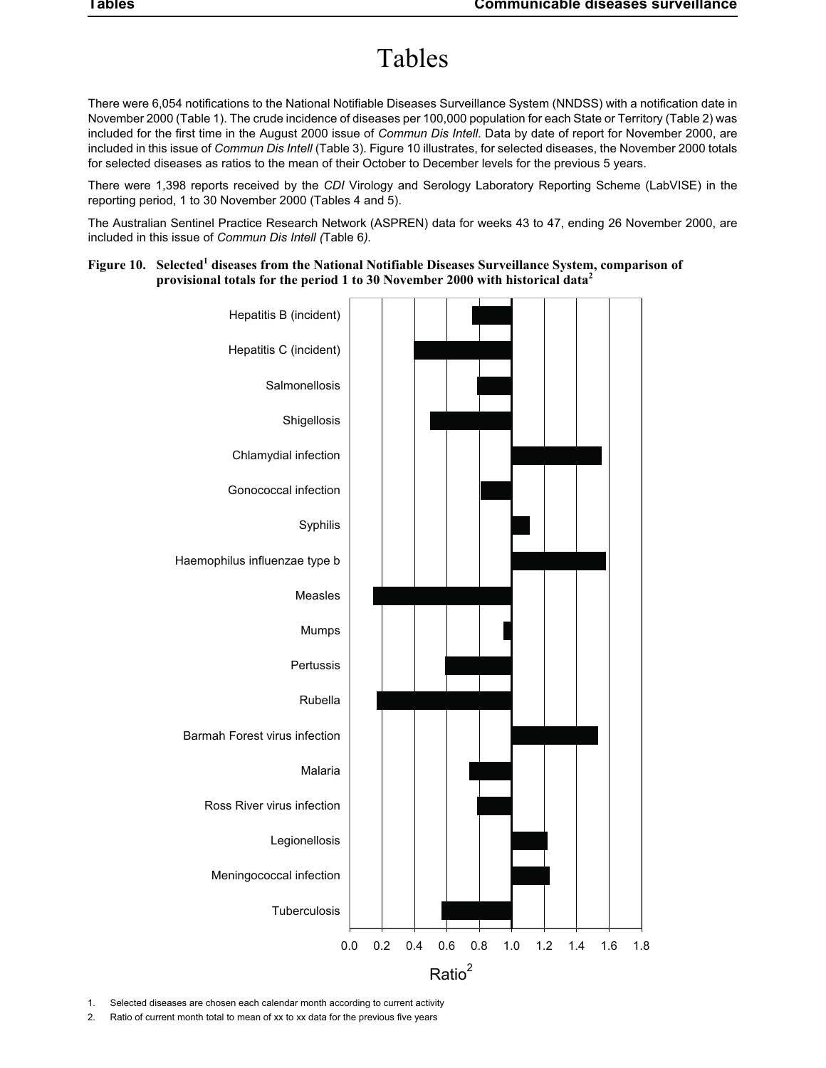# Tables

There were 6,054 notifications to the National Notifiable Diseases Surveillance System (NNDSS) with a notification date in November 2000 (Table 1). The crude incidence of diseases per 100,000 population for each State or Territory (Table 2) was included for the first time in the August 2000 issue of *Commun Dis Intell*. Data by date of report for November 2000, are included in this issue of *Commun Dis Intell* (Table 3). Figure 10 illustrates, for selected diseases, the November 2000 totals for selected diseases as ratios to the mean of their October to December levels for the previous 5 years.

There were 1,398 reports received by the *CDI* Virology and Serology Laboratory Reporting Scheme (LabVISE) in the reporting period, 1 to 30 November 2000 (Tables 4 and 5).

The Australian Sentinel Practice Research Network (ASPREN) data for weeks 43 to 47, ending 26 November 2000, are included in this issue of *Commun Dis Intell (*Table 6*).*

**Figure 10. Selected[1] diseases from the National Notifiable Diseases Surveillance System, comparison of provisional totals for the period 1 to 30 November 2000 with historical data[2]**

Hepatitis B (incident)
Hepatitis C (incident)
Salmonellosis
Shigellosis
Chlamydial infection
Gonococcal infection
Syphilis
Haemophilus influenzae type b
Measles
Mumps
Pertussis
Rubella
Barmah Forest virus infection
Malaria
Ross River virus infection
Legionellosis
Meningococcal infection
Tuberculosis

0.0 0.2 0.4 0.6 0.8 1.0 1.2 1.4 1.6 1.8

Ratio[2]

1. Selected diseases are chosen each calendar month according to current activity
2. Ratio of current month total to mean of xx to xx data for the previous five years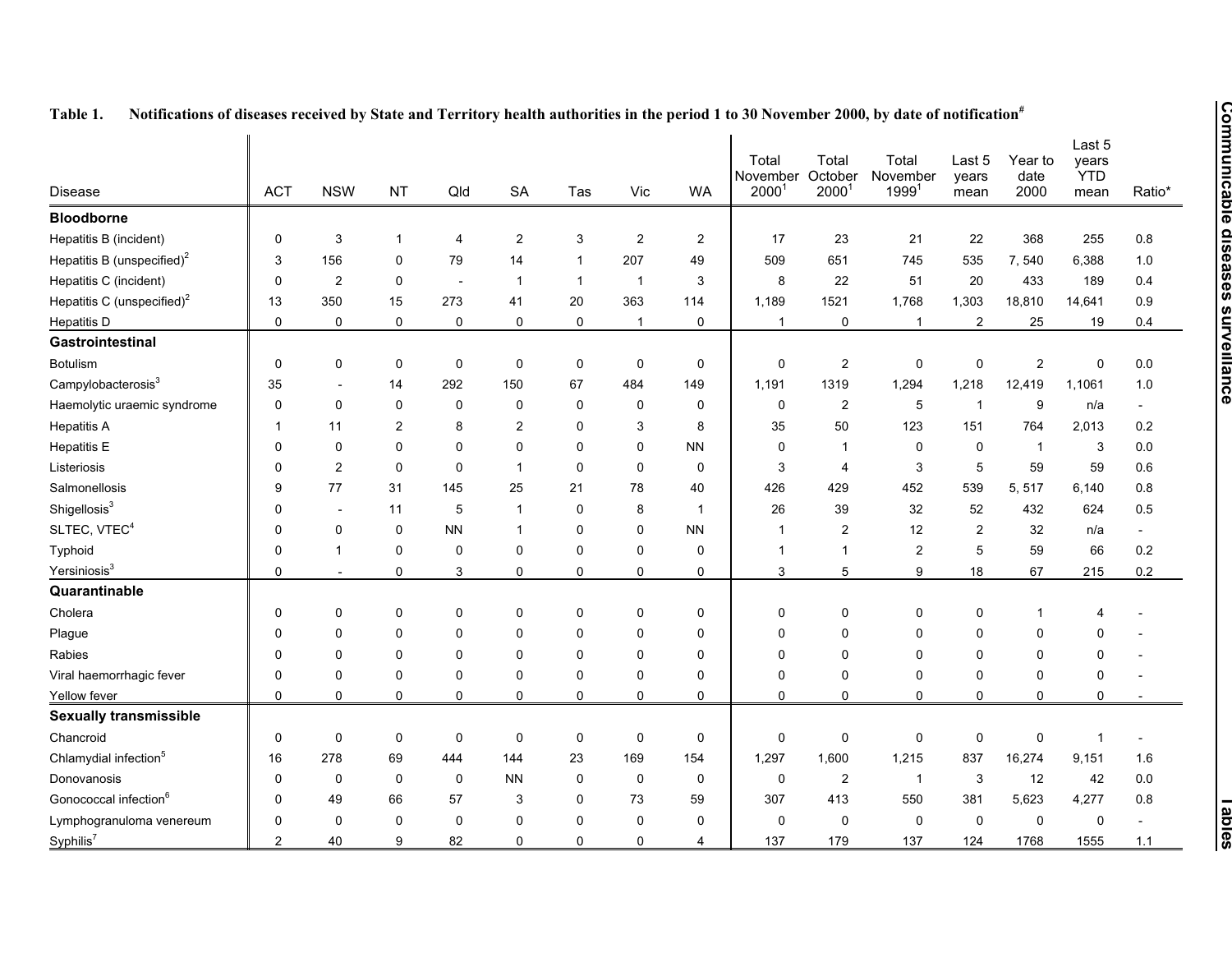**Table 1. Notifications of diseases received by State and Territory health authorities in the period 1 to 30 November 2000, by date of notification#**

| Disease | ACT | NSW | NT | Qld | SA | Tas | Vic | WA | Total November 2000[1] | Total October 2000[1] | Total November 1999[1] | Last 5 years mean | Year to date 2000 | Last 5 years YTD mean | Ratio* |
|---|---|---|---|---|---|---|---|---|---|---|---|---|---|---|---|
| **Bloodborne** | | | | | | | | | | | | | | | |
| Hepatitis B (incident) | 0 | 3 | 1 | 4 | 2 | 3 | 2 | 2 | 17 | 23 | 21 | 22 | 368 | 255 | 0.8 |
| Hepatitis B (unspecified)[2] | 3 | 156 | 0 | 79 | 14 | 1 | 207 | 49 | 509 | 651 | 745 | 535 | 7, 540 | 6,388 | 1.0 |
| Hepatitis C (incident) | 0 | 2 | 0 | - | 1 | 1 | 1 | 3 | 8 | 22 | 51 | 20 | 433 | 189 | 0.4 |
| Hepatitis C (unspecified)[2] | 13 | 350 | 15 | 273 | 41 | 20 | 363 | 114 | 1,189 | 1521 | 1,768 | 1,303 | 18,810 | 14,641 | 0.9 |
| Hepatitis D | 0 | 0 | 0 | 0 | 0 | 0 | 1 | 0 | 1 | 0 | 1 | 2 | 25 | 19 | 0.4 |
| **Gastrointestinal** | | | | | | | | | | | | | | | |
| Botulism | 0 | 0 | 0 | 0 | 0 | 0 | 0 | 0 | 0 | 2 | 0 | 0 | 2 | 0 | 0.0 |
| Campylobacterosis[3] | 35 | - | 14 | 292 | 150 | 67 | 484 | 149 | 1,191 | 1319 | 1,294 | 1,218 | 12,419 | 1,1061 | 1.0 |
| Haemolytic uraemic syndrome | 0 | 0 | 0 | 0 | 0 | 0 | 0 | 0 | 0 | 2 | 5 | 1 | 9 | n/a | - |
| Hepatitis A | 1 | 11 | 2 | 8 | 2 | 0 | 3 | 8 | 35 | 50 | 123 | 151 | 764 | 2,013 | 0.2 |
| Hepatitis E | 0 | 0 | 0 | 0 | 0 | 0 | 0 | NN | 0 | 1 | 0 | 0 | 1 | 3 | 0.0 |
| Listeriosis | 0 | 2 | 0 | 0 | 1 | 0 | 0 | 0 | 3 | 4 | 3 | 5 | 59 | 59 | 0.6 |
| Salmonellosis | 9 | 77 | 31 | 145 | 25 | 21 | 78 | 40 | 426 | 429 | 452 | 539 | 5, 517 | 6,140 | 0.8 |
| Shigellosis[3] | 0 | - | 11 | 5 | 1 | 0 | 8 | 1 | 26 | 39 | 32 | 52 | 432 | 624 | 0.5 |
| SLTEC, VTEC[4] | 0 | 0 | 0 | NN | 1 | 0 | 0 | NN | 1 | 2 | 12 | 2 | 32 | n/a | - |
| Typhoid | 0 | 1 | 0 | 0 | 0 | 0 | 0 | 0 | 1 | 1 | 2 | 5 | 59 | 66 | 0.2 |
| Yersiniosis[3] | 0 | - | 0 | 3 | 0 | 0 | 0 | 0 | 3 | 5 | 9 | 18 | 67 | 215 | 0.2 |
| **Quarantinable** | | | | | | | | | | | | | | | |
| Cholera | 0 | 0 | 0 | 0 | 0 | 0 | 0 | 0 | 0 | 0 | 0 | 0 | 1 | 4 | - |
| Plague | 0 | 0 | 0 | 0 | 0 | 0 | 0 | 0 | 0 | 0 | 0 | 0 | 0 | 0 | - |
| Rabies | 0 | 0 | 0 | 0 | 0 | 0 | 0 | 0 | 0 | 0 | 0 | 0 | 0 | 0 | - |
| Viral haemorrhagic fever | 0 | 0 | 0 | 0 | 0 | 0 | 0 | 0 | 0 | 0 | 0 | 0 | 0 | 0 | - |
| Yellow fever | 0 | 0 | 0 | 0 | 0 | 0 | 0 | 0 | 0 | 0 | 0 | 0 | 0 | 0 | - |
| **Sexually transmissible** | | | | | | | | | | | | | | | |
| Chancroid | 0 | 0 | 0 | 0 | 0 | 0 | 0 | 0 | 0 | 0 | 0 | 0 | 0 | 1 | - |
| Chlamydial infection[5] | 16 | 278 | 69 | 444 | 144 | 23 | 169 | 154 | 1,297 | 1,600 | 1,215 | 837 | 16,274 | 9,151 | 1.6 |
| Donovanosis | 0 | 0 | 0 | 0 | NN | 0 | 0 | 0 | 0 | 2 | 1 | 3 | 12 | 42 | 0.0 |
| Gonococcal infection[6] | 0 | 49 | 66 | 57 | 3 | 0 | 73 | 59 | 307 | 413 | 550 | 381 | 5,623 | 4,277 | 0.8 |
| Lymphogranuloma venereum | 0 | 0 | 0 | 0 | 0 | 0 | 0 | 0 | 0 | 0 | 0 | 0 | 0 | 0 | - |
| Syphilis[7] | 2 | 40 | 9 | 82 | 0 | 0 | 0 | 4 | 137 | 179 | 137 | 124 | 1768 | 1555 | 1.1 |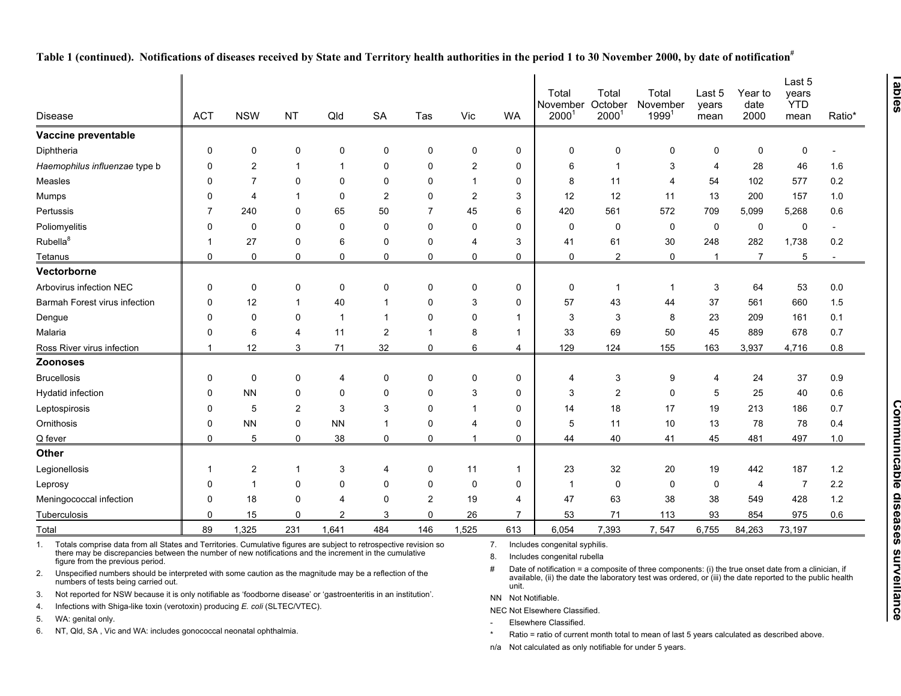**Table 1 (continued). Notifications of diseases received by State and Territory health authorities in the period 1 to 30 November 2000, by date of notification#**

| Disease | ACT | NSW | NT | Qld | SA | Tas | Vic | WA | Total November 2000[1] | Total October 2000[1] | Total November 1999[1] | Last 5 years mean | Year to date 2000 | Last 5 years YTD mean | Ratio* |
|---|---|---|---|---|---|---|---|---|---|---|---|---|---|---|---|
| **Vaccine preventable** | | | | | | | | | | | | | | | |
| Diphtheria | 0 | 0 | 0 | 0 | 0 | 0 | 0 | 0 | 0 | 0 | 0 | 0 | 0 | 0 | - |
| *Haemophilus influenzae* type b | 0 | 2 | 1 | 1 | 0 | 0 | 2 | 0 | 6 | 1 | 3 | 4 | 28 | 46 | 1.6 |
| Measles | 0 | 7 | 0 | 0 | 0 | 0 | 1 | 0 | 8 | 11 | 4 | 54 | 102 | 577 | 0.2 |
| Mumps | 0 | 4 | 1 | 0 | 2 | 0 | 2 | 3 | 12 | 12 | 11 | 13 | 200 | 157 | 1.0 |
| Pertussis | 7 | 240 | 0 | 65 | 50 | 7 | 45 | 6 | 420 | 561 | 572 | 709 | 5,099 | 5,268 | 0.6 |
| Poliomyelitis | 0 | 0 | 0 | 0 | 0 | 0 | 0 | 0 | 0 | 0 | 0 | 0 | 0 | 0 | - |
| Rubella[8] | 1 | 27 | 0 | 6 | 0 | 0 | 4 | 3 | 41 | 61 | 30 | 248 | 282 | 1,738 | 0.2 |
| Tetanus | 0 | 0 | 0 | 0 | 0 | 0 | 0 | 0 | 0 | 2 | 0 | 1 | 7 | 5 | - |
| **Vectorborne** | | | | | | | | | | | | | | | |
| Arbovirus infection NEC | 0 | 0 | 0 | 0 | 0 | 0 | 0 | 0 | 0 | 1 | 1 | 3 | 64 | 53 | 0.0 |
| Barmah Forest virus infection | 0 | 12 | 1 | 40 | 1 | 0 | 3 | 0 | 57 | 43 | 44 | 37 | 561 | 660 | 1.5 |
| Dengue | 0 | 0 | 0 | 1 | 1 | 0 | 0 | 1 | 3 | 3 | 8 | 23 | 209 | 161 | 0.1 |
| Malaria | 0 | 6 | 4 | 11 | 2 | 1 | 8 | 1 | 33 | 69 | 50 | 45 | 889 | 678 | 0.7 |
| Ross River virus infection | 1 | 12 | 3 | 71 | 32 | 0 | 6 | 4 | 129 | 124 | 155 | 163 | 3,937 | 4,716 | 0.8 |
| **Zoonoses** | | | | | | | | | | | | | | | |
| Brucellosis | 0 | 0 | 0 | 4 | 0 | 0 | 0 | 0 | 4 | 3 | 9 | 4 | 24 | 37 | 0.9 |
| Hydatid infection | 0 | NN | 0 | 0 | 0 | 0 | 3 | 0 | 3 | 2 | 0 | 5 | 25 | 40 | 0.6 |
| Leptospirosis | 0 | 5 | 2 | 3 | 3 | 0 | 1 | 0 | 14 | 18 | 17 | 19 | 213 | 186 | 0.7 |
| Ornithosis | 0 | NN | 0 | NN | 1 | 0 | 4 | 0 | 5 | 11 | 10 | 13 | 78 | 78 | 0.4 |
| Q fever | 0 | 5 | 0 | 38 | 0 | 0 | 1 | 0 | 44 | 40 | 41 | 45 | 481 | 497 | 1.0 |
| **Other** | | | | | | | | | | | | | | | |
| Legionellosis | 1 | 2 | 1 | 3 | 4 | 0 | 11 | 1 | 23 | 32 | 20 | 19 | 442 | 187 | 1.2 |
| Leprosy | 0 | 1 | 0 | 0 | 0 | 0 | 0 | 0 | 1 | 0 | 0 | 0 | 4 | 7 | 2.2 |
| Meningococcal infection | 0 | 18 | 0 | 4 | 0 | 2 | 19 | 4 | 47 | 63 | 38 | 38 | 549 | 428 | 1.2 |
| Tuberculosis | 0 | 15 | 0 | 2 | 3 | 0 | 26 | 7 | 53 | 71 | 113 | 93 | 854 | 975 | 0.6 |
| Total | 89 | 1,325 | 231 | 1,641 | 484 | 146 | 1,525 | 613 | 6,054 | 7,393 | 7, 547 | 6,755 | 84,263 | 73,197 | |

1. Totals comprise data from all States and Territories. Cumulative figures are subject to retrospective revision so there may be discrepancies between the number of new notifications and the increment in the cumulative figure from the previous period.
2. Unspecified numbers should be interpreted with some caution as the magnitude may be a reflection of the numbers of tests being carried out.
3. Not reported for NSW because it is only notifiable as 'foodborne disease' or 'gastroenteritis in an institution'.
4. Infections with Shiga-like toxin (verotoxin) producing *E. coli* (SLTEC/VTEC).
5. WA: genital only.
6. NT, Qld, SA , Vic and WA: includes gonococcal neonatal ophthalmia.
7. Includes congenital syphilis.
8. Includes congenital rubella

\# Date of notification = a composite of three components: (i) the true onset date from a clinician, if available, (ii) the date the laboratory test was ordered, or (iii) the date reported to the public health unit.

NN Not Notifiable.

NEC Not Elsewhere Classified.

\- Elsewhere Classified.

\* Ratio = ratio of current month total to mean of last 5 years calculated as described above.

n/a Not calculated as only notifiable for under 5 years.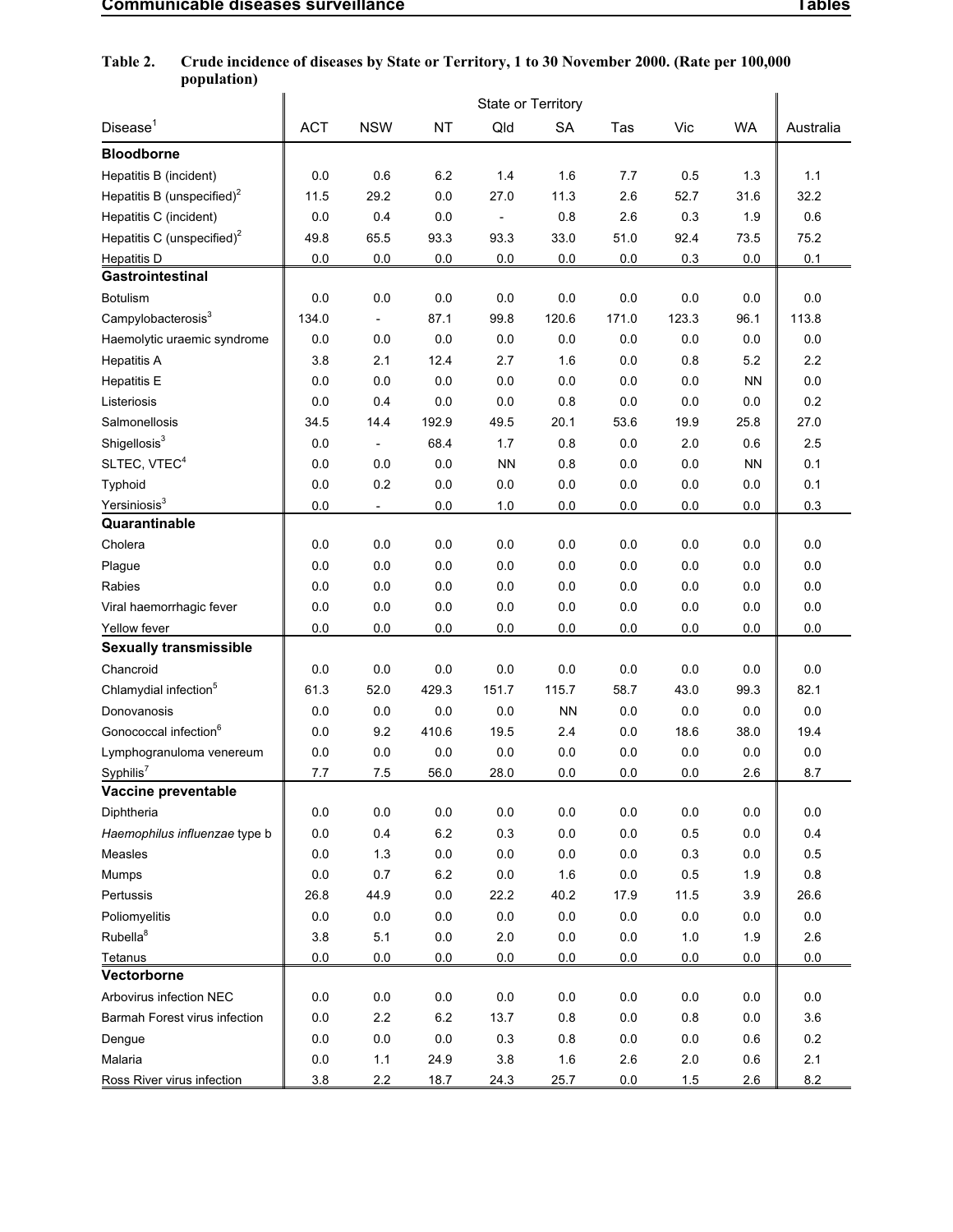**Table 2. Crude incidence of diseases by State or Territory, 1 to 30 November 2000. (Rate per 100,000 population)**

| Disease[1] | State or Territory | | | | | | | | Australia |
|---|---|---|---|---|---|---|---|---|---|
| | ACT | NSW | NT | Qld | SA | Tas | Vic | WA | |
| **Bloodborne** | | | | | | | | | |
| Hepatitis B (incident) | 0.0 | 0.6 | 6.2 | 1.4 | 1.6 | 7.7 | 0.5 | 1.3 | 1.1 |
| Hepatitis B (unspecified)[2] | 11.5 | 29.2 | 0.0 | 27.0 | 11.3 | 2.6 | 52.7 | 31.6 | 32.2 |
| Hepatitis C (incident) | 0.0 | 0.4 | 0.0 | - | 0.8 | 2.6 | 0.3 | 1.9 | 0.6 |
| Hepatitis C (unspecified)[2] | 49.8 | 65.5 | 93.3 | 93.3 | 33.0 | 51.0 | 92.4 | 73.5 | 75.2 |
| Hepatitis D | 0.0 | 0.0 | 0.0 | 0.0 | 0.0 | 0.0 | 0.3 | 0.0 | 0.1 |
| **Gastrointestinal** | | | | | | | | | |
| Botulism | 0.0 | 0.0 | 0.0 | 0.0 | 0.0 | 0.0 | 0.0 | 0.0 | 0.0 |
| Campylobacterosis[3] | 134.0 | - | 87.1 | 99.8 | 120.6 | 171.0 | 123.3 | 96.1 | 113.8 |
| Haemolytic uraemic syndrome | 0.0 | 0.0 | 0.0 | 0.0 | 0.0 | 0.0 | 0.0 | 0.0 | 0.0 |
| Hepatitis A | 3.8 | 2.1 | 12.4 | 2.7 | 1.6 | 0.0 | 0.8 | 5.2 | 2.2 |
| Hepatitis E | 0.0 | 0.0 | 0.0 | 0.0 | 0.0 | 0.0 | 0.0 | NN | 0.0 |
| Listeriosis | 0.0 | 0.4 | 0.0 | 0.0 | 0.8 | 0.0 | 0.0 | 0.0 | 0.2 |
| Salmonellosis | 34.5 | 14.4 | 192.9 | 49.5 | 20.1 | 53.6 | 19.9 | 25.8 | 27.0 |
| Shigellosis[3] | 0.0 | - | 68.4 | 1.7 | 0.8 | 0.0 | 2.0 | 0.6 | 2.5 |
| SLTEC, VTEC[4] | 0.0 | 0.0 | 0.0 | NN | 0.8 | 0.0 | 0.0 | NN | 0.1 |
| Typhoid | 0.0 | 0.2 | 0.0 | 0.0 | 0.0 | 0.0 | 0.0 | 0.0 | 0.1 |
| Yersiniosis[3] | 0.0 | - | 0.0 | 1.0 | 0.0 | 0.0 | 0.0 | 0.0 | 0.3 |
| **Quarantinable** | | | | | | | | | |
| Cholera | 0.0 | 0.0 | 0.0 | 0.0 | 0.0 | 0.0 | 0.0 | 0.0 | 0.0 |
| Plague | 0.0 | 0.0 | 0.0 | 0.0 | 0.0 | 0.0 | 0.0 | 0.0 | 0.0 |
| Rabies | 0.0 | 0.0 | 0.0 | 0.0 | 0.0 | 0.0 | 0.0 | 0.0 | 0.0 |
| Viral haemorrhagic fever | 0.0 | 0.0 | 0.0 | 0.0 | 0.0 | 0.0 | 0.0 | 0.0 | 0.0 |
| Yellow fever | 0.0 | 0.0 | 0.0 | 0.0 | 0.0 | 0.0 | 0.0 | 0.0 | 0.0 |
| **Sexually transmissible** | | | | | | | | | |
| Chancroid | 0.0 | 0.0 | 0.0 | 0.0 | 0.0 | 0.0 | 0.0 | 0.0 | 0.0 |
| Chlamydial infection[5] | 61.3 | 52.0 | 429.3 | 151.7 | 115.7 | 58.7 | 43.0 | 99.3 | 82.1 |
| Donovanosis | 0.0 | 0.0 | 0.0 | 0.0 | NN | 0.0 | 0.0 | 0.0 | 0.0 |
| Gonococcal infection[6] | 0.0 | 9.2 | 410.6 | 19.5 | 2.4 | 0.0 | 18.6 | 38.0 | 19.4 |
| Lymphogranuloma venereum | 0.0 | 0.0 | 0.0 | 0.0 | 0.0 | 0.0 | 0.0 | 0.0 | 0.0 |
| Syphilis[7] | 7.7 | 7.5 | 56.0 | 28.0 | 0.0 | 0.0 | 0.0 | 2.6 | 8.7 |
| **Vaccine preventable** | | | | | | | | | |
| Diphtheria | 0.0 | 0.0 | 0.0 | 0.0 | 0.0 | 0.0 | 0.0 | 0.0 | 0.0 |
| *Haemophilus influenzae* type b | 0.0 | 0.4 | 6.2 | 0.3 | 0.0 | 0.0 | 0.5 | 0.0 | 0.4 |
| Measles | 0.0 | 1.3 | 0.0 | 0.0 | 0.0 | 0.0 | 0.3 | 0.0 | 0.5 |
| Mumps | 0.0 | 0.7 | 6.2 | 0.0 | 1.6 | 0.0 | 0.5 | 1.9 | 0.8 |
| Pertussis | 26.8 | 44.9 | 0.0 | 22.2 | 40.2 | 17.9 | 11.5 | 3.9 | 26.6 |
| Poliomyelitis | 0.0 | 0.0 | 0.0 | 0.0 | 0.0 | 0.0 | 0.0 | 0.0 | 0.0 |
| Rubella[8] | 3.8 | 5.1 | 0.0 | 2.0 | 0.0 | 0.0 | 1.0 | 1.9 | 2.6 |
| Tetanus | 0.0 | 0.0 | 0.0 | 0.0 | 0.0 | 0.0 | 0.0 | 0.0 | 0.0 |
| **Vectorborne** | | | | | | | | | |
| Arbovirus infection NEC | 0.0 | 0.0 | 0.0 | 0.0 | 0.0 | 0.0 | 0.0 | 0.0 | 0.0 |
| Barmah Forest virus infection | 0.0 | 2.2 | 6.2 | 13.7 | 0.8 | 0.0 | 0.8 | 0.0 | 3.6 |
| Dengue | 0.0 | 0.0 | 0.0 | 0.3 | 0.8 | 0.0 | 0.0 | 0.6 | 0.2 |
| Malaria | 0.0 | 1.1 | 24.9 | 3.8 | 1.6 | 2.6 | 2.0 | 0.6 | 2.1 |
| Ross River virus infection | 3.8 | 2.2 | 18.7 | 24.3 | 25.7 | 0.0 | 1.5 | 2.6 | 8.2 |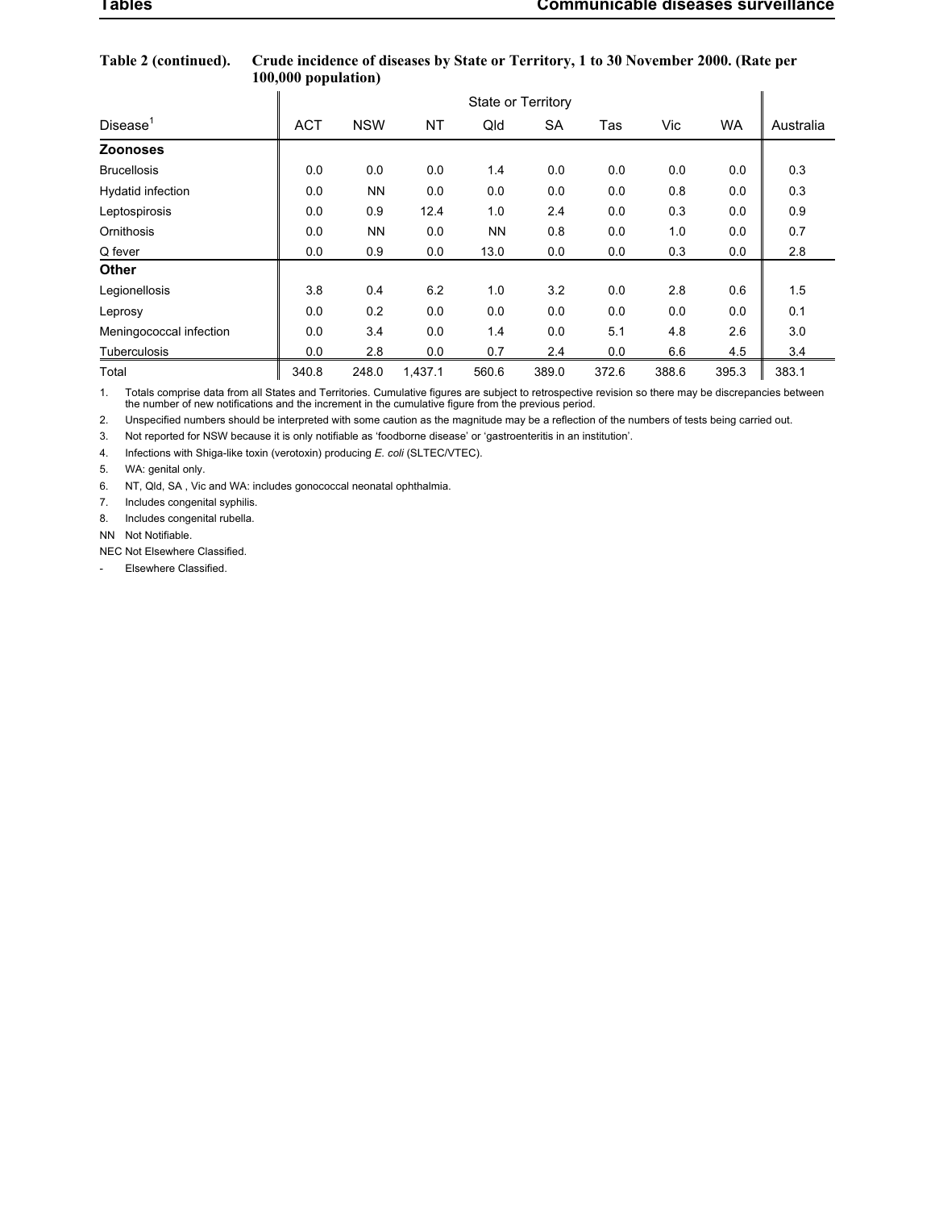**Table 2 (continued). Crude incidence of diseases by State or Territory, 1 to 30 November 2000. (Rate per 100,000 population)**

| Disease[1] | State or Territory | | | | | | | | Australia |
|---|---|---|---|---|---|---|---|---|---|
| | ACT | NSW | NT | Qld | SA | Tas | Vic | WA | |
| **Zoonoses** | | | | | | | | | |
| Brucellosis | 0.0 | 0.0 | 0.0 | 1.4 | 0.0 | 0.0 | 0.0 | 0.0 | 0.3 |
| Hydatid infection | 0.0 | NN | 0.0 | 0.0 | 0.0 | 0.0 | 0.8 | 0.0 | 0.3 |
| Leptospirosis | 0.0 | 0.9 | 12.4 | 1.0 | 2.4 | 0.0 | 0.3 | 0.0 | 0.9 |
| Ornithosis | 0.0 | NN | 0.0 | NN | 0.8 | 0.0 | 1.0 | 0.0 | 0.7 |
| Q fever | 0.0 | 0.9 | 0.0 | 13.0 | 0.0 | 0.0 | 0.3 | 0.0 | 2.8 |
| **Other** | | | | | | | | | |
| Legionellosis | 3.8 | 0.4 | 6.2 | 1.0 | 3.2 | 0.0 | 2.8 | 0.6 | 1.5 |
| Leprosy | 0.0 | 0.2 | 0.0 | 0.0 | 0.0 | 0.0 | 0.0 | 0.0 | 0.1 |
| Meningococcal infection | 0.0 | 3.4 | 0.0 | 1.4 | 0.0 | 5.1 | 4.8 | 2.6 | 3.0 |
| Tuberculosis | 0.0 | 2.8 | 0.0 | 0.7 | 2.4 | 0.0 | 6.6 | 4.5 | 3.4 |
| Total | 340.8 | 248.0 | 1,437.1 | 560.6 | 389.0 | 372.6 | 388.6 | 395.3 | 383.1 |

1. Totals comprise data from all States and Territories. Cumulative figures are subject to retrospective revision so there may be discrepancies between the number of new notifications and the increment in the cumulative figure from the previous period.
2. Unspecified numbers should be interpreted with some caution as the magnitude may be a reflection of the numbers of tests being carried out.
3. Not reported for NSW because it is only notifiable as 'foodborne disease' or 'gastroenteritis in an institution'.
4. Infections with Shiga-like toxin (verotoxin) producing *E. coli* (SLTEC/VTEC).
5. WA: genital only.
6. NT, Qld, SA , Vic and WA: includes gonococcal neonatal ophthalmia.
7. Includes congenital syphilis.
8. Includes congenital rubella.

NN Not Notifiable.

NEC Not Elsewhere Classified.

\- Elsewhere Classified.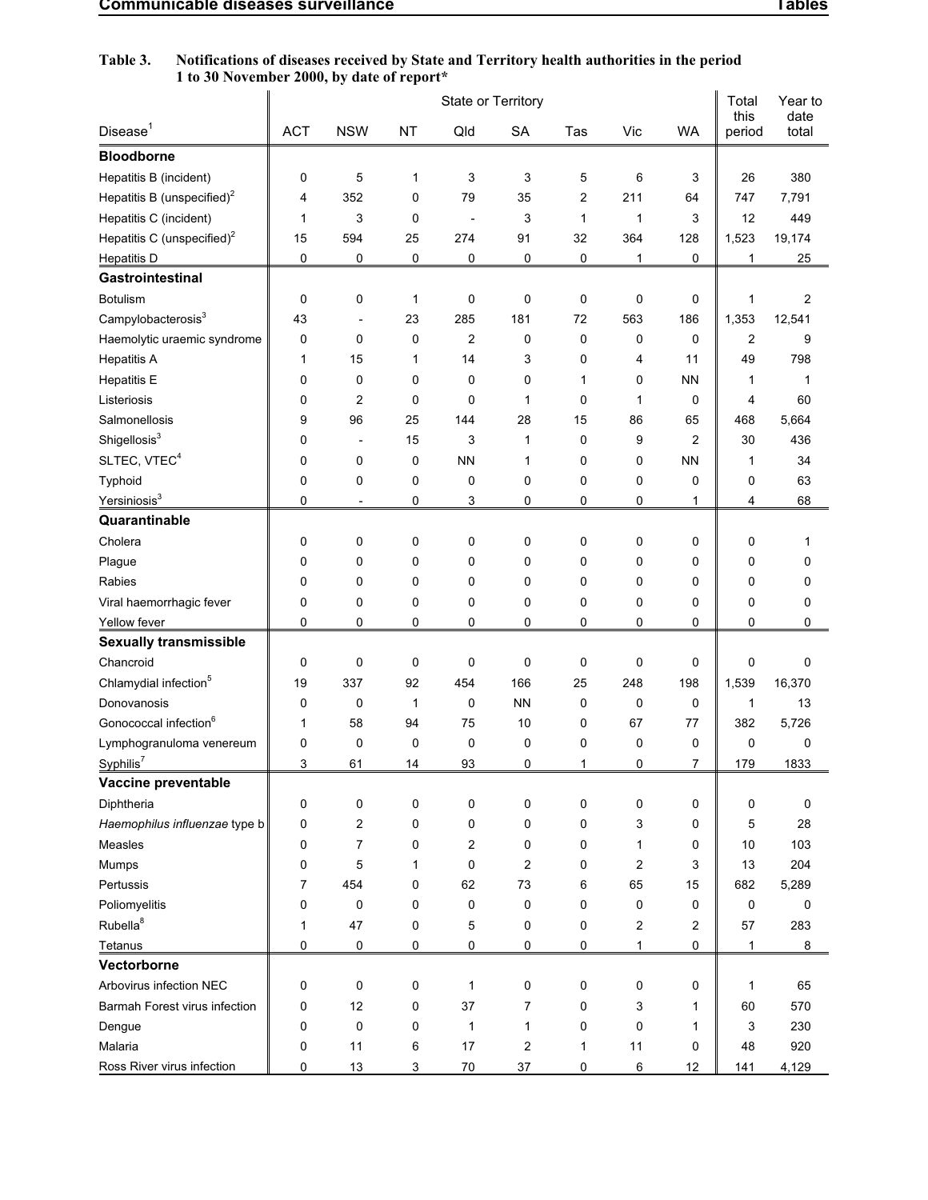**Table 3. Notifications of diseases received by State and Territory health authorities in the period 1 to 30 November 2000, by date of report***

| Disease[1] | State or Territory | | | | | | | | Total this period | Year to date total |
|---|---|---|---|---|---|---|---|---|---|---|
| | ACT | NSW | NT | Qld | SA | Tas | Vic | WA | | |
| **Bloodborne** | | | | | | | | | | |
| Hepatitis B (incident) | 0 | 5 | 1 | 3 | 3 | 5 | 6 | 3 | 26 | 380 |
| Hepatitis B (unspecified)[2] | 4 | 352 | 0 | 79 | 35 | 2 | 211 | 64 | 747 | 7,791 |
| Hepatitis C (incident) | 1 | 3 | 0 | - | 3 | 1 | 1 | 3 | 12 | 449 |
| Hepatitis C (unspecified)[2] | 15 | 594 | 25 | 274 | 91 | 32 | 364 | 128 | 1,523 | 19,174 |
| Hepatitis D | 0 | 0 | 0 | 0 | 0 | 0 | 1 | 0 | 1 | 25 |
| **Gastrointestinal** | | | | | | | | | | |
| Botulism | 0 | 0 | 1 | 0 | 0 | 0 | 0 | 0 | 1 | 2 |
| Campylobacterosis[3] | 43 | - | 23 | 285 | 181 | 72 | 563 | 186 | 1,353 | 12,541 |
| Haemolytic uraemic syndrome | 0 | 0 | 0 | 2 | 0 | 0 | 0 | 0 | 2 | 9 |
| Hepatitis A | 1 | 15 | 1 | 14 | 3 | 0 | 4 | 11 | 49 | 798 |
| Hepatitis E | 0 | 0 | 0 | 0 | 0 | 1 | 0 | NN | 1 | 1 |
| Listeriosis | 0 | 2 | 0 | 0 | 1 | 0 | 1 | 0 | 4 | 60 |
| Salmonellosis | 9 | 96 | 25 | 144 | 28 | 15 | 86 | 65 | 468 | 5,664 |
| Shigellosis[3] | 0 | - | 15 | 3 | 1 | 0 | 9 | 2 | 30 | 436 |
| SLTEC, VTEC[4] | 0 | 0 | 0 | NN | 1 | 0 | 0 | NN | 1 | 34 |
| Typhoid | 0 | 0 | 0 | 0 | 0 | 0 | 0 | 0 | 0 | 63 |
| Yersiniosis[3] | 0 | - | 0 | 3 | 0 | 0 | 0 | 1 | 4 | 68 |
| **Quarantinable** | | | | | | | | | | |
| Cholera | 0 | 0 | 0 | 0 | 0 | 0 | 0 | 0 | 0 | 1 |
| Plague | 0 | 0 | 0 | 0 | 0 | 0 | 0 | 0 | 0 | 0 |
| Rabies | 0 | 0 | 0 | 0 | 0 | 0 | 0 | 0 | 0 | 0 |
| Viral haemorrhagic fever | 0 | 0 | 0 | 0 | 0 | 0 | 0 | 0 | 0 | 0 |
| Yellow fever | 0 | 0 | 0 | 0 | 0 | 0 | 0 | 0 | 0 | 0 |
| **Sexually transmissible** | | | | | | | | | | |
| Chancroid | 0 | 0 | 0 | 0 | 0 | 0 | 0 | 0 | 0 | 0 |
| Chlamydial infection[5] | 19 | 337 | 92 | 454 | 166 | 25 | 248 | 198 | 1,539 | 16,370 |
| Donovanosis | 0 | 0 | 1 | 0 | NN | 0 | 0 | 0 | 1 | 13 |
| Gonococcal infection[6] | 1 | 58 | 94 | 75 | 10 | 0 | 67 | 77 | 382 | 5,726 |
| Lymphogranuloma venereum | 0 | 0 | 0 | 0 | 0 | 0 | 0 | 0 | 0 | 0 |
| Syphilis[7] | 3 | 61 | 14 | 93 | 0 | 1 | 0 | 7 | 179 | 1833 |
| **Vaccine preventable** | | | | | | | | | | |
| Diphtheria | 0 | 0 | 0 | 0 | 0 | 0 | 0 | 0 | 0 | 0 |
| *Haemophilus influenzae* type b | 0 | 2 | 0 | 0 | 0 | 0 | 3 | 0 | 5 | 28 |
| Measles | 0 | 7 | 0 | 2 | 0 | 0 | 1 | 0 | 10 | 103 |
| Mumps | 0 | 5 | 1 | 0 | 2 | 0 | 2 | 3 | 13 | 204 |
| Pertussis | 7 | 454 | 0 | 62 | 73 | 6 | 65 | 15 | 682 | 5,289 |
| Poliomyelitis | 0 | 0 | 0 | 0 | 0 | 0 | 0 | 0 | 0 | 0 |
| Rubella[8] | 1 | 47 | 0 | 5 | 0 | 0 | 2 | 2 | 57 | 283 |
| Tetanus | 0 | 0 | 0 | 0 | 0 | 0 | 1 | 0 | 1 | 8 |
| **Vectorborne** | | | | | | | | | | |
| Arbovirus infection NEC | 0 | 0 | 0 | 1 | 0 | 0 | 0 | 0 | 1 | 65 |
| Barmah Forest virus infection | 0 | 12 | 0 | 37 | 7 | 0 | 3 | 1 | 60 | 570 |
| Dengue | 0 | 0 | 0 | 1 | 1 | 0 | 0 | 1 | 3 | 230 |
| Malaria | 0 | 11 | 6 | 17 | 2 | 1 | 11 | 0 | 48 | 920 |
| Ross River virus infection | 0 | 13 | 3 | 70 | 37 | 0 | 6 | 12 | 141 | 4,129 |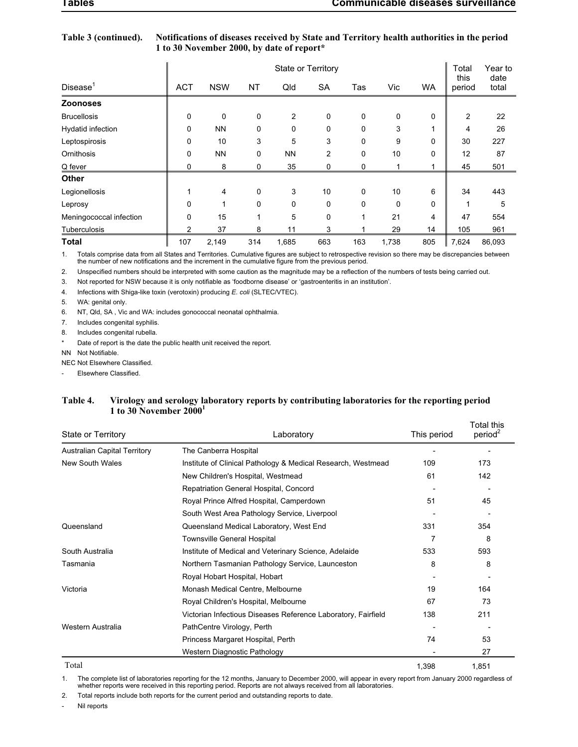**Table 3 (continued). Notifications of diseases received by State and Territory health authorities in the period 1 to 30 November 2000, by date of report***

| Disease[1] | State or Territory | | | | | | | | Total this period | Year to date total |
|---|---|---|---|---|---|---|---|---|---|---|
| | ACT | NSW | NT | Qld | SA | Tas | Vic | WA | | |
| **Zoonoses** | | | | | | | | | | |
| Brucellosis | 0 | 0 | 0 | 2 | 0 | 0 | 0 | 0 | 2 | 22 |
| Hydatid infection | 0 | NN | 0 | 0 | 0 | 0 | 3 | 1 | 4 | 26 |
| Leptospirosis | 0 | 10 | 3 | 5 | 3 | 0 | 9 | 0 | 30 | 227 |
| Ornithosis | 0 | NN | 0 | NN | 2 | 0 | 10 | 0 | 12 | 87 |
| Q fever | 0 | 8 | 0 | 35 | 0 | 0 | 1 | 1 | 45 | 501 |
| **Other** | | | | | | | | | | |
| Legionellosis | 1 | 4 | 0 | 3 | 10 | 0 | 10 | 6 | 34 | 443 |
| Leprosy | 0 | 1 | 0 | 0 | 0 | 0 | 0 | 0 | 1 | 5 |
| Meningococcal infection | 0 | 15 | 1 | 5 | 0 | 1 | 21 | 4 | 47 | 554 |
| Tuberculosis | 2 | 37 | 8 | 11 | 3 | 1 | 29 | 14 | 105 | 961 |
| **Total** | 107 | 2,149 | 314 | 1,685 | 663 | 163 | 1,738 | 805 | 7,624 | 86,093 |

1. Totals comprise data from all States and Territories. Cumulative figures are subject to retrospective revision so there may be discrepancies between the number of new notifications and the increment in the cumulative figure from the previous period.
2. Unspecified numbers should be interpreted with some caution as the magnitude may be a reflection of the numbers of tests being carried out.
3. Not reported for NSW because it is only notifiable as 'foodborne disease' or 'gastroenteritis in an institution'.
4. Infections with Shiga-like toxin (verotoxin) producing *E. coli* (SLTEC/VTEC).
5. WA: genital only.
6. NT, Qld, SA , Vic and WA: includes gonococcal neonatal ophthalmia.
7. Includes congenital syphilis.
8. Includes congenital rubella.

\* Date of report is the date the public health unit received the report.

NN Not Notifiable.

NEC Not Elsewhere Classified.

\- Elsewhere Classified.

**Table 4. Virology and serology laboratory reports by contributing laboratories for the reporting period 1 to 30 November 2000[1]**

| State or Territory | Laboratory | This period | Total this period[2] |
|---|---|---|---|
| Australian Capital Territory | The Canberra Hospital | - | - |
| New South Wales | Institute of Clinical Pathology & Medical Research, Westmead | 109 | 173 |
| | New Children's Hospital, Westmead | 61 | 142 |
| | Repatriation General Hospital, Concord | - | - |
| | Royal Prince Alfred Hospital, Camperdown | 51 | 45 |
| | South West Area Pathology Service, Liverpool | - | - |
| Queensland | Queensland Medical Laboratory, West End | 331 | 354 |
| | Townsville General Hospital | 7 | 8 |
| South Australia | Institute of Medical and Veterinary Science, Adelaide | 533 | 593 |
| Tasmania | Northern Tasmanian Pathology Service, Launceston | 8 | 8 |
| | Royal Hobart Hospital, Hobart | - | - |
| Victoria | Monash Medical Centre, Melbourne | 19 | 164 |
| | Royal Children's Hospital, Melbourne | 67 | 73 |
| | Victorian Infectious Diseases Reference Laboratory, Fairfield | 138 | 211 |
| Western Australia | PathCentre Virology, Perth | - | - |
| | Princess Margaret Hospital, Perth | 74 | 53 |
| | Western Diagnostic Pathology | - | 27 |
| Total | | 1,398 | 1,851 |

1. The complete list of laboratories reporting for the 12 months, January to December 2000, will appear in every report from January 2000 regardless of whether reports were received in this reporting period. Reports are not always received from all laboratories.
2. Total reports include both reports for the current period and outstanding reports to date.

\- Nil reports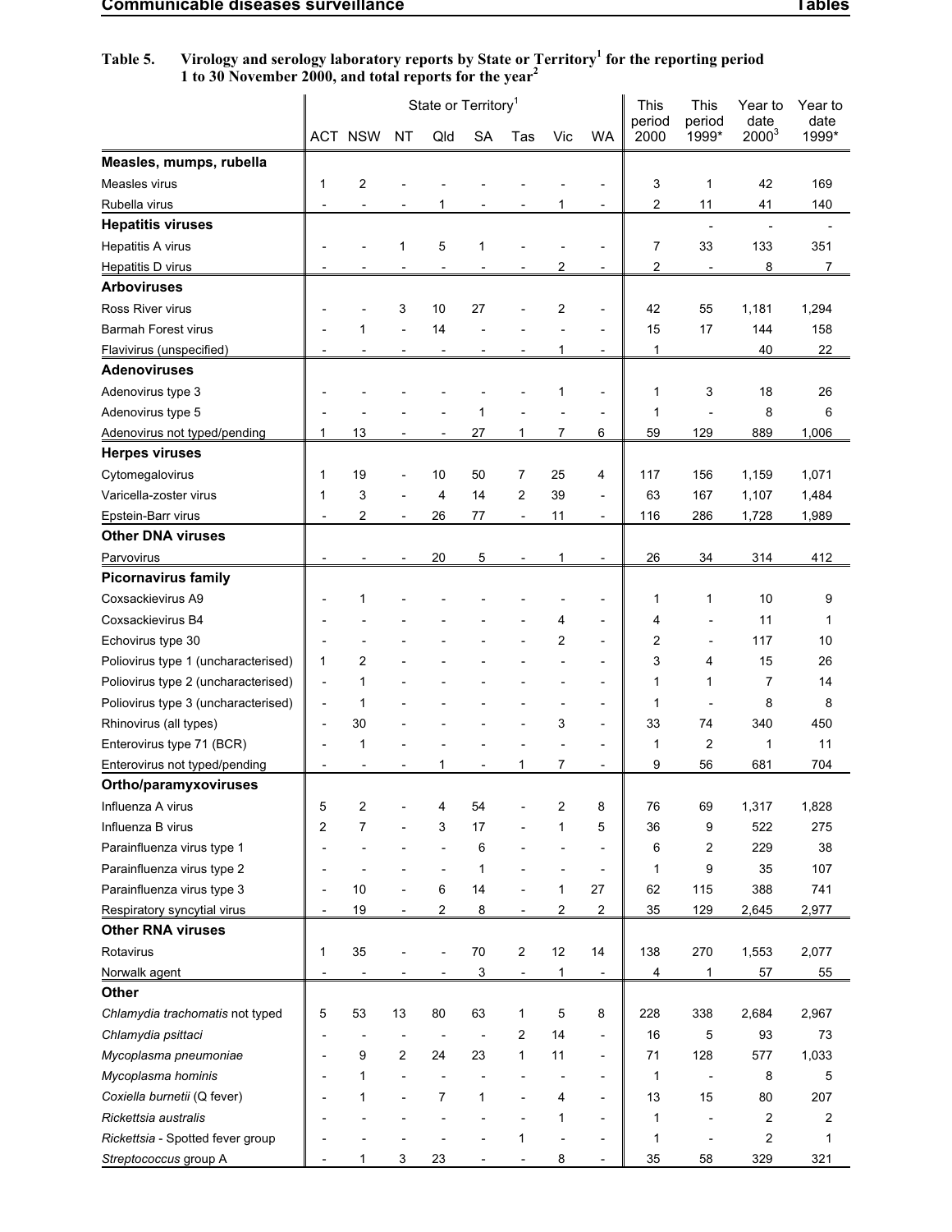**Table 5. Virology and serology laboratory reports by State or Territory[1] for the reporting period 1 to 30 November 2000, and total reports for the year[2]**

| | State or Territory[1] | | | | | | | | This period 2000 | This period 1999* | Year to date 2000[3] | Year to date 1999* |
|---|---|---|---|---|---|---|---|---|---|---|---|---|
| | ACT | NSW | NT | Qld | SA | Tas | Vic | WA | | | | |
| **Measles, mumps, rubella** | | | | | | | | | | | | |
| Measles virus | 1 | 2 | - | - | - | - | - | - | 3 | 1 | 42 | 169 |
| Rubella virus | - | - | - | 1 | - | - | 1 | - | 2 | 11 | 41 | 140 |
| **Hepatitis viruses** | | | | | | | | | | - | - | - |
| Hepatitis A virus | - | - | 1 | 5 | 1 | - | - | - | 7 | 33 | 133 | 351 |
| Hepatitis D virus | - | - | - | - | - | - | 2 | - | 2 | - | 8 | 7 |
| **Arboviruses** | | | | | | | | | | | | |
| Ross River virus | - | - | 3 | 10 | 27 | - | 2 | - | 42 | 55 | 1,181 | 1,294 |
| Barmah Forest virus | - | 1 | - | 14 | - | - | - | - | 15 | 17 | 144 | 158 |
| Flavivirus (unspecified) | - | - | - | - | - | - | 1 | - | 1 | | 40 | 22 |
| **Adenoviruses** | | | | | | | | | | | | |
| Adenovirus type 3 | - | - | - | - | - | - | 1 | - | 1 | 3 | 18 | 26 |
| Adenovirus type 5 | - | - | - | - | 1 | - | - | - | 1 | - | 8 | 6 |
| Adenovirus not typed/pending | 1 | 13 | - | - | 27 | 1 | 7 | 6 | 59 | 129 | 889 | 1,006 |
| **Herpes viruses** | | | | | | | | | | | | |
| Cytomegalovirus | 1 | 19 | - | 10 | 50 | 7 | 25 | 4 | 117 | 156 | 1,159 | 1,071 |
| Varicella-zoster virus | 1 | 3 | - | 4 | 14 | 2 | 39 | - | 63 | 167 | 1,107 | 1,484 |
| Epstein-Barr virus | - | 2 | - | 26 | 77 | - | 11 | - | 116 | 286 | 1,728 | 1,989 |
| **Other DNA viruses** | | | | | | | | | | | | |
| Parvovirus | - | - | - | 20 | 5 | - | 1 | - | 26 | 34 | 314 | 412 |
| **Picornavirus family** | | | | | | | | | | | | |
| Coxsackievirus A9 | - | 1 | - | - | - | - | - | - | 1 | 1 | 10 | 9 |
| Coxsackievirus B4 | - | - | - | - | - | - | 4 | - | 4 | - | 11 | 1 |
| Echovirus type 30 | - | - | - | - | - | - | 2 | - | 2 | - | 117 | 10 |
| Poliovirus type 1 (uncharacterised) | 1 | 2 | - | - | - | - | - | - | 3 | 4 | 15 | 26 |
| Poliovirus type 2 (uncharacterised) | - | 1 | - | - | - | - | - | - | 1 | 1 | 7 | 14 |
| Poliovirus type 3 (uncharacterised) | - | 1 | - | - | - | - | - | - | 1 | - | 8 | 8 |
| Rhinovirus (all types) | - | 30 | - | - | - | - | 3 | - | 33 | 74 | 340 | 450 |
| Enterovirus type 71 (BCR) | - | 1 | - | - | - | - | - | - | 1 | 2 | 1 | 11 |
| Enterovirus not typed/pending | - | - | - | 1 | - | 1 | 7 | - | 9 | 56 | 681 | 704 |
| **Ortho/paramyxoviruses** | | | | | | | | | | | | |
| Influenza A virus | 5 | 2 | - | 4 | 54 | - | 2 | 8 | 76 | 69 | 1,317 | 1,828 |
| Influenza B virus | 2 | 7 | - | 3 | 17 | - | 1 | 5 | 36 | 9 | 522 | 275 |
| Parainfluenza virus type 1 | - | - | - | - | 6 | - | - | - | 6 | 2 | 229 | 38 |
| Parainfluenza virus type 2 | - | - | - | - | 1 | - | - | - | 1 | 9 | 35 | 107 |
| Parainfluenza virus type 3 | - | 10 | - | 6 | 14 | - | 1 | 27 | 62 | 115 | 388 | 741 |
| Respiratory syncytial virus | - | 19 | - | 2 | 8 | - | 2 | 2 | 35 | 129 | 2,645 | 2,977 |
| **Other RNA viruses** | | | | | | | | | | | | |
| Rotavirus | 1 | 35 | - | - | 70 | 2 | 12 | 14 | 138 | 270 | 1,553 | 2,077 |
| Norwalk agent | - | - | - | - | 3 | - | 1 | - | 4 | 1 | 57 | 55 |
| **Other** | | | | | | | | | | | | |
| *Chlamydia trachomatis* not typed | 5 | 53 | 13 | 80 | 63 | 1 | 5 | 8 | 228 | 338 | 2,684 | 2,967 |
| *Chlamydia psittaci* | - | - | - | - | - | 2 | 14 | - | 16 | 5 | 93 | 73 |
| *Mycoplasma pneumoniae* | - | 9 | 2 | 24 | 23 | 1 | 11 | - | 71 | 128 | 577 | 1,033 |
| *Mycoplasma hominis* | - | 1 | - | - | - | - | - | - | 1 | - | 8 | 5 |
| *Coxiella burnetii* (Q fever) | - | 1 | - | 7 | 1 | - | 4 | - | 13 | 15 | 80 | 207 |
| *Rickettsia australis* | - | - | - | - | - | - | 1 | - | 1 | - | 2 | 2 |
| *Rickettsia* - Spotted fever group | - | - | - | - | - | 1 | - | - | 1 | - | 2 | 1 |
| *Streptococcus* group A | - | 1 | 3 | 23 | - | - | 8 | - | 35 | 58 | 329 | 321 |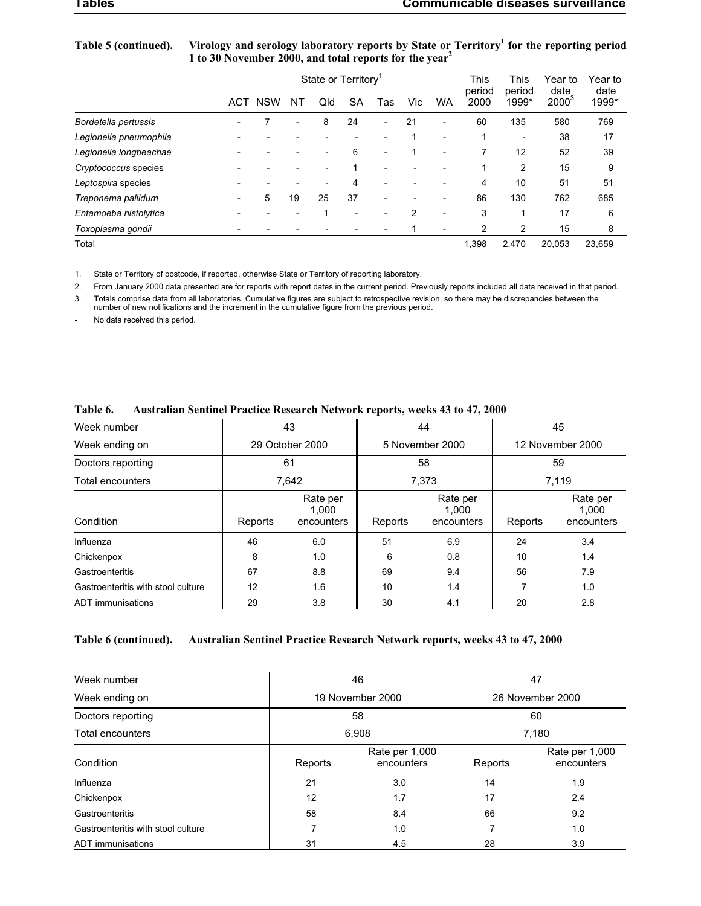**Table 5 (continued). Virology and serology laboratory reports by State or Territory[1] for the reporting period 1 to 30 November 2000, and total reports for the year[2]**

| | State or Territory[1] | | | | | | | | This period 2000 | This period 1999* | Year to date 2000[3] | Year to date 1999* |
|---|---|---|---|---|---|---|---|---|---|---|---|---|
| | ACT | NSW | NT | Qld | SA | Tas | Vic | WA | | | | |
| *Bordetella pertussis* | - | 7 | - | 8 | 24 | - | 21 | - | 60 | 135 | 580 | 769 |
| *Legionella pneumophila* | - | - | - | - | - | - | 1 | - | 1 | - | 38 | 17 |
| *Legionella longbeachae* | - | - | - | - | 6 | - | 1 | - | 7 | 12 | 52 | 39 |
| *Cryptococcus* species | - | - | - | - | 1 | - | - | - | 1 | 2 | 15 | 9 |
| *Leptospira* species | - | - | - | - | 4 | - | - | - | 4 | 10 | 51 | 51 |
| *Treponema pallidum* | - | 5 | 19 | 25 | 37 | - | - | - | 86 | 130 | 762 | 685 |
| *Entamoeba histolytica* | - | - | - | 1 | - | - | 2 | - | 3 | 1 | 17 | 6 |
| *Toxoplasma gondii* | - | - | - | - | - | - | 1 | - | 2 | 2 | 15 | 8 |
| Total | | | | | | | | | 1,398 | 2,470 | 20,053 | 23,659 |

1. State or Territory of postcode, if reported, otherwise State or Territory of reporting laboratory.
2. From January 2000 data presented are for reports with report dates in the current period. Previously reports included all data received in that period.
3. Totals comprise data from all laboratories. Cumulative figures are subject to retrospective revision, so there may be discrepancies between the number of new notifications and the increment in the cumulative figure from the previous period.

\- No data received this period.

**Table 6. Australian Sentinel Practice Research Network reports, weeks 43 to 47, 2000**

| Week number | 43 | | 44 | | 45 | |
|---|---|---|---|---|---|---|
| Week ending on | 29 October 2000 | | 5 November 2000 | | 12 November 2000 | |
| Doctors reporting | 61 | | 58 | | 59 | |
| Total encounters | 7,642 | | 7,373 | | 7,119 | |
| Condition | Reports | Rate per 1,000 encounters | Reports | Rate per 1,000 encounters | Reports | Rate per 1,000 encounters |
| Influenza | 46 | 6.0 | 51 | 6.9 | 24 | 3.4 |
| Chickenpox | 8 | 1.0 | 6 | 0.8 | 10 | 1.4 |
| Gastroenteritis | 67 | 8.8 | 69 | 9.4 | 56 | 7.9 |
| Gastroenteritis with stool culture | 12 | 1.6 | 10 | 1.4 | 7 | 1.0 |
| ADT immunisations | 29 | 3.8 | 30 | 4.1 | 20 | 2.8 |

**Table 6 (continued). Australian Sentinel Practice Research Network reports, weeks 43 to 47, 2000**

| Week number | 46 | | 47 | |
|---|---|---|---|---|
| Week ending on | 19 November 2000 | | 26 November 2000 | |
| Doctors reporting | 58 | | 60 | |
| Total encounters | 6,908 | | 7,180 | |
| Condition | Reports | Rate per 1,000 encounters | Reports | Rate per 1,000 encounters |
| Influenza | 21 | 3.0 | 14 | 1.9 |
| Chickenpox | 12 | 1.7 | 17 | 2.4 |
| Gastroenteritis | 58 | 8.4 | 66 | 9.2 |
| Gastroenteritis with stool culture | 7 | 1.0 | 7 | 1.0 |
| ADT immunisations | 31 | 4.5 | 28 | 3.9 |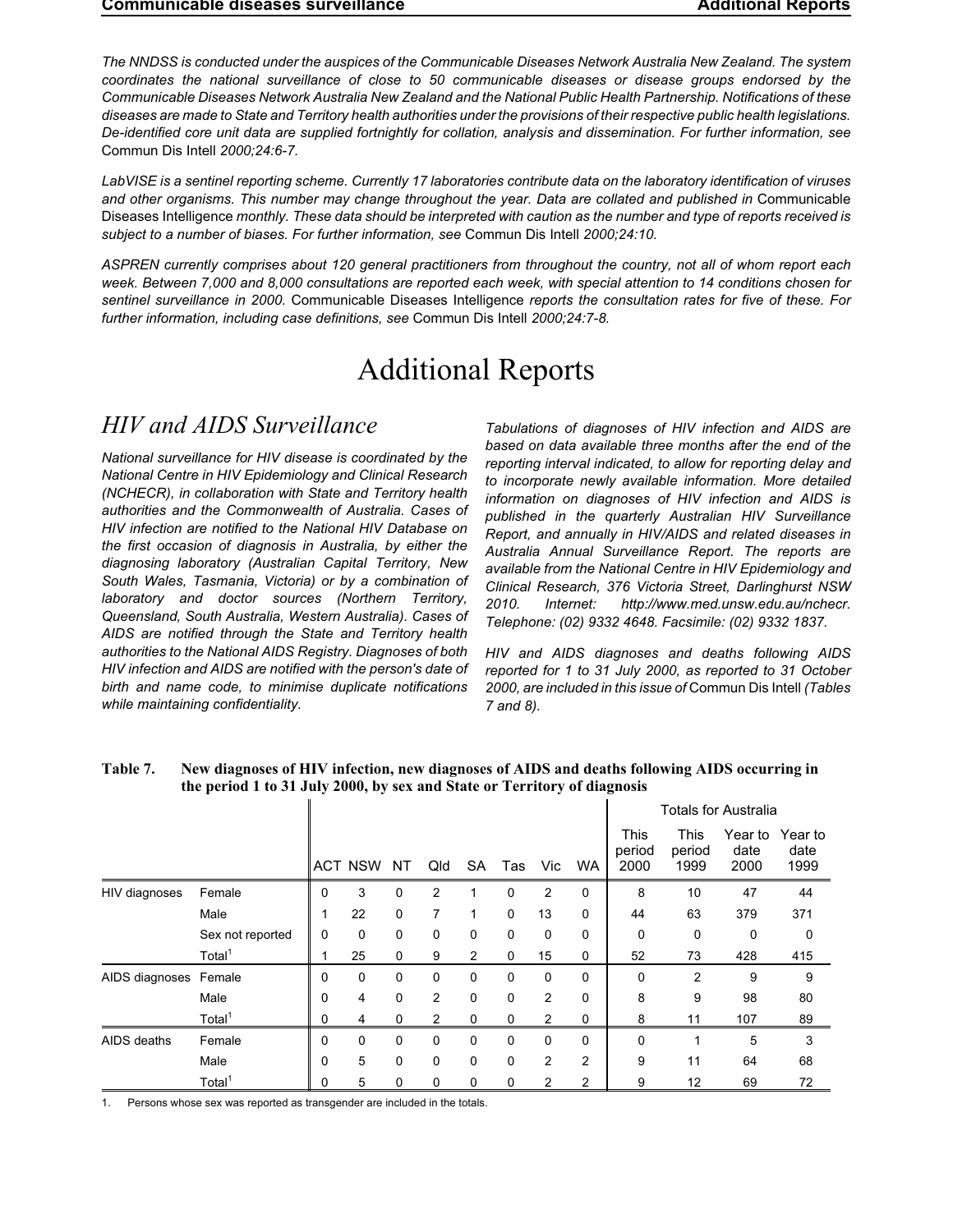*The NNDSS is conducted under the auspices of the Communicable Diseases Network Australia New Zealand. The system coordinates the national surveillance of close to 50 communicable diseases or disease groups endorsed by the Communicable Diseases Network Australia New Zealand and the National Public Health Partnership. Notifications of these diseases are made to State and Territory health authorities under the provisions of their respective public health legislations. De-identified core unit data are supplied fortnightly for collation, analysis and dissemination. For further information, see* Commun Dis Intell *2000;24:6-7.*

*LabVISE is a sentinel reporting scheme. Currently 17 laboratories contribute data on the laboratory identification of viruses and other organisms. This number may change throughout the year. Data are collated and published in* Communicable Diseases Intelligence *monthly. These data should be interpreted with caution as the number and type of reports received is subject to a number of biases. For further information, see* Commun Dis Intell *2000;24:10.*

*ASPREN currently comprises about 120 general practitioners from throughout the country, not all of whom report each week. Between 7,000 and 8,000 consultations are reported each week, with special attention to 14 conditions chosen for sentinel surveillance in 2000.* Communicable Diseases Intelligence *reports the consultation rates for five of these. For further information, including case definitions, see* Commun Dis Intell *2000;24:7-8.*

# Additional Reports

## HIV and AIDS Surveillance

*National surveillance for HIV disease is coordinated by the National Centre in HIV Epidemiology and Clinical Research (NCHECR), in collaboration with State and Territory health authorities and the Commonwealth of Australia. Cases of HIV infection are notified to the National HIV Database on the first occasion of diagnosis in Australia, by either the diagnosing laboratory (Australian Capital Territory, New South Wales, Tasmania, Victoria) or by a combination of laboratory and doctor sources (Northern Territory, Queensland, South Australia, Western Australia). Cases of AIDS are notified through the State and Territory health authorities to the National AIDS Registry. Diagnoses of both HIV infection and AIDS are notified with the person's date of birth and name code, to minimise duplicate notifications while maintaining confidentiality.*

*Tabulations of diagnoses of HIV infection and AIDS are based on data available three months after the end of the reporting interval indicated, to allow for reporting delay and to incorporate newly available information. More detailed information on diagnoses of HIV infection and AIDS is published in the quarterly Australian HIV Surveillance Report, and annually in HIV/AIDS and related diseases in Australia Annual Surveillance Report. The reports are available from the National Centre in HIV Epidemiology and Clinical Research, 376 Victoria Street, Darlinghurst NSW 2010. Internet: http://www.med.unsw.edu.au/nchecr. Telephone: (02) 9332 4648. Facsimile: (02) 9332 1837.*

*HIV and AIDS diagnoses and deaths following AIDS reported for 1 to 31 July 2000, as reported to 31 October 2000, are included in this issue of* Commun Dis Intell *(Tables 7 and 8).*

**Table 7. New diagnoses of HIV infection, new diagnoses of AIDS and deaths following AIDS occurring in the period 1 to 31 July 2000, by sex and State or Territory of diagnosis**

| | | | | | | | | | | Totals for Australia | | | |
|---|---|---|---|---|---|---|---|---|---|---|---|---|---|
| | | ACT | NSW | NT | Qld | SA | Tas | Vic | WA | This period 2000 | This period 1999 | Year to date 2000 | Year to date 1999 |
| HIV diagnoses | Female | 0 | 3 | 0 | 2 | 1 | 0 | 2 | 0 | 8 | 10 | 47 | 44 |
| | Male | 1 | 22 | 0 | 7 | 1 | 0 | 13 | 0 | 44 | 63 | 379 | 371 |
| | Sex not reported | 0 | 0 | 0 | 0 | 0 | 0 | 0 | 0 | 0 | 0 | 0 | 0 |
| | Total[1] | 1 | 25 | 0 | 9 | 2 | 0 | 15 | 0 | 52 | 73 | 428 | 415 |
| AIDS diagnoses | Female | 0 | 0 | 0 | 0 | 0 | 0 | 0 | 0 | 0 | 2 | 9 | 9 |
| | Male | 0 | 4 | 0 | 2 | 0 | 0 | 2 | 0 | 8 | 9 | 98 | 80 |
| | Total[1] | 0 | 4 | 0 | 2 | 0 | 0 | 2 | 0 | 8 | 11 | 107 | 89 |
| AIDS deaths | Female | 0 | 0 | 0 | 0 | 0 | 0 | 0 | 0 | 0 | 1 | 5 | 3 |
| | Male | 0 | 5 | 0 | 0 | 0 | 0 | 2 | 2 | 9 | 11 | 64 | 68 |
| | Total[1] | 0 | 5 | 0 | 0 | 0 | 0 | 2 | 2 | 9 | 12 | 69 | 72 |

1. Persons whose sex was reported as transgender are included in the totals.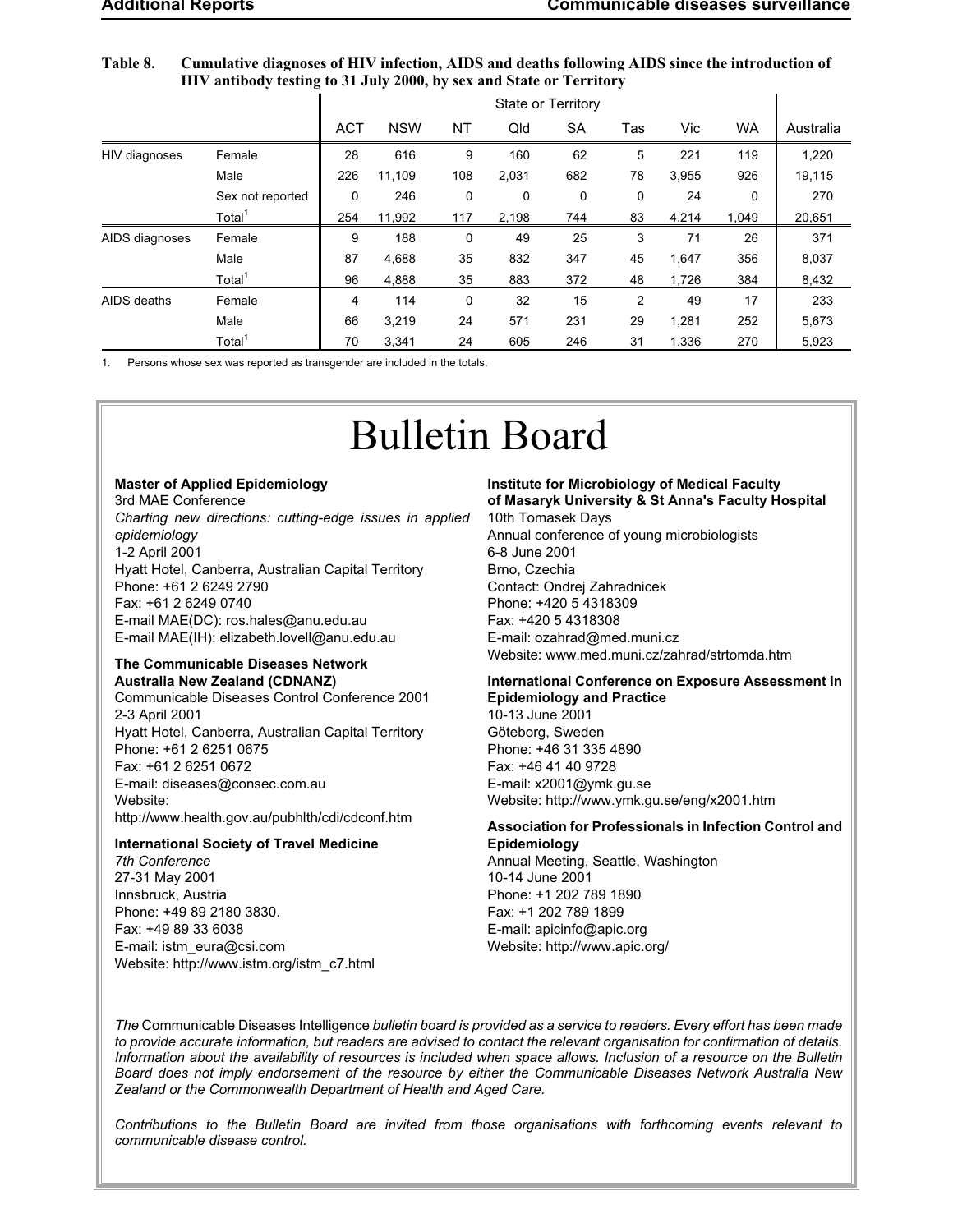**Table 8. Cumulative diagnoses of HIV infection, AIDS and deaths following AIDS since the introduction of HIV antibody testing to 31 July 2000, by sex and State or Territory**

| | | State or Territory | | | | | | | | |
|---|---|---|---|---|---|---|---|---|---|---|
| | | ACT | NSW | NT | Qld | SA | Tas | Vic | WA | Australia |
| HIV diagnoses | Female | 28 | 616 | 9 | 160 | 62 | 5 | 221 | 119 | 1,220 |
| | Male | 226 | 11,109 | 108 | 2,031 | 682 | 78 | 3,955 | 926 | 19,115 |
| | Sex not reported | 0 | 246 | 0 | 0 | 0 | 0 | 24 | 0 | 270 |
| | Total[1] | 254 | 11,992 | 117 | 2,198 | 744 | 83 | 4,214 | 1,049 | 20,651 |
| AIDS diagnoses | Female | 9 | 188 | 0 | 49 | 25 | 3 | 71 | 26 | 371 |
| | Male | 87 | 4,688 | 35 | 832 | 347 | 45 | 1,647 | 356 | 8,037 |
| | Total[1] | 96 | 4,888 | 35 | 883 | 372 | 48 | 1,726 | 384 | 8,432 |
| AIDS deaths | Female | 4 | 114 | 0 | 32 | 15 | 2 | 49 | 17 | 233 |
| | Male | 66 | 3,219 | 24 | 571 | 231 | 29 | 1,281 | 252 | 5,673 |
| | Total[1] | 70 | 3,341 | 24 | 605 | 246 | 31 | 1,336 | 270 | 5,923 |

1. Persons whose sex was reported as transgender are included in the totals.

# Bulletin Board

**Master of Applied Epidemiology**
3rd MAE Conference
*Charting new directions: cutting-edge issues in applied epidemiology*
1-2 April 2001
Hyatt Hotel, Canberra, Australian Capital Territory
Phone: +61 2 6249 2790
Fax: +61 2 6249 0740
E-mail MAE(DC): ros.hales@anu.edu.au
E-mail MAE(IH): elizabeth.lovell@anu.edu.au

**The Communicable Diseases Network Australia New Zealand (CDNANZ)**
Communicable Diseases Control Conference 2001
2-3 April 2001
Hyatt Hotel, Canberra, Australian Capital Territory
Phone: +61 2 6251 0675
Fax: +61 2 6251 0672
E-mail: diseases@consec.com.au
Website:
http://www.health.gov.au/pubhlth/cdi/cdconf.htm

**International Society of Travel Medicine**
*7th Conference*
27-31 May 2001
Innsbruck, Austria
Phone: +49 89 2180 3830.
Fax: +49 89 33 6038
E-mail: istm_eura@csi.com
Website: http://www.istm.org/istm_c7.html

**Institute for Microbiology of Medical Faculty of Masaryk University & St Anna's Faculty Hospital**
10th Tomasek Days
Annual conference of young microbiologists
6-8 June 2001
Brno, Czechia
Contact: Ondrej Zahradnicek
Phone: +420 5 4318309
Fax: +420 5 4318308
E-mail: ozahrad@med.muni.cz
Website: www.med.muni.cz/zahrad/strtomda.htm

**International Conference on Exposure Assessment in Epidemiology and Practice**
10-13 June 2001
Göteborg, Sweden
Phone: +46 31 335 4890
Fax: +46 41 40 9728
E-mail: x2001@ymk.gu.se
Website: http://www.ymk.gu.se/eng/x2001.htm

**Association for Professionals in Infection Control and Epidemiology**
Annual Meeting, Seattle, Washington
10-14 June 2001
Phone: +1 202 789 1890
Fax: +1 202 789 1899
E-mail: apicinfo@apic.org
Website: http://www.apic.org/

*The* Communicable Diseases Intelligence *bulletin board is provided as a service to readers. Every effort has been made to provide accurate information, but readers are advised to contact the relevant organisation for confirmation of details. Information about the availability of resources is included when space allows. Inclusion of a resource on the Bulletin Board does not imply endorsement of the resource by either the Communicable Diseases Network Australia New Zealand or the Commonwealth Department of Health and Aged Care.*

*Contributions to the Bulletin Board are invited from those organisations with forthcoming events relevant to communicable disease control.*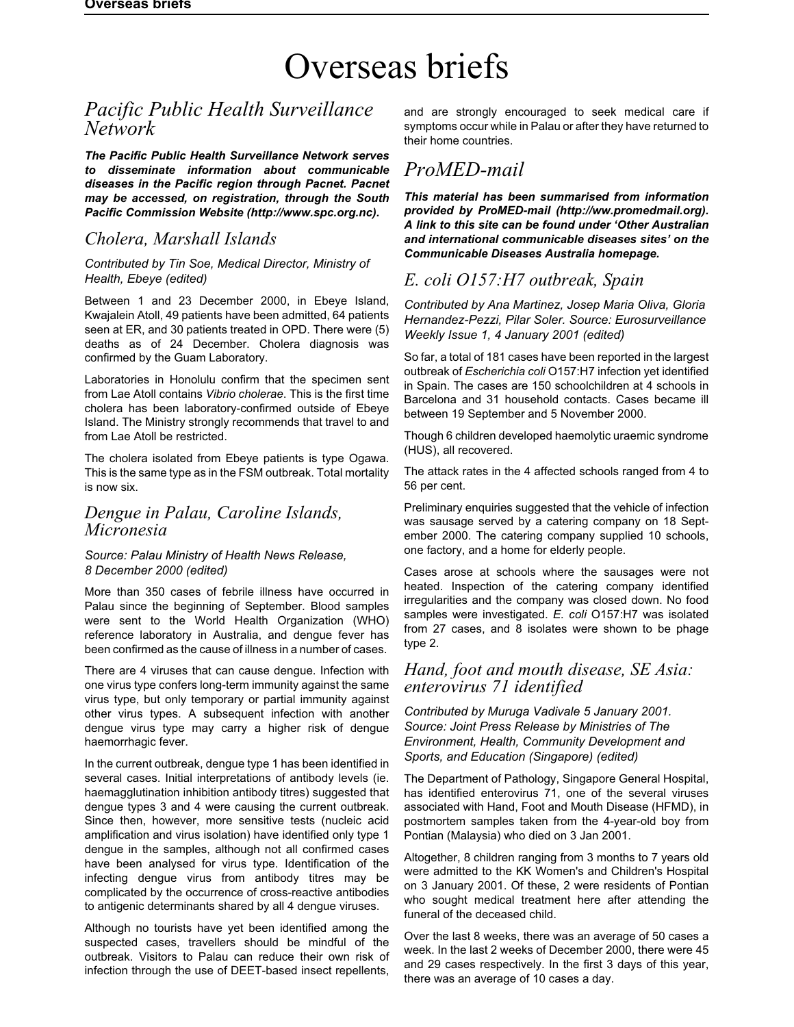# Overseas briefs

## Pacific Public Health Surveillance Network

***The Pacific Public Health Surveillance Network serves to disseminate information about communicable diseases in the Pacific region through Pacnet. Pacnet may be accessed, on registration, through the South Pacific Commission Website (http://www.spc.org.nc).***

### Cholera, Marshall Islands

*Contributed by Tin Soe, Medical Director, Ministry of Health, Ebeye (edited)*

Between 1 and 23 December 2000, in Ebeye Island, Kwajalein Atoll, 49 patients have been admitted, 64 patients seen at ER, and 30 patients treated in OPD. There were (5) deaths as of 24 December. Cholera diagnosis was confirmed by the Guam Laboratory.

Laboratories in Honolulu confirm that the specimen sent from Lae Atoll contains *Vibrio cholerae*. This is the first time cholera has been laboratory-confirmed outside of Ebeye Island. The Ministry strongly recommends that travel to and from Lae Atoll be restricted.

The cholera isolated from Ebeye patients is type Ogawa. This is the same type as in the FSM outbreak. Total mortality is now six.

### Dengue in Palau, Caroline Islands, Micronesia

*Source: Palau Ministry of Health News Release, 8 December 2000 (edited)*

More than 350 cases of febrile illness have occurred in Palau since the beginning of September. Blood samples were sent to the World Health Organization (WHO) reference laboratory in Australia, and dengue fever has been confirmed as the cause of illness in a number of cases.

There are 4 viruses that can cause dengue. Infection with one virus type confers long-term immunity against the same virus type, but only temporary or partial immunity against other virus types. A subsequent infection with another dengue virus type may carry a higher risk of dengue haemorrhagic fever.

In the current outbreak, dengue type 1 has been identified in several cases. Initial interpretations of antibody levels (ie. haemagglutination inhibition antibody titres) suggested that dengue types 3 and 4 were causing the current outbreak. Since then, however, more sensitive tests (nucleic acid amplification and virus isolation) have identified only type 1 dengue in the samples, although not all confirmed cases have been analysed for virus type. Identification of the infecting dengue virus from antibody titres may be complicated by the occurrence of cross-reactive antibodies to antigenic determinants shared by all 4 dengue viruses.

Although no tourists have yet been identified among the suspected cases, travellers should be mindful of the outbreak. Visitors to Palau can reduce their own risk of infection through the use of DEET-based insect repellents, and are strongly encouraged to seek medical care if symptoms occur while in Palau or after they have returned to their home countries.

## ProMED-mail

***This material has been summarised from information provided by ProMED-mail (http://ww.promedmail.org). A link to this site can be found under 'Other Australian and international communicable diseases sites' on the Communicable Diseases Australia homepage.***

### E. coli O157:H7 outbreak, Spain

*Contributed by Ana Martinez, Josep Maria Oliva, Gloria Hernandez-Pezzi, Pilar Soler. Source: Eurosurveillance Weekly Issue 1, 4 January 2001 (edited)*

So far, a total of 181 cases have been reported in the largest outbreak of *Escherichia coli* O157:H7 infection yet identified in Spain. The cases are 150 schoolchildren at 4 schools in Barcelona and 31 household contacts. Cases became ill between 19 September and 5 November 2000.

Though 6 children developed haemolytic uraemic syndrome (HUS), all recovered.

The attack rates in the 4 affected schools ranged from 4 to 56 per cent.

Preliminary enquiries suggested that the vehicle of infection was sausage served by a catering company on 18 September 2000. The catering company supplied 10 schools, one factory, and a home for elderly people.

Cases arose at schools where the sausages were not heated. Inspection of the catering company identified irregularities and the company was closed down. No food samples were investigated. *E. coli* O157:H7 was isolated from 27 cases, and 8 isolates were shown to be phage type 2.

### Hand, foot and mouth disease, SE Asia: enterovirus 71 identified

*Contributed by Muruga Vadivale 5 January 2001. Source: Joint Press Release by Ministries of The Environment, Health, Community Development and Sports, and Education (Singapore) (edited)*

The Department of Pathology, Singapore General Hospital, has identified enterovirus 71, one of the several viruses associated with Hand, Foot and Mouth Disease (HFMD), in postmortem samples taken from the 4-year-old boy from Pontian (Malaysia) who died on 3 Jan 2001.

Altogether, 8 children ranging from 3 months to 7 years old were admitted to the KK Women's and Children's Hospital on 3 January 2001. Of these, 2 were residents of Pontian who sought medical treatment here after attending the funeral of the deceased child.

Over the last 8 weeks, there was an average of 50 cases a week. In the last 2 weeks of December 2000, there were 45 and 29 cases respectively. In the first 3 days of this year, there was an average of 10 cases a day.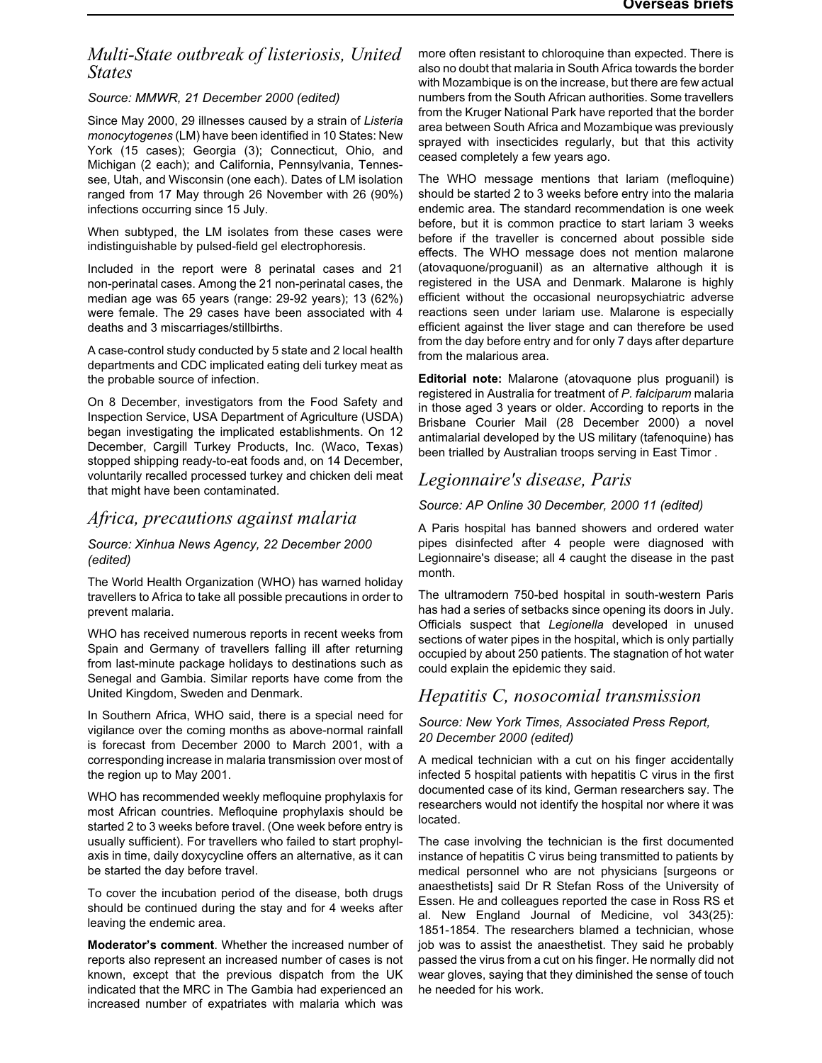## Multi-State outbreak of listeriosis, United States

*Source: MMWR, 21 December 2000 (edited)*

Since May 2000, 29 illnesses caused by a strain of *Listeria monocytogenes* (LM) have been identified in 10 States: New York (15 cases); Georgia (3); Connecticut, Ohio, and Michigan (2 each); and California, Pennsylvania, Tennessee, Utah, and Wisconsin (one each). Dates of LM isolation ranged from 17 May through 26 November with 26 (90%) infections occurring since 15 July.

When subtyped, the LM isolates from these cases were indistinguishable by pulsed-field gel electrophoresis.

Included in the report were 8 perinatal cases and 21 non-perinatal cases. Among the 21 non-perinatal cases, the median age was 65 years (range: 29-92 years); 13 (62%) were female. The 29 cases have been associated with 4 deaths and 3 miscarriages/stillbirths.

A case-control study conducted by 5 state and 2 local health departments and CDC implicated eating deli turkey meat as the probable source of infection.

On 8 December, investigators from the Food Safety and Inspection Service, USA Department of Agriculture (USDA) began investigating the implicated establishments. On 12 December, Cargill Turkey Products, Inc. (Waco, Texas) stopped shipping ready-to-eat foods and, on 14 December, voluntarily recalled processed turkey and chicken deli meat that might have been contaminated.

## Africa, precautions against malaria

*Source: Xinhua News Agency, 22 December 2000 (edited)*

The World Health Organization (WHO) has warned holiday travellers to Africa to take all possible precautions in order to prevent malaria.

WHO has received numerous reports in recent weeks from Spain and Germany of travellers falling ill after returning from last-minute package holidays to destinations such as Senegal and Gambia. Similar reports have come from the United Kingdom, Sweden and Denmark.

In Southern Africa, WHO said, there is a special need for vigilance over the coming months as above-normal rainfall is forecast from December 2000 to March 2001, with a corresponding increase in malaria transmission over most of the region up to May 2001.

WHO has recommended weekly mefloquine prophylaxis for most African countries. Mefloquine prophylaxis should be started 2 to 3 weeks before travel. (One week before entry is usually sufficient). For travellers who failed to start prophylaxis in time, daily doxycycline offers an alternative, as it can be started the day before travel.

To cover the incubation period of the disease, both drugs should be continued during the stay and for 4 weeks after leaving the endemic area.

**Moderator's comment**. Whether the increased number of reports also represent an increased number of cases is not known, except that the previous dispatch from the UK indicated that the MRC in The Gambia had experienced an increased number of expatriates with malaria which was more often resistant to chloroquine than expected. There is also no doubt that malaria in South Africa towards the border with Mozambique is on the increase, but there are few actual numbers from the South African authorities. Some travellers from the Kruger National Park have reported that the border area between South Africa and Mozambique was previously sprayed with insecticides regularly, but that this activity ceased completely a few years ago.

The WHO message mentions that lariam (mefloquine) should be started 2 to 3 weeks before entry into the malaria endemic area. The standard recommendation is one week before, but it is common practice to start lariam 3 weeks before if the traveller is concerned about possible side effects. The WHO message does not mention malarone (atovaquone/proguanil) as an alternative although it is registered in the USA and Denmark. Malarone is highly efficient without the occasional neuropsychiatric adverse reactions seen under lariam use. Malarone is especially efficient against the liver stage and can therefore be used from the day before entry and for only 7 days after departure from the malarious area.

**Editorial note:** Malarone (atovaquone plus proguanil) is registered in Australia for treatment of *P. falciparum* malaria in those aged 3 years or older. According to reports in the Brisbane Courier Mail (28 December 2000) a novel antimalarial developed by the US military (tafenoquine) has been trialled by Australian troops serving in East Timor .

## Legionnaire's disease, Paris

*Source: AP Online 30 December, 2000 11 (edited)*

A Paris hospital has banned showers and ordered water pipes disinfected after 4 people were diagnosed with Legionnaire's disease; all 4 caught the disease in the past month.

The ultramodern 750-bed hospital in south-western Paris has had a series of setbacks since opening its doors in July. Officials suspect that *Legionella* developed in unused sections of water pipes in the hospital, which is only partially occupied by about 250 patients. The stagnation of hot water could explain the epidemic they said.

## Hepatitis C, nosocomial transmission

*Source: New York Times, Associated Press Report, 20 December 2000 (edited)*

A medical technician with a cut on his finger accidentally infected 5 hospital patients with hepatitis C virus in the first documented case of its kind, German researchers say. The researchers would not identify the hospital nor where it was located.

The case involving the technician is the first documented instance of hepatitis C virus being transmitted to patients by medical personnel who are not physicians [surgeons or anaesthetists] said Dr R Stefan Ross of the University of Essen. He and colleagues reported the case in Ross RS et al. New England Journal of Medicine, vol 343(25): 1851-1854. The researchers blamed a technician, whose job was to assist the anaesthetist. They said he probably passed the virus from a cut on his finger. He normally did not wear gloves, saying that they diminished the sense of touch he needed for his work.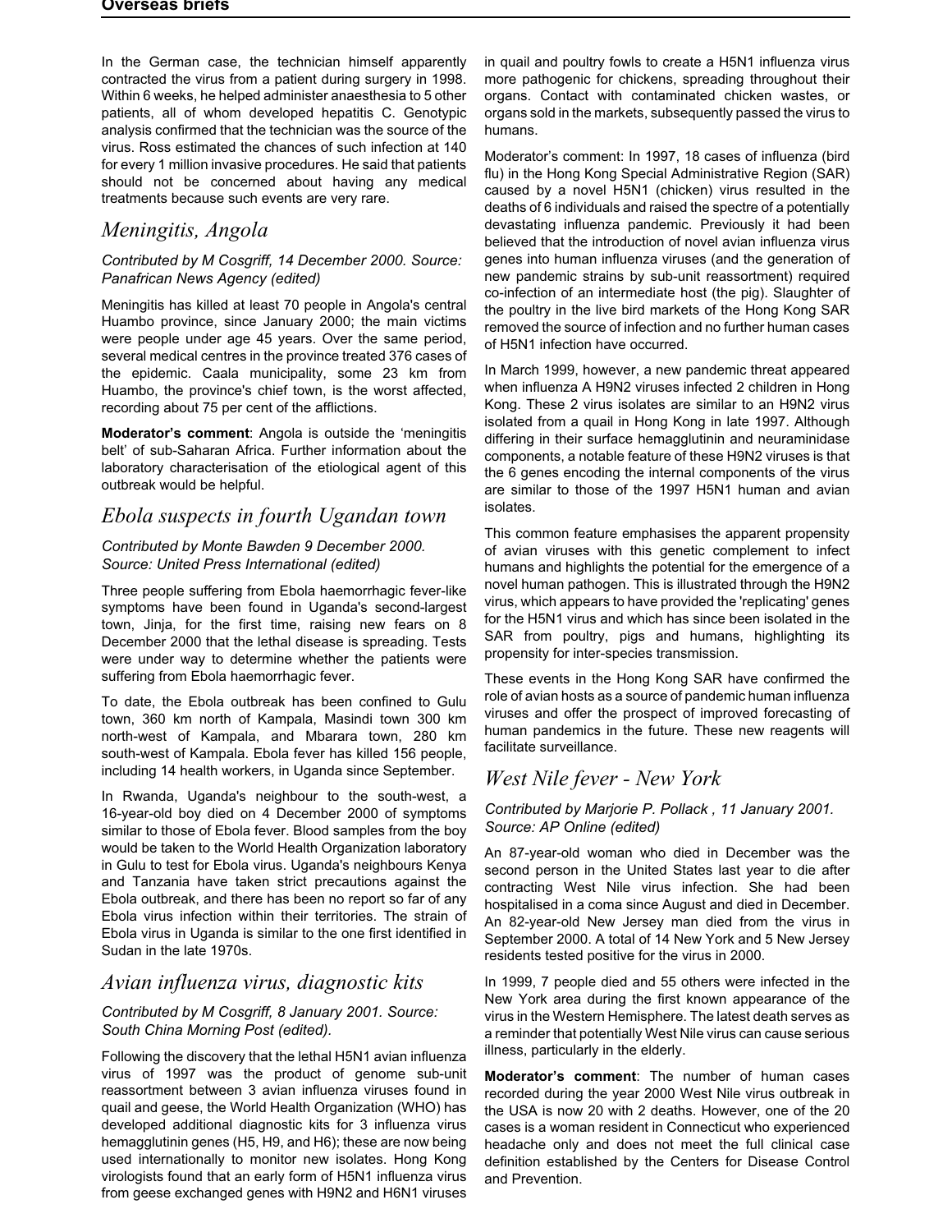In the German case, the technician himself apparently contracted the virus from a patient during surgery in 1998. Within 6 weeks, he helped administer anaesthesia to 5 other patients, all of whom developed hepatitis C. Genotypic analysis confirmed that the technician was the source of the virus. Ross estimated the chances of such infection at 140 for every 1 million invasive procedures. He said that patients should not be concerned about having any medical treatments because such events are very rare.

## Meningitis, Angola

*Contributed by M Cosgriff, 14 December 2000. Source: Panafrican News Agency (edited)*

Meningitis has killed at least 70 people in Angola's central Huambo province, since January 2000; the main victims were people under age 45 years. Over the same period, several medical centres in the province treated 376 cases of the epidemic. Caala municipality, some 23 km from Huambo, the province's chief town, is the worst affected, recording about 75 per cent of the afflictions.

**Moderator's comment**: Angola is outside the 'meningitis belt' of sub-Saharan Africa. Further information about the laboratory characterisation of the etiological agent of this outbreak would be helpful.

## Ebola suspects in fourth Ugandan town

*Contributed by Monte Bawden 9 December 2000. Source: United Press International (edited)*

Three people suffering from Ebola haemorrhagic fever-like symptoms have been found in Uganda's second-largest town, Jinja, for the first time, raising new fears on 8 December 2000 that the lethal disease is spreading. Tests were under way to determine whether the patients were suffering from Ebola haemorrhagic fever.

To date, the Ebola outbreak has been confined to Gulu town, 360 km north of Kampala, Masindi town 300 km north-west of Kampala, and Mbarara town, 280 km south-west of Kampala. Ebola fever has killed 156 people, including 14 health workers, in Uganda since September.

In Rwanda, Uganda's neighbour to the south-west, a 16-year-old boy died on 4 December 2000 of symptoms similar to those of Ebola fever. Blood samples from the boy would be taken to the World Health Organization laboratory in Gulu to test for Ebola virus. Uganda's neighbours Kenya and Tanzania have taken strict precautions against the Ebola outbreak, and there has been no report so far of any Ebola virus infection within their territories. The strain of Ebola virus in Uganda is similar to the one first identified in Sudan in the late 1970s.

## Avian influenza virus, diagnostic kits

*Contributed by M Cosgriff, 8 January 2001. Source: South China Morning Post (edited).*

Following the discovery that the lethal H5N1 avian influenza virus of 1997 was the product of genome sub-unit reassortment between 3 avian influenza viruses found in quail and geese, the World Health Organization (WHO) has developed additional diagnostic kits for 3 influenza virus hemagglutinin genes (H5, H9, and H6); these are now being used internationally to monitor new isolates. Hong Kong virologists found that an early form of H5N1 influenza virus from geese exchanged genes with H9N2 and H6N1 viruses in quail and poultry fowls to create a H5N1 influenza virus more pathogenic for chickens, spreading throughout their organs. Contact with contaminated chicken wastes, or organs sold in the markets, subsequently passed the virus to humans.

Moderator's comment: In 1997, 18 cases of influenza (bird flu) in the Hong Kong Special Administrative Region (SAR) caused by a novel H5N1 (chicken) virus resulted in the deaths of 6 individuals and raised the spectre of a potentially devastating influenza pandemic. Previously it had been believed that the introduction of novel avian influenza virus genes into human influenza viruses (and the generation of new pandemic strains by sub-unit reassortment) required co-infection of an intermediate host (the pig). Slaughter of the poultry in the live bird markets of the Hong Kong SAR removed the source of infection and no further human cases of H5N1 infection have occurred.

In March 1999, however, a new pandemic threat appeared when influenza A H9N2 viruses infected 2 children in Hong Kong. These 2 virus isolates are similar to an H9N2 virus isolated from a quail in Hong Kong in late 1997. Although differing in their surface hemagglutinin and neuraminidase components, a notable feature of these H9N2 viruses is that the 6 genes encoding the internal components of the virus are similar to those of the 1997 H5N1 human and avian isolates.

This common feature emphasises the apparent propensity of avian viruses with this genetic complement to infect humans and highlights the potential for the emergence of a novel human pathogen. This is illustrated through the H9N2 virus, which appears to have provided the 'replicating' genes for the H5N1 virus and which has since been isolated in the SAR from poultry, pigs and humans, highlighting its propensity for inter-species transmission.

These events in the Hong Kong SAR have confirmed the role of avian hosts as a source of pandemic human influenza viruses and offer the prospect of improved forecasting of human pandemics in the future. These new reagents will facilitate surveillance.

## West Nile fever - New York

*Contributed by Marjorie P. Pollack , 11 January 2001. Source: AP Online (edited)*

An 87-year-old woman who died in December was the second person in the United States last year to die after contracting West Nile virus infection. She had been hospitalised in a coma since August and died in December. An 82-year-old New Jersey man died from the virus in September 2000. A total of 14 New York and 5 New Jersey residents tested positive for the virus in 2000.

In 1999, 7 people died and 55 others were infected in the New York area during the first known appearance of the virus in the Western Hemisphere. The latest death serves as a reminder that potentially West Nile virus can cause serious illness, particularly in the elderly.

**Moderator's comment**: The number of human cases recorded during the year 2000 West Nile virus outbreak in the USA is now 20 with 2 deaths. However, one of the 20 cases is a woman resident in Connecticut who experienced headache only and does not meet the full clinical case definition established by the Centers for Disease Control and Prevention.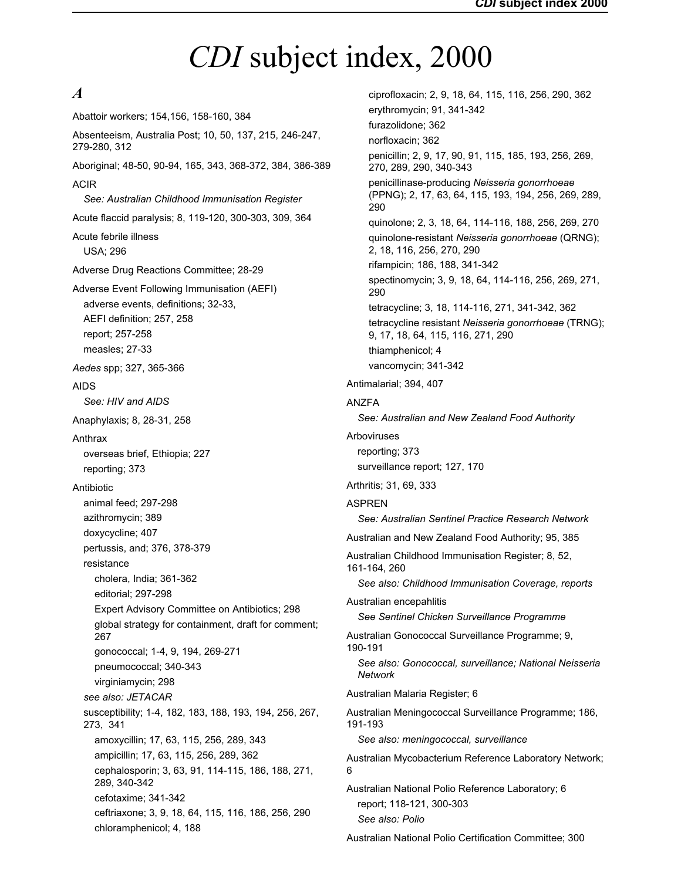# *CDI* subject index, 2000

## *A*

Abattoir workers; 154,156, 158-160, 384

Absenteeism, Australia Post; 10, 50, 137, 215, 246-247, 279-280, 312

Aboriginal; 48-50, 90-94, 165, 343, 368-372, 384, 386-389

ACIR
- *See: Australian Childhood Immunisation Register*

Acute flaccid paralysis; 8, 119-120, 300-303, 309, 364

Acute febrile illness
- USA; 296

Adverse Drug Reactions Committee; 28-29

Adverse Event Following Immunisation (AEFI)
- adverse events, definitions; 32-33,
- AEFI definition; 257, 258
- report; 257-258
- measles; 27-33

*Aedes* spp; 327, 365-366

AIDS
- *See: HIV and AIDS*

Anaphylaxis; 8, 28-31, 258

Anthrax
- overseas brief, Ethiopia; 227
- reporting; 373

Antibiotic
- animal feed; 297-298
- azithromycin; 389
- doxycycline; 407
- pertussis, and; 376, 378-379
- resistance
  - cholera, India; 361-362
  - editorial; 297-298
  - Expert Advisory Committee on Antibiotics; 298
  - global strategy for containment, draft for comment; 267
  - gonococcal; 1-4, 9, 194, 269-271
  - pneumococcal; 340-343
  - virginiamycin; 298
- *see also: JETACAR*
- susceptibility; 1-4, 182, 183, 188, 193, 194, 256, 267, 273, 341
  - amoxycillin; 17, 63, 115, 256, 289, 343
  - ampicillin; 17, 63, 115, 256, 289, 362
  - cephalosporin; 3, 63, 91, 114-115, 186, 188, 271, 289, 340-342
  - cefotaxime; 341-342
  - ceftriaxone; 3, 9, 18, 64, 115, 116, 186, 256, 290
  - chloramphenicol; 4, 188
  - ciprofloxacin; 2, 9, 18, 64, 115, 116, 256, 290, 362
  - erythromycin; 91, 341-342
  - furazolidone; 362
  - norfloxacin; 362
  - penicillin; 2, 9, 17, 90, 91, 115, 185, 193, 256, 269, 270, 289, 290, 340-343
  - penicillinase-producing *Neisseria gonorrhoeae* (PPNG); 2, 17, 63, 64, 115, 193, 194, 256, 269, 289, 290
  - quinolone; 2, 3, 18, 64, 114-116, 188, 256, 269, 270
  - quinolone-resistant *Neisseria gonorrhoeae* (QRNG); 2, 18, 116, 256, 270, 290
  - rifampicin; 186, 188, 341-342
  - spectinomycin; 3, 9, 18, 64, 114-116, 256, 269, 271, 290
  - tetracycline; 3, 18, 114-116, 271, 341-342, 362
  - tetracycline resistant *Neisseria gonorrhoeae* (TRNG); 9, 17, 18, 64, 115, 116, 271, 290
  - thiamphenicol; 4
  - vancomycin; 341-342

Antimalarial; 394, 407

ANZFA
- *See: Australian and New Zealand Food Authority*

Arboviruses
- reporting; 373
- surveillance report; 127, 170

Arthritis; 31, 69, 333

ASPREN
- *See: Australian Sentinel Practice Research Network*

Australian and New Zealand Food Authority; 95, 385

Australian Childhood Immunisation Register; 8, 52, 161-164, 260
- *See also: Childhood Immunisation Coverage, reports*

Australian encepahlitis
- *See Sentinel Chicken Surveillance Programme*

Australian Gonococcal Surveillance Programme; 9, 190-191
- *See also: Gonococcal, surveillance; National Neisseria Network*

Australian Malaria Register; 6

Australian Meningococcal Surveillance Programme; 186, 191-193
- *See also: meningococcal, surveillance*

Australian Mycobacterium Reference Laboratory Network; 6

Australian National Polio Reference Laboratory; 6
- report; 118-121, 300-303
- *See also: Polio*

Australian National Polio Certification Committee; 300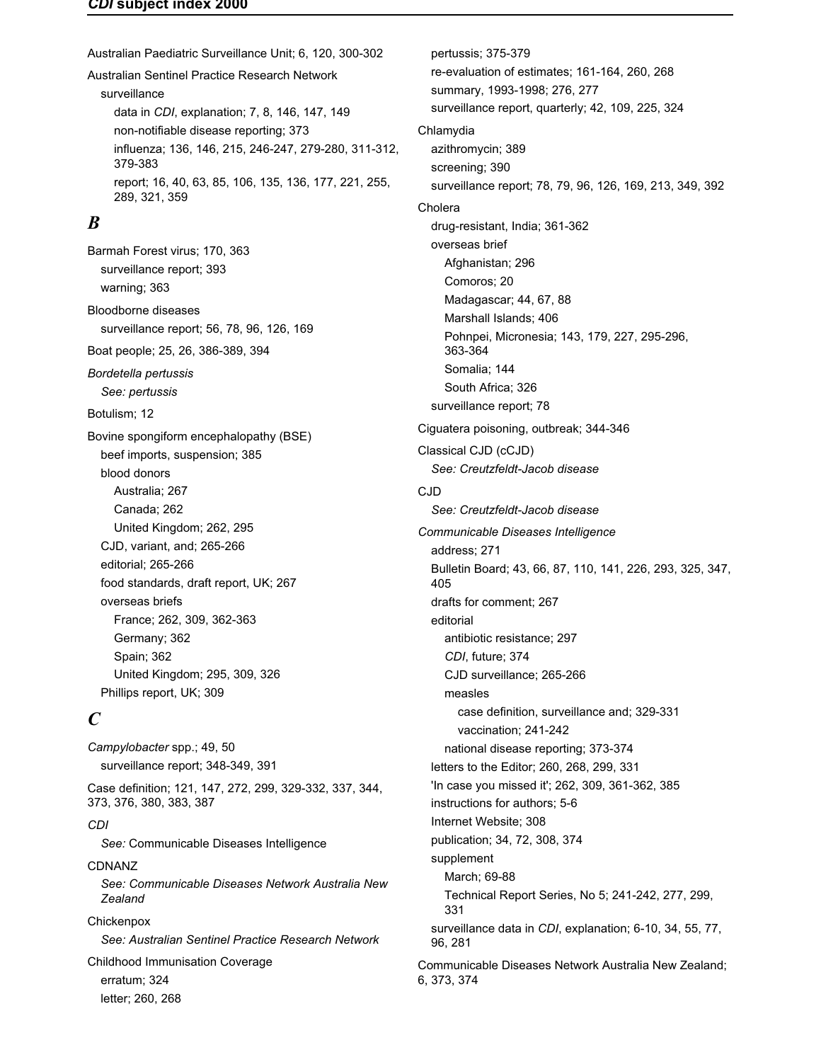Australian Paediatric Surveillance Unit; 6, 120, 300-302

Australian Sentinel Practice Research Network
- surveillance
  - data in *CDI*, explanation; 7, 8, 146, 147, 149
  - non-notifiable disease reporting; 373
  - influenza; 136, 146, 215, 246-247, 279-280, 311-312, 379-383
  - report; 16, 40, 63, 85, 106, 135, 136, 177, 221, 255, 289, 321, 359

## *B*

Barmah Forest virus; 170, 363
- surveillance report; 393
- warning; 363

Bloodborne diseases
- surveillance report; 56, 78, 96, 126, 169

Boat people; 25, 26, 386-389, 394

*Bordetella pertussis*
- *See: pertussis*

Botulism; 12

Bovine spongiform encephalopathy (BSE)
- beef imports, suspension; 385
- blood donors
  - Australia; 267
  - Canada; 262
  - United Kingdom; 262, 295
- CJD, variant, and; 265-266
- editorial; 265-266
- food standards, draft report, UK; 267
- overseas briefs
  - France; 262, 309, 362-363
  - Germany; 362
  - Spain; 362
  - United Kingdom; 295, 309, 326
- Phillips report, UK; 309

## *C*

*Campylobacter* spp.; 49, 50
- surveillance report; 348-349, 391

Case definition; 121, 147, 272, 299, 329-332, 337, 344, 373, 376, 380, 383, 387

*CDI*
- *See:* Communicable Diseases Intelligence

CDNANZ
- *See: Communicable Diseases Network Australia New Zealand*

Chickenpox
- *See: Australian Sentinel Practice Research Network*

Childhood Immunisation Coverage
- erratum; 324
- letter; 260, 268
- pertussis; 375-379
- re-evaluation of estimates; 161-164, 260, 268
- summary, 1993-1998; 276, 277
- surveillance report, quarterly; 42, 109, 225, 324

Chlamydia
- azithromycin; 389
- screening; 390
- surveillance report; 78, 79, 96, 126, 169, 213, 349, 392

Cholera
- drug-resistant, India; 361-362
- overseas brief
  - Afghanistan; 296
  - Comoros; 20
  - Madagascar; 44, 67, 88
  - Marshall Islands; 406
  - Pohnpei, Micronesia; 143, 179, 227, 295-296, 363-364
  - Somalia; 144
  - South Africa; 326
- surveillance report; 78

Ciguatera poisoning, outbreak; 344-346

Classical CJD (cCJD)
- *See: Creutzfeldt-Jacob disease*

CJD
- *See: Creutzfeldt-Jacob disease*

*Communicable Diseases Intelligence*
- address; 271
- Bulletin Board; 43, 66, 87, 110, 141, 226, 293, 325, 347, 405
- drafts for comment; 267
- editorial
  - antibiotic resistance; 297
  - *CDI*, future; 374
  - CJD surveillance; 265-266
  - measles
    - case definition, surveillance and; 329-331
    - vaccination; 241-242
  - national disease reporting; 373-374
- letters to the Editor; 260, 268, 299, 331
- 'In case you missed it'; 262, 309, 361-362, 385
- instructions for authors; 5-6
- Internet Website; 308
- publication; 34, 72, 308, 374
- supplement
  - March; 69-88
  - Technical Report Series, No 5; 241-242, 277, 299, 331
- surveillance data in *CDI*, explanation; 6-10, 34, 55, 77, 96, 281

Communicable Diseases Network Australia New Zealand; 6, 373, 374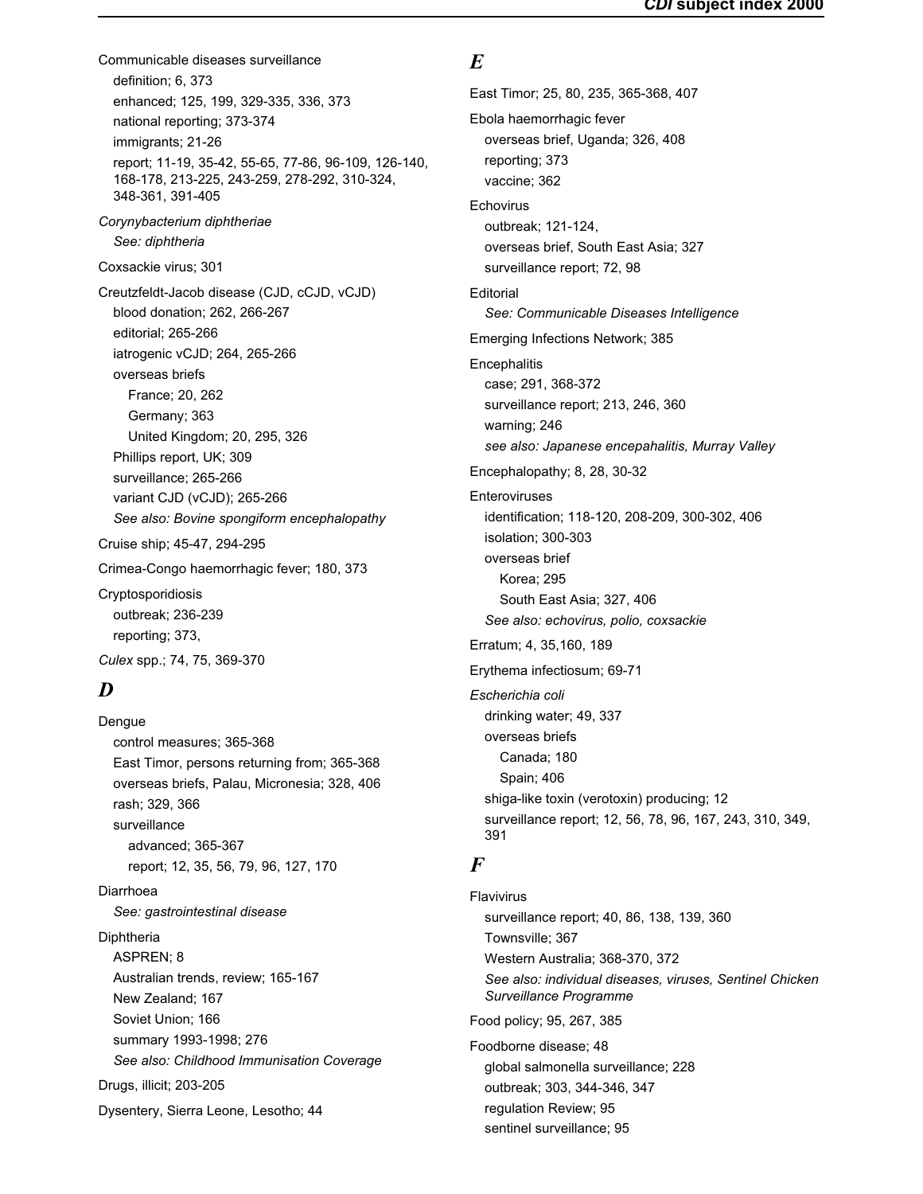Communicable diseases surveillance
- definition; 6, 373
- enhanced; 125, 199, 329-335, 336, 373
- national reporting; 373-374
- immigrants; 21-26
- report; 11-19, 35-42, 55-65, 77-86, 96-109, 126-140, 168-178, 213-225, 243-259, 278-292, 310-324, 348-361, 391-405

*Corynebacterium diphtheriae*
- *See: diphtheria*

Coxsackie virus; 301

Creutzfeldt-Jacob disease (CJD, cCJD, vCJD)
- blood donation; 262, 266-267
- editorial; 265-266
- iatrogenic vCJD; 264, 265-266
- overseas briefs
  - France; 20, 262
  - Germany; 363
  - United Kingdom; 20, 295, 326
- Phillips report, UK; 309
- surveillance; 265-266
- variant CJD (vCJD); 265-266
- *See also: Bovine spongiform encephalopathy*

Cruise ship; 45-47, 294-295

Crimea-Congo haemorrhagic fever; 180, 373

Cryptosporidiosis
- outbreak; 236-239
- reporting; 373,

*Culex* spp.; 74, 75, 369-370

## *D*

Dengue
- control measures; 365-368
- East Timor, persons returning from; 365-368
- overseas briefs, Palau, Micronesia; 328, 406
- rash; 329, 366
- surveillance
  - advanced; 365-367
  - report; 12, 35, 56, 79, 96, 127, 170

Diarrhoea
- *See: gastrointestinal disease*

Diphtheria
- ASPREN; 8
- Australian trends, review; 165-167
- New Zealand; 167
- Soviet Union; 166
- summary 1993-1998; 276
- *See also: Childhood Immunisation Coverage*

Drugs, illicit; 203-205

Dysentery, Sierra Leone, Lesotho; 44

## *E*

East Timor; 25, 80, 235, 365-368, 407

Ebola haemorrhagic fever
- overseas brief, Uganda; 326, 408
- reporting; 373
- vaccine; 362

Echovirus
- outbreak; 121-124,
- overseas brief, South East Asia; 327
- surveillance report; 72, 98

Editorial
- *See: Communicable Diseases Intelligence*

Emerging Infections Network; 385

Encephalitis
- case; 291, 368-372
- surveillance report; 213, 246, 360
- warning; 246
- *see also: Japanese encepahalitis, Murray Valley*

Encephalopathy; 8, 28, 30-32

Enteroviruses
- identification; 118-120, 208-209, 300-302, 406
- isolation; 300-303
- overseas brief
  - Korea; 295
  - South East Asia; 327, 406
- *See also: echovirus, polio, coxsackie*

Erratum; 4, 35,160, 189

Erythema infectiosum; 69-71

*Escherichia coli*
- drinking water; 49, 337
- overseas briefs
  - Canada; 180
  - Spain; 406
- shiga-like toxin (verotoxin) producing; 12
- surveillance report; 12, 56, 78, 96, 167, 243, 310, 349, 391

## *F*

Flavivirus
- surveillance report; 40, 86, 138, 139, 360
- Townsville; 367
- Western Australia; 368-370, 372
- *See also: individual diseases, viruses, Sentinel Chicken Surveillance Programme*

Food policy; 95, 267, 385

Foodborne disease; 48
- global salmonella surveillance; 228
- outbreak; 303, 344-346, 347
- regulation Review; 95
- sentinel surveillance; 95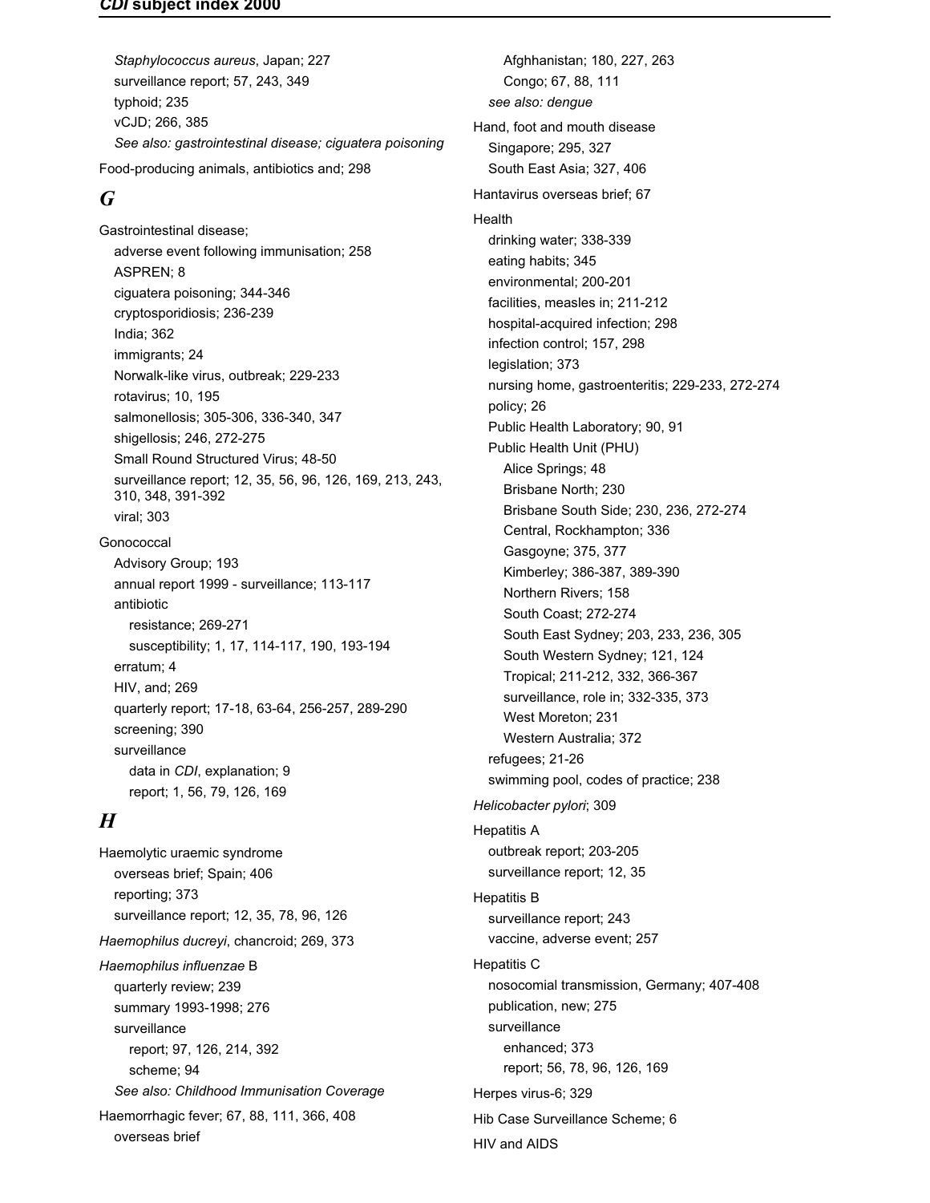*Staphylococcus aureus*, Japan; 227
surveillance report; 57, 243, 349
typhoid; 235
vCJD; 266, 385
*See also: gastrointestinal disease; ciguatera poisoning*

Food-producing animals, antibiotics and; 298

## G

Gastrointestinal disease;
- adverse event following immunisation; 258
- ASPREN; 8
- ciguatera poisoning; 344-346
- cryptosporidiosis; 236-239
- India; 362
- immigrants; 24
- Norwalk-like virus, outbreak; 229-233
- rotavirus; 10, 195
- salmonellosis; 305-306, 336-340, 347
- shigellosis; 246, 272-275
- Small Round Structured Virus; 48-50
- surveillance report; 12, 35, 56, 96, 126, 169, 213, 243, 310, 348, 391-392
- viral; 303

Gonococcal
- Advisory Group; 193
- annual report 1999 - surveillance; 113-117
- antibiotic
  - resistance; 269-271
  - susceptibility; 1, 17, 114-117, 190, 193-194
- erratum; 4
- HIV, and; 269
- quarterly report; 17-18, 63-64, 256-257, 289-290
- screening; 390
- surveillance
  - data in *CDI*, explanation; 9
  - report; 1, 56, 79, 126, 169

## H

Haemolytic uraemic syndrome
- overseas brief; Spain; 406
- reporting; 373
- surveillance report; 12, 35, 78, 96, 126

*Haemophilus ducreyi*, chancroid; 269, 373

*Haemophilus influenzae* B
- quarterly review; 239
- summary 1993-1998; 276
- surveillance
  - report; 97, 126, 214, 392
  - scheme; 94
- *See also: Childhood Immunisation Coverage*

Haemorrhagic fever; 67, 88, 111, 366, 408
- overseas brief
  - Afghhanistan; 180, 227, 263
  - Congo; 67, 88, 111
- *see also: dengue*

Hand, foot and mouth disease
- Singapore; 295, 327
- South East Asia; 327, 406

Hantavirus overseas brief; 67

Health
- drinking water; 338-339
- eating habits; 345
- environmental; 200-201
- facilities, measles in; 211-212
- hospital-acquired infection; 298
- infection control; 157, 298
- legislation; 373
- nursing home, gastroenteritis; 229-233, 272-274
- policy; 26
- Public Health Laboratory; 90, 91
- Public Health Unit (PHU)
  - Alice Springs; 48
  - Brisbane North; 230
  - Brisbane South Side; 230, 236, 272-274
  - Central, Rockhampton; 336
  - Gasgoyne; 375, 377
  - Kimberley; 386-387, 389-390
  - Northern Rivers; 158
  - South Coast; 272-274
  - South East Sydney; 203, 233, 236, 305
  - South Western Sydney; 121, 124
  - Tropical; 211-212, 332, 366-367
  - surveillance, role in; 332-335, 373
  - West Moreton; 231
  - Western Australia; 372
- refugees; 21-26
- swimming pool, codes of practice; 238

*Helicobacter pylori*; 309

Hepatitis A
- outbreak report; 203-205
- surveillance report; 12, 35

Hepatitis B
- surveillance report; 243
- vaccine, adverse event; 257

Hepatitis C
- nosocomial transmission, Germany; 407-408
- publication, new; 275
- surveillance
  - enhanced; 373
  - report; 56, 78, 96, 126, 169

Herpes virus-6; 329

Hib Case Surveillance Scheme; 6

HIV and AIDS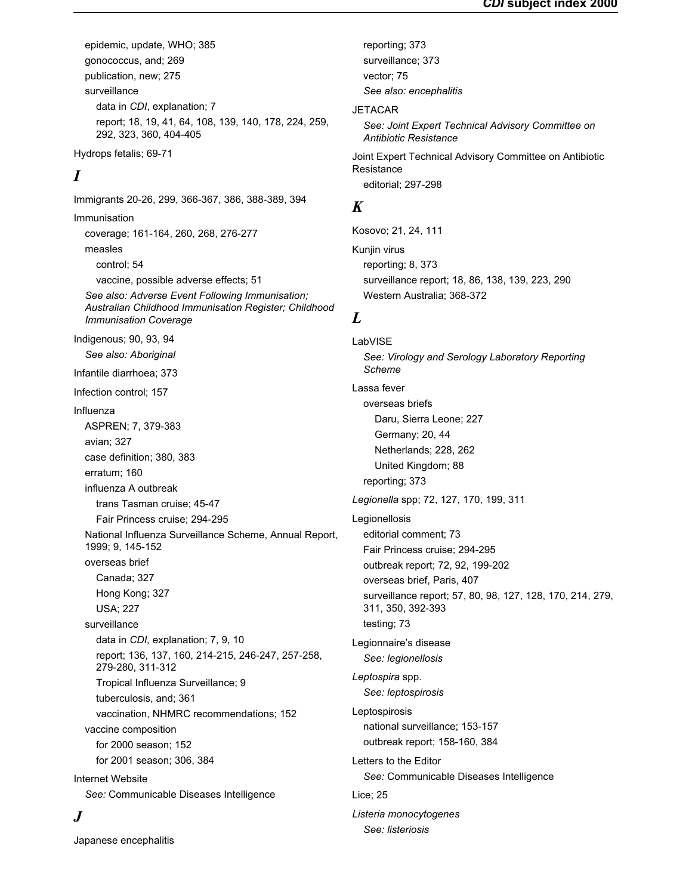epidemic, update, WHO; 385
gonococcus, and; 269
publication, new; 275
surveillance
data in *CDI*, explanation; 7
report; 18, 19, 41, 64, 108, 139, 140, 178, 224, 259, 292, 323, 360, 404-405

Hydrops fetalis; 69-71

## *I*

Immigrants 20-26, 299, 366-367, 386, 388-389, 394

Immunisation
coverage; 161-164, 260, 268, 276-277
measles
control; 54
vaccine, possible adverse effects; 51
*See also: Adverse Event Following Immunisation; Australian Childhood Immunisation Register; Childhood Immunisation Coverage*

Indigenous; 90, 93, 94
*See also: Aboriginal*

Infantile diarrhoea; 373

Infection control; 157

Influenza
ASPREN; 7, 379-383
avian; 327
case definition; 380, 383
erratum; 160
influenza A outbreak
trans Tasman cruise; 45-47
Fair Princess cruise; 294-295
National Influenza Surveillance Scheme, Annual Report, 1999; 9, 145-152
overseas brief
Canada; 327
Hong Kong; 327
USA; 227
surveillance
data in *CDI,* explanation; 7, 9, 10
report; 136, 137, 160, 214-215, 246-247, 257-258, 279-280, 311-312
Tropical Influenza Surveillance; 9
tuberculosis, and; 361
vaccination, NHMRC recommendations; 152
vaccine composition
for 2000 season; 152
for 2001 season; 306, 384

Internet Website
*See:* Communicable Diseases Intelligence

## *J*

Japanese encephalitis
reporting; 373
surveillance; 373
vector; 75
*See also: encephalitis*

JETACAR
*See: Joint Expert Technical Advisory Committee on Antibiotic Resistance*

Joint Expert Technical Advisory Committee on Antibiotic Resistance
editorial; 297-298

## *K*

Kosovo; 21, 24, 111

Kunjin virus
reporting; 8, 373
surveillance report; 18, 86, 138, 139, 223, 290
Western Australia; 368-372

## *L*

LabVISE
*See: Virology and Serology Laboratory Reporting Scheme*

Lassa fever
overseas briefs
Daru, Sierra Leone; 227
Germany; 20, 44
Netherlands; 228, 262
United Kingdom; 88
reporting; 373

*Legionella* spp; 72, 127, 170, 199, 311

Legionellosis
editorial comment; 73
Fair Princess cruise; 294-295
outbreak report; 72, 92, 199-202
overseas brief, Paris, 407
surveillance report; 57, 80, 98, 127, 128, 170, 214, 279, 311, 350, 392-393
testing; 73

Legionnaire's disease
*See: legionellosis*

*Leptospira* spp.
*See: leptospirosis*

Leptospirosis
national surveillance; 153-157
outbreak report; 158-160, 384

Letters to the Editor
*See:* Communicable Diseases Intelligence

Lice; 25

*Listeria monocytogenes*
*See: listeriosis*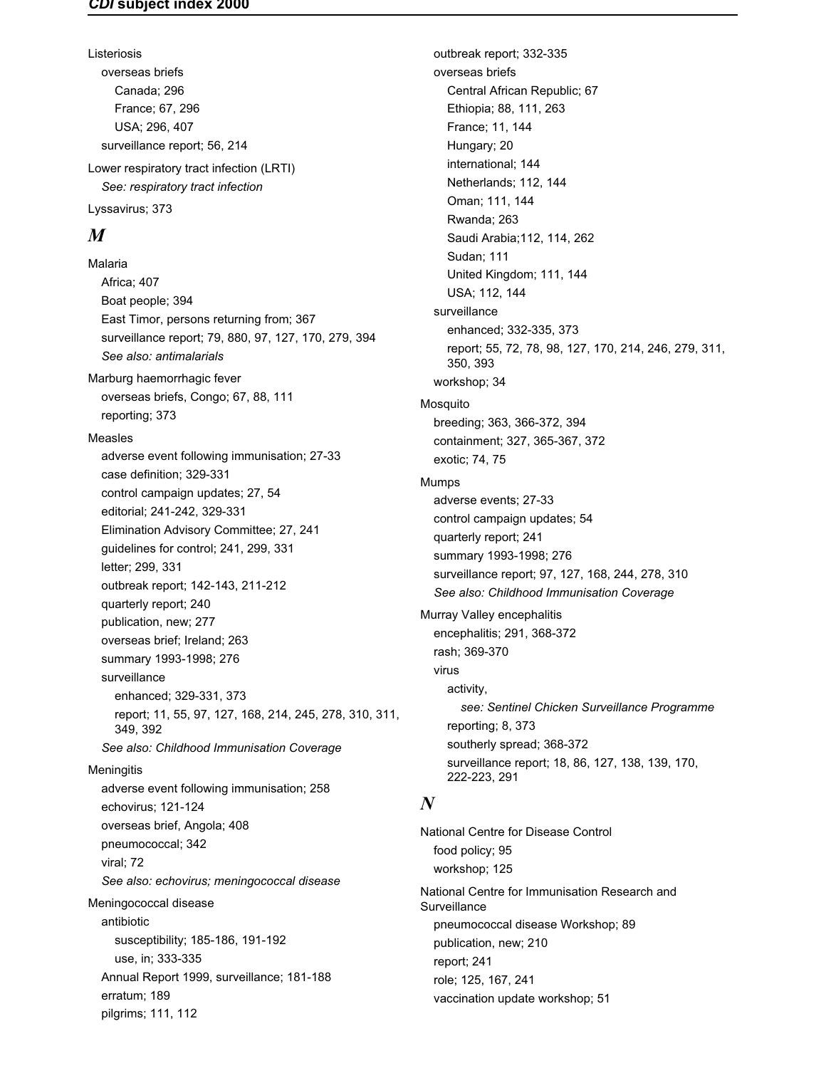Listeriosis
- overseas briefs
  - Canada; 296
  - France; 67, 296
  - USA; 296, 407
- surveillance report; 56, 214

Lower respiratory tract infection (LRTI)
- *See: respiratory tract infection*

Lyssavirus; 373

## *M*

Malaria
- Africa; 407
- Boat people; 394
- East Timor, persons returning from; 367
- surveillance report; 79, 880, 97, 127, 170, 279, 394
- *See also: antimalarials*

Marburg haemorrhagic fever
- overseas briefs, Congo; 67, 88, 111
- reporting; 373

Measles
- adverse event following immunisation; 27-33
- case definition; 329-331
- control campaign updates; 27, 54
- editorial; 241-242, 329-331
- Elimination Advisory Committee; 27, 241
- guidelines for control; 241, 299, 331
- letter; 299, 331
- outbreak report; 142-143, 211-212
- quarterly report; 240
- publication, new; 277
- overseas brief; Ireland; 263
- summary 1993-1998; 276
- surveillance
  - enhanced; 329-331, 373
  - report; 11, 55, 97, 127, 168, 214, 245, 278, 310, 311, 349, 392
- *See also: Childhood Immunisation Coverage*

Meningitis
- adverse event following immunisation; 258
- echovirus; 121-124
- overseas brief, Angola; 408
- pneumococcal; 342
- viral; 72
- *See also: echovirus; meningococcal disease*

Meningococcal disease
- antibiotic
  - susceptibility; 185-186, 191-192
  - use, in; 333-335
- Annual Report 1999, surveillance; 181-188
- erratum; 189
- pilgrims; 111, 112
- outbreak report; 332-335
- overseas briefs
  - Central African Republic; 67
  - Ethiopia; 88, 111, 263
  - France; 11, 144
  - Hungary; 20
  - international; 144
  - Netherlands; 112, 144
  - Oman; 111, 144
  - Rwanda; 263
  - Saudi Arabia;112, 114, 262
  - Sudan; 111
  - United Kingdom; 111, 144
  - USA; 112, 144
- surveillance
  - enhanced; 332-335, 373
  - report; 55, 72, 78, 98, 127, 170, 214, 246, 279, 311, 350, 393
- workshop; 34

Mosquito
- breeding; 363, 366-372, 394
- containment; 327, 365-367, 372
- exotic; 74, 75

Mumps
- adverse events; 27-33
- control campaign updates; 54
- quarterly report; 241
- summary 1993-1998; 276
- surveillance report; 97, 127, 168, 244, 278, 310
- *See also: Childhood Immunisation Coverage*

Murray Valley encephalitis
- encephalitis; 291, 368-372
- rash; 369-370
- virus
  - activity,
    - *see: Sentinel Chicken Surveillance Programme*
  - reporting; 8, 373
  - southerly spread; 368-372
  - surveillance report; 18, 86, 127, 138, 139, 170, 222-223, 291

## *N*

National Centre for Disease Control
- food policy; 95
- workshop; 125

National Centre for Immunisation Research and Surveillance
- pneumococcal disease Workshop; 89
- publication, new; 210
- report; 241
- role; 125, 167, 241
- vaccination update workshop; 51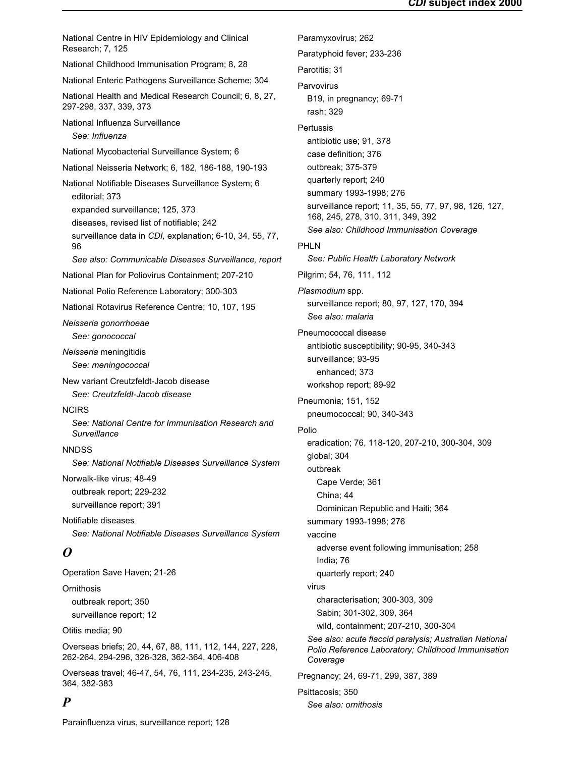National Centre in HIV Epidemiology and Clinical Research; 7, 125

National Childhood Immunisation Program; 8, 28

National Enteric Pathogens Surveillance Scheme; 304

National Health and Medical Research Council; 6, 8, 27, 297-298, 337, 339, 373

National Influenza Surveillance
- *See: Influenza*

National Mycobacterial Surveillance System; 6

National Neisseria Network; 6, 182, 186-188, 190-193

National Notifiable Diseases Surveillance System; 6
- editorial; 373
- expanded surveillance; 125, 373
- diseases, revised list of notifiable; 242
- surveillance data in *CDI,* explanation; 6-10, 34, 55, 77, 96
- *See also: Communicable Diseases Surveillance, report*

National Plan for Poliovirus Containment; 207-210

National Polio Reference Laboratory; 300-303

National Rotavirus Reference Centre; 10, 107, 195

*Neisseria gonorrhoeae*
- *See: gonococcal*

*Neisseria* meningitidis
- *See: meningococcal*

New variant Creutzfeldt-Jacob disease
- *See: Creutzfeldt-Jacob disease*

NCIRS
- *See: National Centre for Immunisation Research and Surveillance*

NNDSS
- *See: National Notifiable Diseases Surveillance System*

Norwalk-like virus; 48-49
- outbreak report; 229-232
- surveillance report; 391

Notifiable diseases
- *See: National Notifiable Diseases Surveillance System*

## *O*

Operation Save Haven; 21-26

Ornithosis
- outbreak report; 350
- surveillance report; 12

Otitis media; 90

Overseas briefs; 20, 44, 67, 88, 111, 112, 144, 227, 228, 262-264, 294-296, 326-328, 362-364, 406-408

Overseas travel; 46-47, 54, 76, 111, 234-235, 243-245, 364, 382-383

## *P*

Parainfluenza virus, surveillance report; 128

Paramyxovirus; 262

Paratyphoid fever; 233-236

Parotitis; 31

Parvovirus
- B19, in pregnancy; 69-71
- rash; 329

Pertussis
- antibiotic use; 91, 378
- case definition; 376
- outbreak; 375-379
- quarterly report; 240
- summary 1993-1998; 276
- surveillance report; 11, 35, 55, 77, 97, 98, 126, 127, 168, 245, 278, 310, 311, 349, 392
- *See also: Childhood Immunisation Coverage*

PHLN
- *See: Public Health Laboratory Network*

Pilgrim; 54, 76, 111, 112

*Plasmodium* spp.
- surveillance report; 80, 97, 127, 170, 394
- *See also: malaria*

Pneumococcal disease
- antibiotic susceptibility; 90-95, 340-343
- surveillance; 93-95
  - enhanced; 373
- workshop report; 89-92

Pneumonia; 151, 152
- pneumococcal; 90, 340-343

Polio
- eradication; 76, 118-120, 207-210, 300-304, 309
- global; 304
- outbreak
  - Cape Verde; 361
  - China; 44
  - Dominican Republic and Haiti; 364
- summary 1993-1998; 276
- vaccine
  - adverse event following immunisation; 258
  - India; 76
  - quarterly report; 240
- virus
  - characterisation; 300-303, 309
  - Sabin; 301-302, 309, 364
  - wild, containment; 207-210, 300-304
- *See also: acute flaccid paralysis; Australian National Polio Reference Laboratory; Childhood Immunisation Coverage*

Pregnancy; 24, 69-71, 299, 387, 389

Psittacosis; 350
- *See also: ornithosis*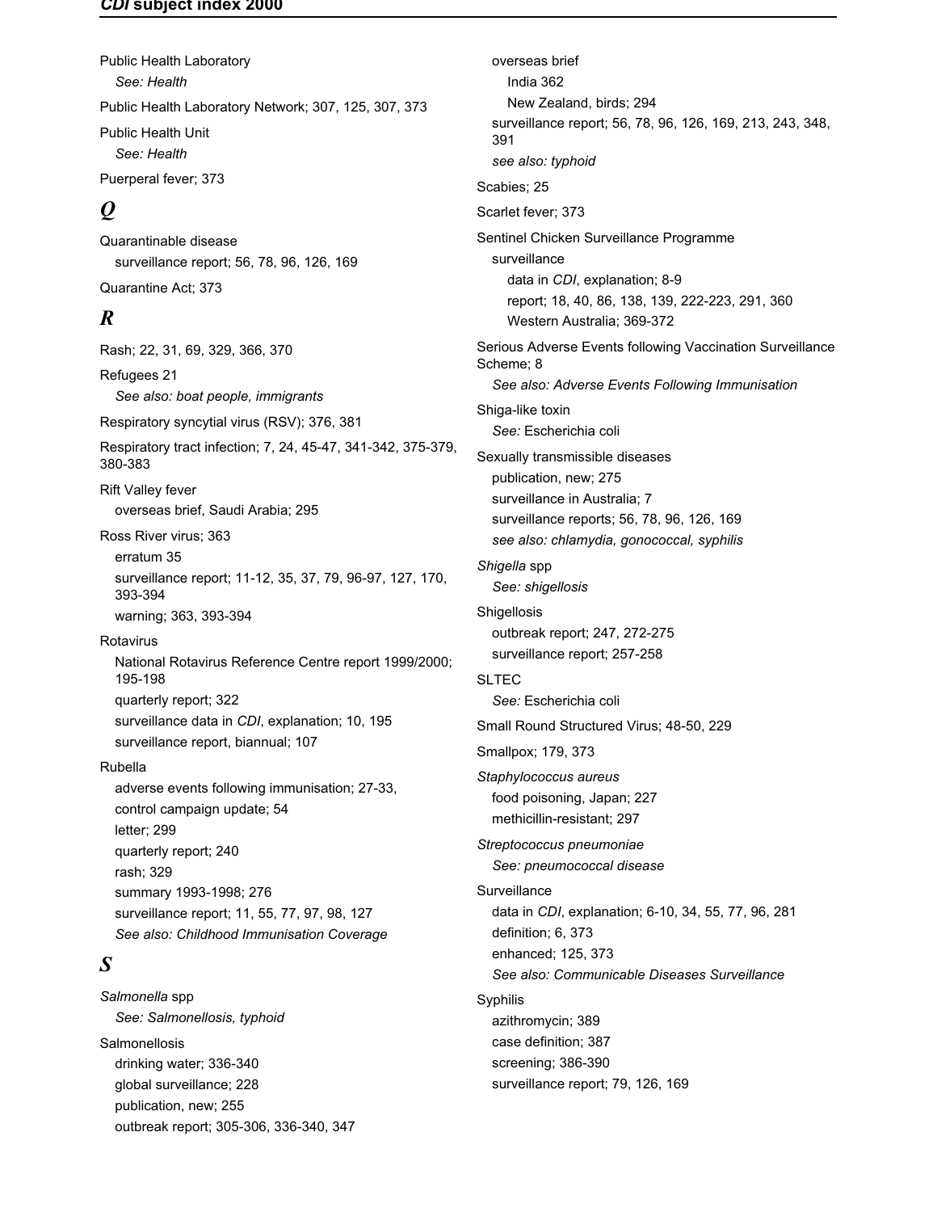Public Health Laboratory
  *See: Health*

Public Health Laboratory Network; 307, 125, 307, 373

Public Health Unit
  *See: Health*

Puerperal fever; 373

## *Q*

Quarantinable disease
  surveillance report; 56, 78, 96, 126, 169

Quarantine Act; 373

## *R*

Rash; 22, 31, 69, 329, 366, 370

Refugees 21
  *See also: boat people, immigrants*

Respiratory syncytial virus (RSV); 376, 381

Respiratory tract infection; 7, 24, 45-47, 341-342, 375-379, 380-383

Rift Valley fever
  overseas brief, Saudi Arabia; 295

Ross River virus; 363
  erratum 35
  surveillance report; 11-12, 35, 37, 79, 96-97, 127, 170, 393-394
  warning; 363, 393-394

Rotavirus
  National Rotavirus Reference Centre report 1999/2000; 195-198
  quarterly report; 322
  surveillance data in *CDI*, explanation; 10, 195
  surveillance report, biannual; 107

Rubella
  adverse events following immunisation; 27-33,
  control campaign update; 54
  letter; 299
  quarterly report; 240
  rash; 329
  summary 1993-1998; 276
  surveillance report; 11, 55, 77, 97, 98, 127
  *See also: Childhood Immunisation Coverage*

## *S*

*Salmonella* spp
  *See: Salmonellosis, typhoid*

Salmonellosis
  drinking water; 336-340
  global surveillance; 228
  publication, new; 255
  outbreak report; 305-306, 336-340, 347
  overseas brief
    India 362
    New Zealand, birds; 294
  surveillance report; 56, 78, 96, 126, 169, 213, 243, 348, 391
  *see also: typhoid*

Scabies; 25

Scarlet fever; 373

Sentinel Chicken Surveillance Programme
  surveillance
    data in *CDI*, explanation; 8-9
    report; 18, 40, 86, 138, 139, 222-223, 291, 360
    Western Australia; 369-372

Serious Adverse Events following Vaccination Surveillance Scheme; 8
  *See also: Adverse Events Following Immunisation*

Shiga-like toxin
  *See:* Escherichia coli

Sexually transmissible diseases
  publication, new; 275
  surveillance in Australia; 7
  surveillance reports; 56, 78, 96, 126, 169
  *see also: chlamydia, gonococcal, syphilis*

*Shigella* spp
  *See: shigellosis*

Shigellosis
  outbreak report; 247, 272-275
  surveillance report; 257-258

SLTEC
  *See:* Escherichia coli

Small Round Structured Virus; 48-50, 229

Smallpox; 179, 373

*Staphylococcus aureus*
  food poisoning, Japan; 227
  methicillin-resistant; 297

*Streptococcus pneumoniae*
  *See: pneumococcal disease*

Surveillance
  data in *CDI*, explanation; 6-10, 34, 55, 77, 96, 281
  definition; 6, 373
  enhanced; 125, 373
  *See also: Communicable Diseases Surveillance*

Syphilis
  azithromycin; 389
  case definition; 387
  screening; 386-390
  surveillance report; 79, 126, 169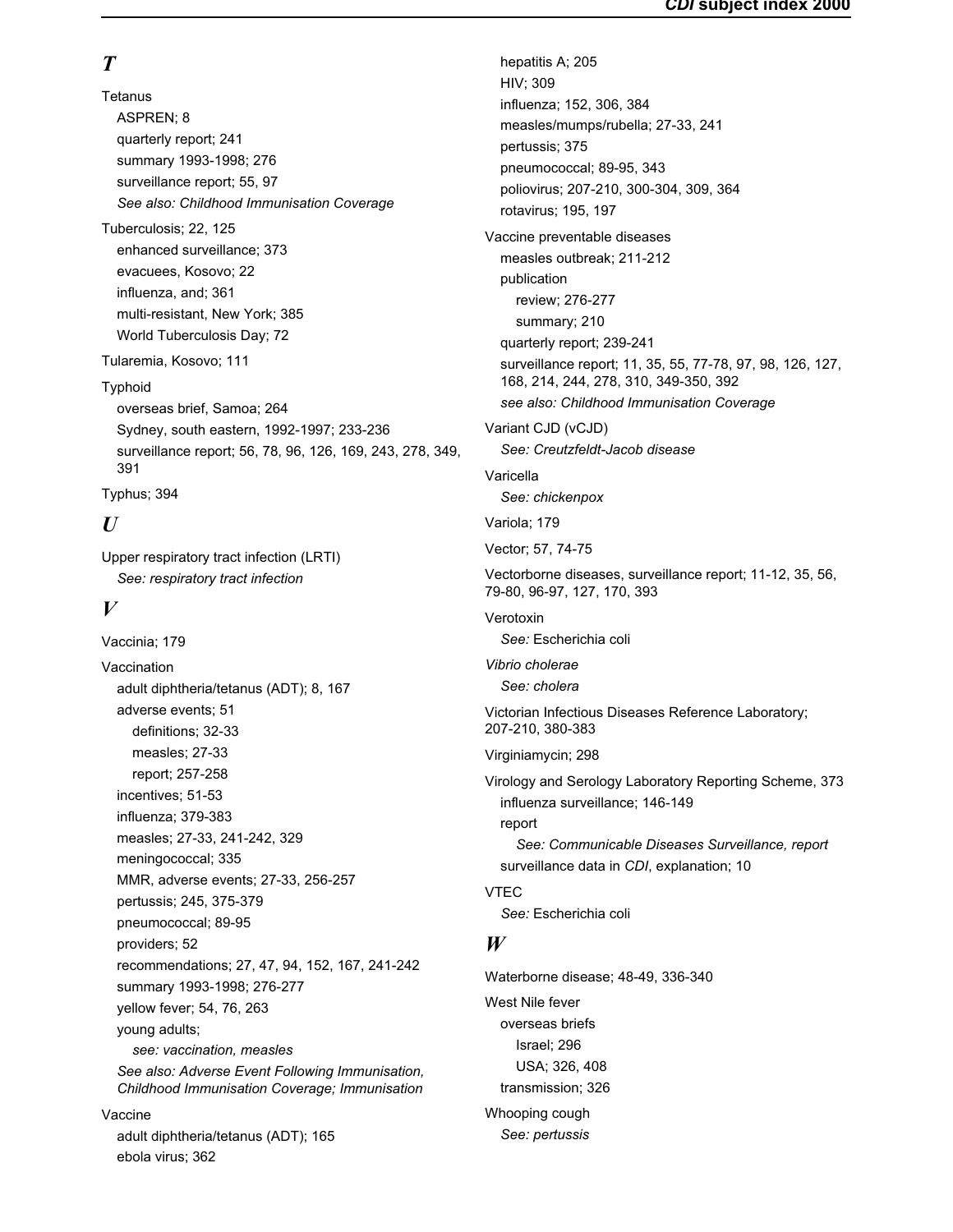## T

Tetanus
- ASPREN; 8
- quarterly report; 241
- summary 1993-1998; 276
- surveillance report; 55, 97
- *See also: Childhood Immunisation Coverage*

Tuberculosis; 22, 125
- enhanced surveillance; 373
- evacuees, Kosovo; 22
- influenza, and; 361
- multi-resistant, New York; 385
- World Tuberculosis Day; 72

Tularemia, Kosovo; 111

Typhoid
- overseas brief, Samoa; 264
- Sydney, south eastern, 1992-1997; 233-236
- surveillance report; 56, 78, 96, 126, 169, 243, 278, 349, 391

Typhus; 394

## U

Upper respiratory tract infection (LRTI)
- *See: respiratory tract infection*

## V

Vaccinia; 179

Vaccination
- adult diphtheria/tetanus (ADT); 8, 167
- adverse events; 51
  - definitions; 32-33
  - measles; 27-33
  - report; 257-258
- incentives; 51-53
- influenza; 379-383
- measles; 27-33, 241-242, 329
- meningococcal; 335
- MMR, adverse events; 27-33, 256-257
- pertussis; 245, 375-379
- pneumococcal; 89-95
- providers; 52
- recommendations; 27, 47, 94, 152, 167, 241-242
- summary 1993-1998; 276-277
- yellow fever; 54, 76, 263
- young adults;
  - *see: vaccination, measles*
- *See also: Adverse Event Following Immunisation, Childhood Immunisation Coverage; Immunisation*

Vaccine
- adult diphtheria/tetanus (ADT); 165
- ebola virus; 362
- hepatitis A; 205
- HIV; 309
- influenza; 152, 306, 384
- measles/mumps/rubella; 27-33, 241
- pertussis; 375
- pneumococcal; 89-95, 343
- poliovirus; 207-210, 300-304, 309, 364
- rotavirus; 195, 197

Vaccine preventable diseases
- measles outbreak; 211-212
- publication
  - review; 276-277
  - summary; 210
- quarterly report; 239-241
- surveillance report; 11, 35, 55, 77-78, 97, 98, 126, 127, 168, 214, 244, 278, 310, 349-350, 392
- *see also: Childhood Immunisation Coverage*

Variant CJD (vCJD)
- *See: Creutzfeldt-Jacob disease*

Varicella
- *See: chickenpox*

Variola; 179

Vector; 57, 74-75

Vectorborne diseases, surveillance report; 11-12, 35, 56, 79-80, 96-97, 127, 170, 393

Verotoxin
- *See:* Escherichia coli

*Vibrio cholerae*
- *See: cholera*

Victorian Infectious Diseases Reference Laboratory; 207-210, 380-383

Virginiamycin; 298

Virology and Serology Laboratory Reporting Scheme, 373
- influenza surveillance; 146-149
- report
  - *See: Communicable Diseases Surveillance, report*
- surveillance data in *CDI*, explanation; 10

VTEC
- *See:* Escherichia coli

## W

Waterborne disease; 48-49, 336-340

West Nile fever
- overseas briefs
  - Israel; 296
  - USA; 326, 408
- transmission; 326

Whooping cough
- *See: pertussis*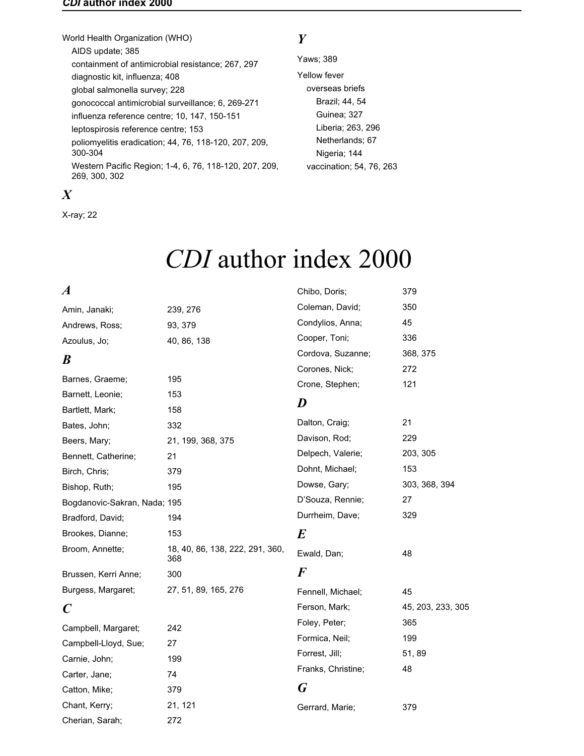World Health Organization (WHO)
- AIDS update; 385
- containment of antimicrobial resistance; 267, 297
- diagnostic kit, influenza; 408
- global salmonella survey; 228
- gonococcal antimicrobial surveillance; 6, 269-271
- influenza reference centre; 10, 147, 150-151
- leptospirosis reference centre; 153
- poliomyelitis eradication; 44, 76, 118-120, 207, 209, 300-304
- Western Pacific Region; 1-4, 6, 76, 118-120, 207, 209, 269, 300, 302

### *X*

X-ray; 22

### *Y*

Yaws; 389

Yellow fever
- overseas briefs
  - Brazil; 44, 54
  - Guinea; 327
  - Liberia; 263, 296
  - Netherlands; 67
  - Nigeria; 144
- vaccination; 54, 76, 263

# *CDI* author index 2000

### *A*

Amin, Janaki; 239, 276
Andrews, Ross; 93, 379
Azoulus, Jo; 40, 86, 138

### *B*

Barnes, Graeme; 195
Barnett, Leonie; 153
Bartlett, Mark; 158
Bates, John; 332
Beers, Mary; 21, 199, 368, 375
Bennett, Catherine; 21
Birch, Chris; 379
Bishop, Ruth; 195
Bogdanovic-Sakran, Nada; 195
Bradford, David; 194
Brookes, Dianne; 153
Broom, Annette; 18, 40, 86, 138, 222, 291, 360, 368
Brussen, Kerri Anne; 300
Burgess, Margaret; 27, 51, 89, 165, 276

### *C*

Campbell, Margaret; 242
Campbell-Lloyd, Sue; 27
Carnie, John; 199
Carter, Jane; 74
Catton, Mike; 379
Chant, Kerry; 21, 121
Cherian, Sarah; 272
Chibo, Doris; 379
Coleman, David; 350
Condylios, Anna; 45
Cooper, Toni; 336
Cordova, Suzanne; 368, 375
Corones, Nick; 272
Crone, Stephen; 121

### *D*

Dalton, Craig; 21
Davison, Rod; 229
Delpech, Valerie; 203, 305
Dohnt, Michael; 153
Dowse, Gary; 303, 368, 394
D'Souza, Rennie; 27
Durrheim, Dave; 329

### *E*

Ewald, Dan; 48

### *F*

Fennell, Michael; 45
Ferson, Mark; 45, 203, 233, 305
Foley, Peter; 365
Formica, Neil; 199
Forrest, Jill; 51, 89
Franks, Christine; 48

### *G*

Gerrard, Marie; 379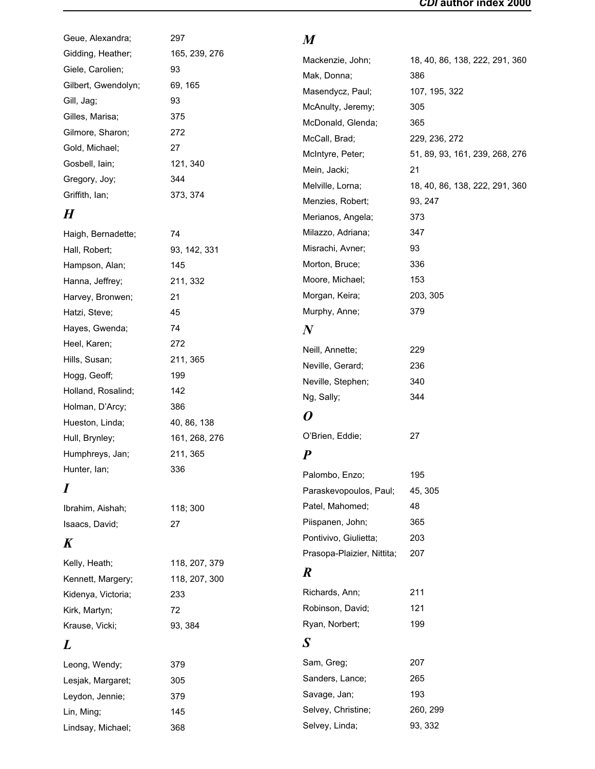Geue, Alexandra; 297

Gidding, Heather; 165, 239, 276

Giele, Carolien; 93

Gilbert, Gwendolyn; 69, 165

Gill, Jag; 93

Gilles, Marisa; 375

Gilmore, Sharon; 272

Gold, Michael; 27

Gosbell, Iain; 121, 340

Gregory, Joy; 344

Griffith, Ian; 373, 374

***H***

Haigh, Bernadette; 74

Hall, Robert; 93, 142, 331

Hampson, Alan; 145

Hanna, Jeffrey; 211, 332

Harvey, Bronwen; 21

Hatzi, Steve; 45

Hayes, Gwenda; 74

Heel, Karen; 272

Hills, Susan; 211, 365

Hogg, Geoff; 199

Holland, Rosalind; 142

Holman, D'Arcy; 386

Hueston, Linda; 40, 86, 138

Hull, Brynley; 161, 268, 276

Humphreys, Jan; 211, 365

Hunter, Ian; 336

***I***

Ibrahim, Aishah; 118; 300

Isaacs, David; 27

***K***

Kelly, Heath; 118, 207, 379

Kennett, Margery; 118, 207, 300

Kidenya, Victoria; 233

Kirk, Martyn; 72

Krause, Vicki; 93, 384

***L***

Leong, Wendy; 379

Lesjak, Margaret; 305

Leydon, Jennie; 379

Lin, Ming; 145

Lindsay, Michael; 368

***M***

Mackenzie, John; 18, 40, 86, 138, 222, 291, 360

Mak, Donna; 386

Masendycz, Paul; 107, 195, 322

McAnulty, Jeremy; 305

McDonald, Glenda; 365

McCall, Brad; 229, 236, 272

McIntyre, Peter; 51, 89, 93, 161, 239, 268, 276

Mein, Jacki; 21

Melville, Lorna; 18, 40, 86, 138, 222, 291, 360

Menzies, Robert; 93, 247

Merianos, Angela; 373

Milazzo, Adriana; 347

Misrachi, Avner; 93

Morton, Bruce; 336

Moore, Michael; 153

Morgan, Keira; 203, 305

Murphy, Anne; 379

***N***

Neill, Annette; 229

Neville, Gerard; 236

Neville, Stephen; 340

Ng, Sally; 344

***O***

O'Brien, Eddie; 27

***P***

Palombo, Enzo; 195

Paraskevopoulos, Paul; 45, 305

Patel, Mahomed; 48

Piispanen, John; 365

Pontivivo, Giulietta; 203

Prasopa-Plaizier, Nittita; 207

***R***

Richards, Ann; 211

Robinson, David; 121

Ryan, Norbert; 199

***S***

Sam, Greg; 207

Sanders, Lance; 265

Savage, Jan; 193

Selvey, Christine; 260, 299

Selvey, Linda; 93, 332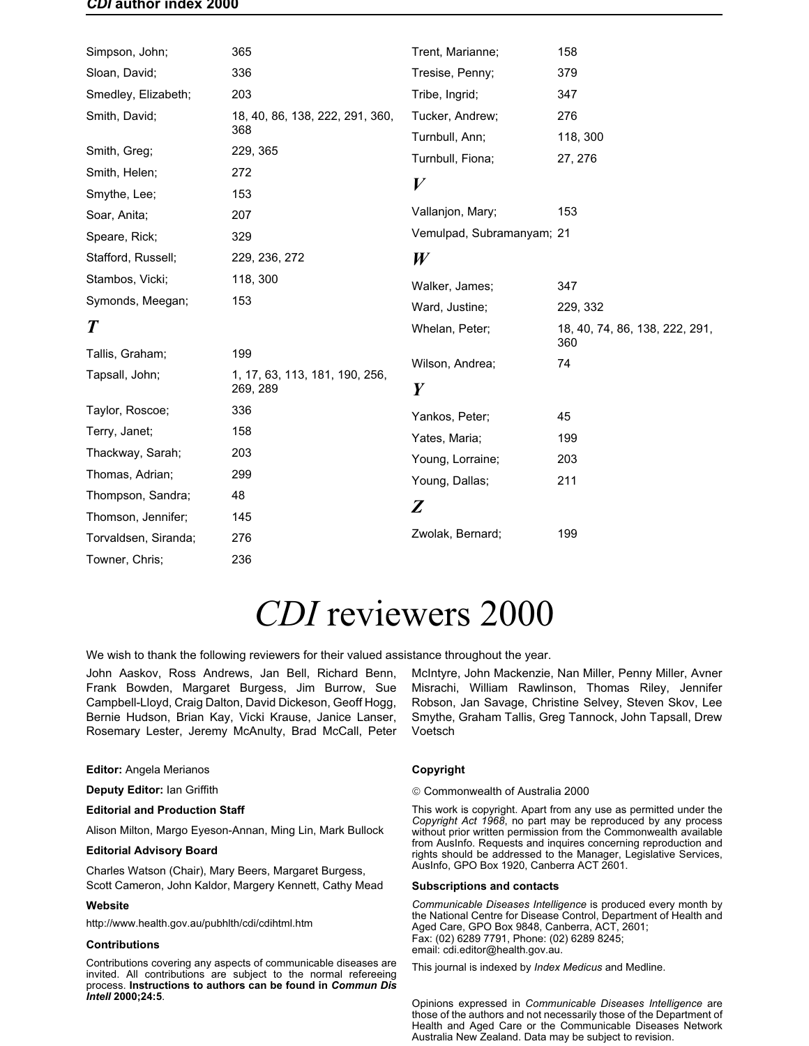Simpson, John; 365
Sloan, David; 336
Smedley, Elizabeth; 203
Smith, David; 18, 40, 86, 138, 222, 291, 360, 368
Smith, Greg; 229, 365
Smith, Helen; 272
Smythe, Lee; 153
Soar, Anita; 207
Speare, Rick; 329
Stafford, Russell; 229, 236, 272
Stambos, Vicki; 118, 300
Symonds, Meegan; 153

***T***

Tallis, Graham; 199
Tapsall, John; 1, 17, 63, 113, 181, 190, 256, 269, 289
Taylor, Roscoe; 336
Terry, Janet; 158
Thackway, Sarah; 203
Thomas, Adrian; 299
Thompson, Sandra; 48
Thomson, Jennifer; 145
Torvaldsen, Siranda; 276
Towner, Chris; 236
Trent, Marianne; 158
Tresise, Penny; 379
Tribe, Ingrid; 347
Tucker, Andrew; 276
Turnbull, Ann; 118, 300
Turnbull, Fiona; 27, 276

***V***

Vallanjon, Mary; 153
Vemulpad, Subramanyam; 21

***W***

Walker, James; 347
Ward, Justine; 229, 332
Whelan, Peter; 18, 40, 74, 86, 138, 222, 291, 360
Wilson, Andrea; 74

***Y***

Yankos, Peter; 45
Yates, Maria; 199
Young, Lorraine; 203
Young, Dallas; 211

***Z***

Zwolak, Bernard; 199

# *CDI* reviewers 2000

We wish to thank the following reviewers for their valued assistance throughout the year.

John Aaskov, Ross Andrews, Jan Bell, Richard Benn, Frank Bowden, Margaret Burgess, Jim Burrow, Sue Campbell-Lloyd, Craig Dalton, David Dickeson, Geoff Hogg, Bernie Hudson, Brian Kay, Vicki Krause, Janice Lanser, Rosemary Lester, Jeremy McAnulty, Brad McCall, Peter McIntyre, John Mackenzie, Nan Miller, Penny Miller, Avner Misrachi, William Rawlinson, Thomas Riley, Jennifer Robson, Jan Savage, Christine Selvey, Steven Skov, Lee Smythe, Graham Tallis, Greg Tannock, John Tapsall, Drew Voetsch

**Editor:** Angela Merianos

**Deputy Editor:** Ian Griffith

**Editorial and Production Staff**

Alison Milton, Margo Eyeson-Annan, Ming Lin, Mark Bullock

**Editorial Advisory Board**

Charles Watson (Chair), Mary Beers, Margaret Burgess, Scott Cameron, John Kaldor, Margery Kennett, Cathy Mead

**Website**

http://www.health.gov.au/pubhlth/cdi/cdihtml.htm

**Contributions**

Contributions covering any aspects of communicable diseases are invited. All contributions are subject to the normal refereeing process. **Instructions to authors can be found in *Commun Dis Intell* 2000;24:5**.

**Copyright**

© Commonwealth of Australia 2000

This work is copyright. Apart from any use as permitted under the *Copyright Act 1968*, no part may be reproduced by any process without prior written permission from the Commonwealth available from AusInfo. Requests and inquires concerning reproduction and rights should be addressed to the Manager, Legislative Services, AusInfo, GPO Box 1920, Canberra ACT 2601.

**Subscriptions and contacts**

*Communicable Diseases Intelligence* is produced every month by the National Centre for Disease Control, Department of Health and Aged Care, GPO Box 9848, Canberra, ACT, 2601;
Fax: (02) 6289 7791, Phone: (02) 6289 8245;
email: cdi.editor@health.gov.au.

This journal is indexed by *Index Medicus* and Medline.

Opinions expressed in *Communicable Diseases Intelligence* are those of the authors and not necessarily those of the Department of Health and Aged Care or the Communicable Diseases Network Australia New Zealand. Data may be subject to revision.